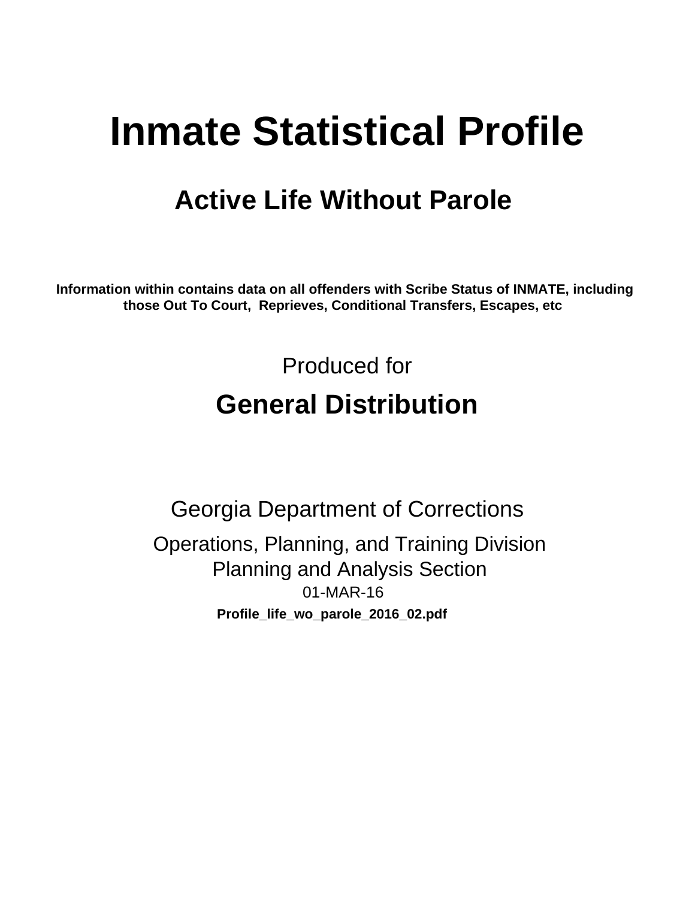# Inmate Statistical Profile

## Active Life Without Parole

**Information within contains data on all offenders with Scribe Status of INMATE, including those Out To Court, Reprieves, Conditional Transfers, Escapes, etc**

Produced for

## General Distribution

Georgia Department of Corrections

Operations, Planning, and Training Division
Planning and Analysis Section
01-MAR-16

**Profile_life_wo_parole_2016_02.pdf**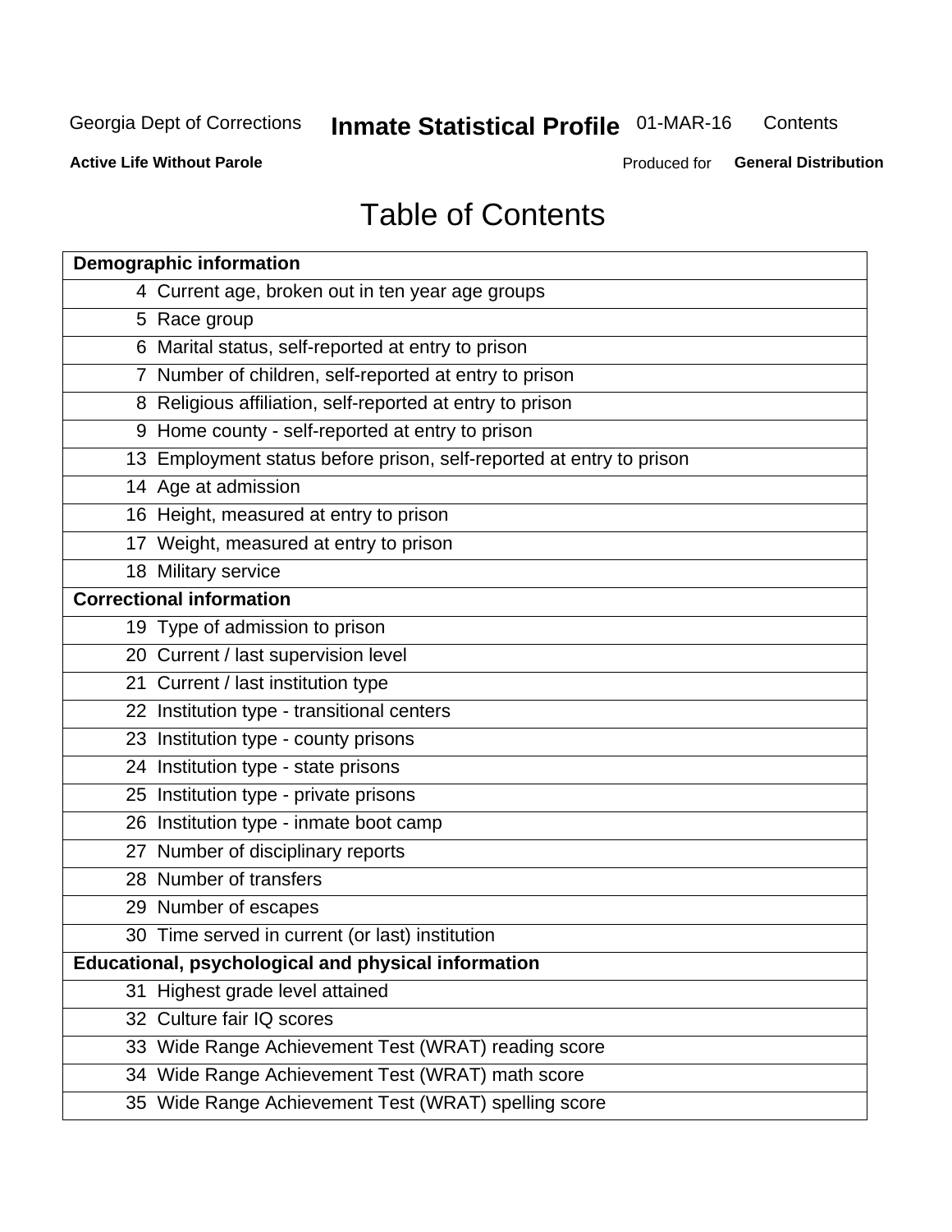# Table of Contents

| Page | Section |
|---|---|
| **Demographic information** | |
| 4 | Current age, broken out in ten year age groups |
| 5 | Race group |
| 6 | Marital status, self-reported at entry to prison |
| 7 | Number of children, self-reported at entry to prison |
| 8 | Religious affiliation, self-reported at entry to prison |
| 9 | Home county - self-reported at entry to prison |
| 13 | Employment status before prison, self-reported at entry to prison |
| 14 | Age at admission |
| 16 | Height, measured at entry to prison |
| 17 | Weight, measured at entry to prison |
| 18 | Military service |
| **Correctional information** | |
| 19 | Type of admission to prison |
| 20 | Current / last supervision level |
| 21 | Current / last institution type |
| 22 | Institution type - transitional centers |
| 23 | Institution type - county prisons |
| 24 | Institution type - state prisons |
| 25 | Institution type - private prisons |
| 26 | Institution type - inmate boot camp |
| 27 | Number of disciplinary reports |
| 28 | Number of transfers |
| 29 | Number of escapes |
| 30 | Time served in current (or last) institution |
| **Educational, psychological and physical information** | |
| 31 | Highest grade level attained |
| 32 | Culture fair IQ scores |
| 33 | Wide Range Achievement Test (WRAT) reading score |
| 34 | Wide Range Achievement Test (WRAT) math score |
| 35 | Wide Range Achievement Test (WRAT) spelling score |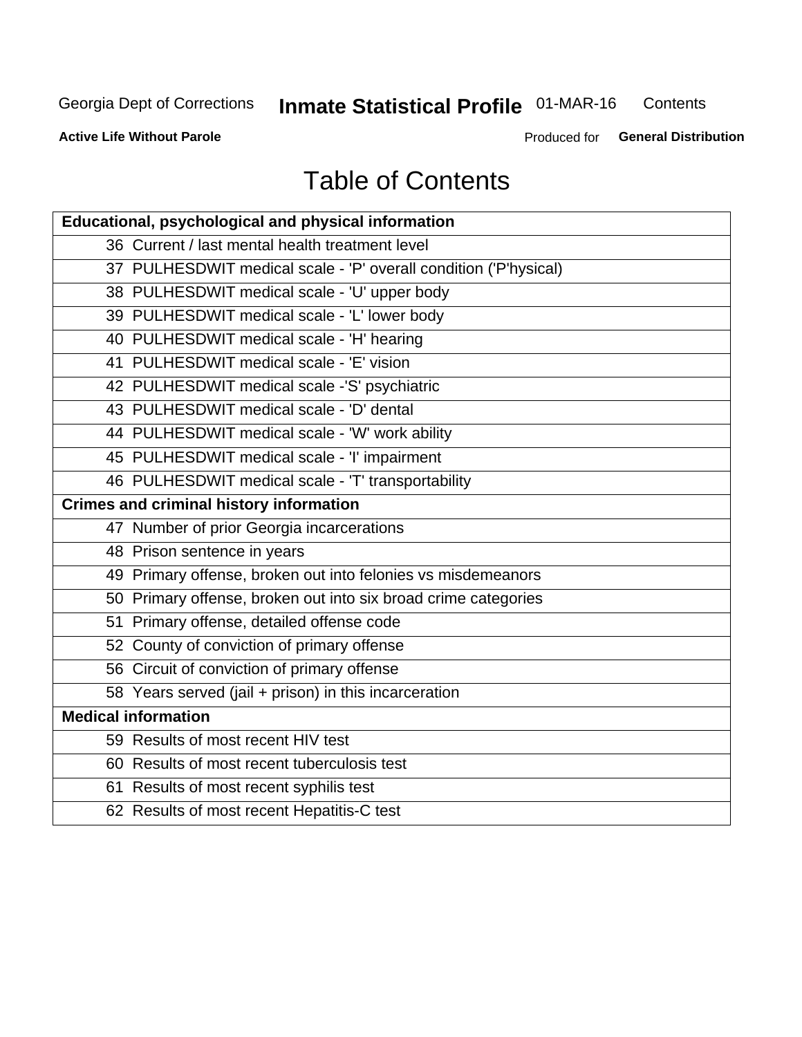# Table of Contents

| Educational, psychological and physical information |
|---|
| 36 Current / last mental health treatment level |
| 37 PULHESDWIT medical scale - 'P' overall condition ('P'hysical) |
| 38 PULHESDWIT medical scale - 'U' upper body |
| 39 PULHESDWIT medical scale - 'L' lower body |
| 40 PULHESDWIT medical scale - 'H' hearing |
| 41 PULHESDWIT medical scale - 'E' vision |
| 42 PULHESDWIT medical scale -'S' psychiatric |
| 43 PULHESDWIT medical scale - 'D' dental |
| 44 PULHESDWIT medical scale - 'W' work ability |
| 45 PULHESDWIT medical scale - 'I' impairment |
| 46 PULHESDWIT medical scale - 'T' transportability |
| **Crimes and criminal history information** |
| 47 Number of prior Georgia incarcerations |
| 48 Prison sentence in years |
| 49 Primary offense, broken out into felonies vs misdemeanors |
| 50 Primary offense, broken out into six broad crime categories |
| 51 Primary offense, detailed offense code |
| 52 County of conviction of primary offense |
| 56 Circuit of conviction of primary offense |
| 58 Years served (jail + prison) in this incarceration |
| **Medical information** |
| 59 Results of most recent HIV test |
| 60 Results of most recent tuberculosis test |
| 61 Results of most recent syphilis test |
| 62 Results of most recent Hepatitis-C test |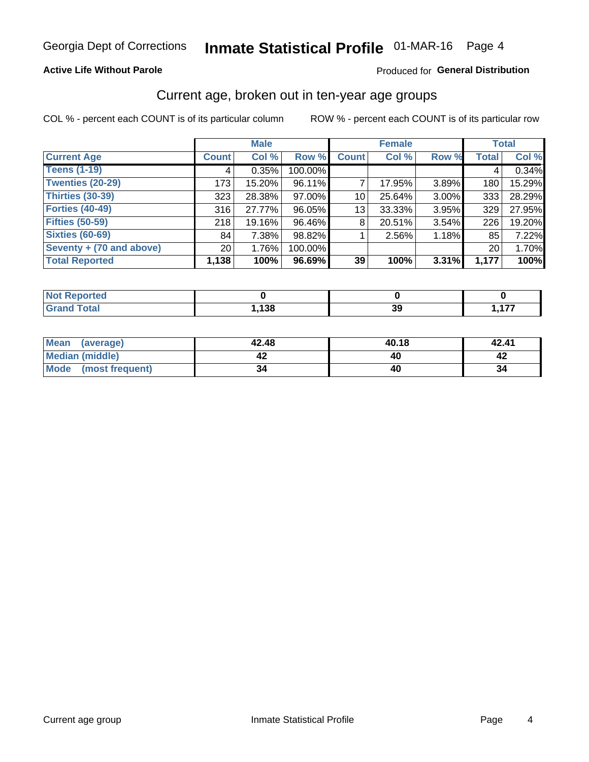Georgia Dept of Corrections **Inmate Statistical Profile** 01-MAR-16 Page 4

**Active Life Without Parole**

Produced for **General Distribution**

## Current age, broken out in ten-year age groups

COL % - percent each COUNT is of its particular column     ROW % - percent each COUNT is of its particular row

| | Male | | | Female | | | Total | |
|---|---|---|---|---|---|---|---|---|
| **Current Age** | **Count** | **Col %** | **Row %** | **Count** | **Col %** | **Row %** | **Total** | **Col %** |
| **Teens (1-19)** | 4 | 0.35% | 100.00% | | | | 4 | 0.34% |
| **Twenties (20-29)** | 173 | 15.20% | 96.11% | 7 | 17.95% | 3.89% | 180 | 15.29% |
| **Thirties (30-39)** | 323 | 28.38% | 97.00% | 10 | 25.64% | 3.00% | 333 | 28.29% |
| **Forties (40-49)** | 316 | 27.77% | 96.05% | 13 | 33.33% | 3.95% | 329 | 27.95% |
| **Fifties (50-59)** | 218 | 19.16% | 96.46% | 8 | 20.51% | 3.54% | 226 | 19.20% |
| **Sixties (60-69)** | 84 | 7.38% | 98.82% | 1 | 2.56% | 1.18% | 85 | 7.22% |
| **Seventy + (70 and above)** | 20 | 1.76% | 100.00% | | | | 20 | 1.70% |
| **Total Reported** | **1,138** | **100%** | **96.69%** | **39** | **100%** | **3.31%** | **1,177** | **100%** |

| | Male | Female | Total |
|---|---|---|---|
| **Not Reported** | **0** | **0** | **0** |
| **Grand Total** | **1,138** | **39** | **1,177** |

| | Male | Female | Total |
|---|---|---|---|
| **Mean (average)** | **42.48** | **40.18** | **42.41** |
| **Median (middle)** | **42** | **40** | **42** |
| **Mode (most frequent)** | **34** | **40** | **34** |

Current age group     Inmate Statistical Profile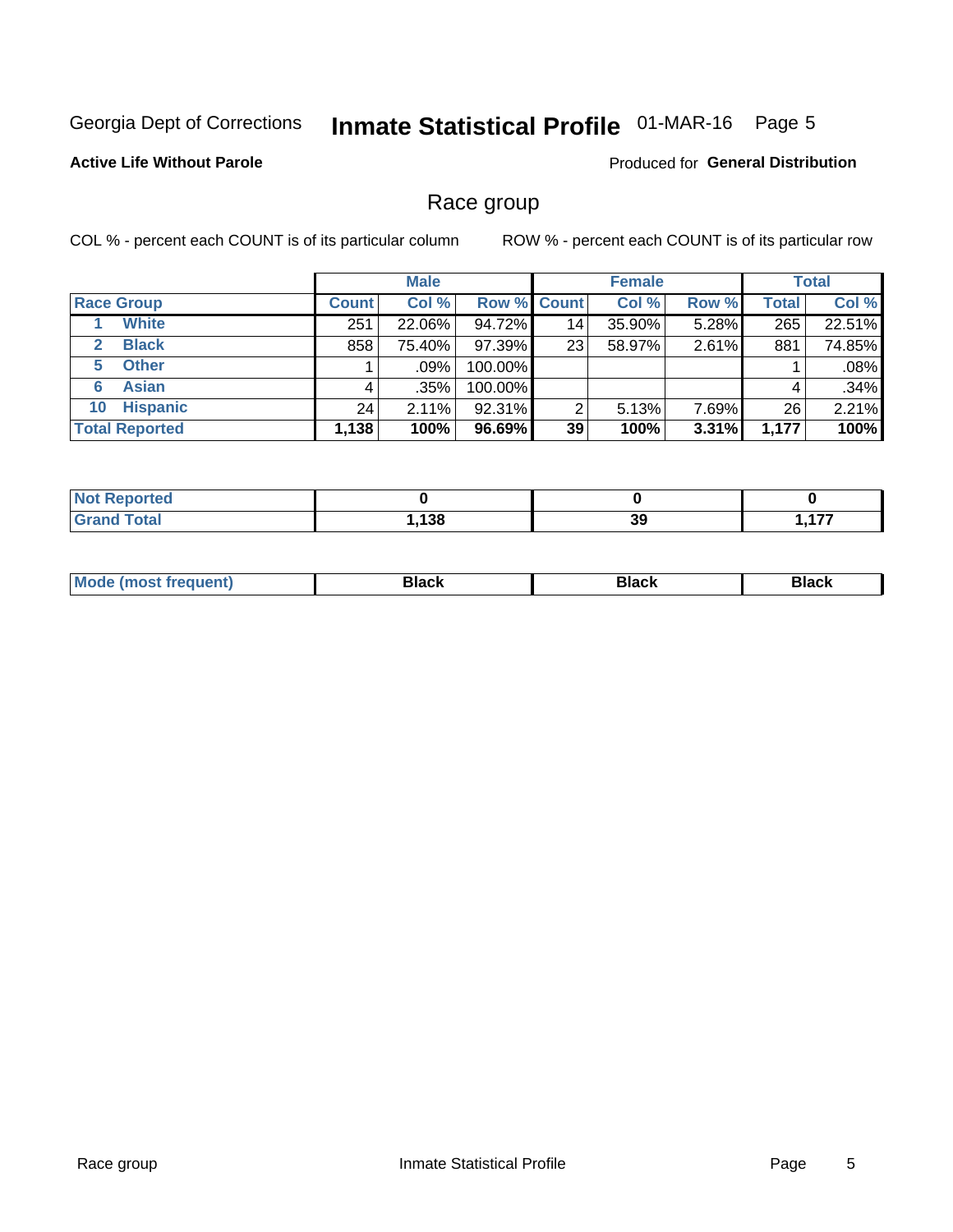Georgia Dept of Corrections **Inmate Statistical Profile** 01-MAR-16 Page 5

**Active Life Without Parole**

Produced for **General Distribution**

## Race group

COL % - percent each COUNT is of its particular column ROW % - percent each COUNT is of its particular row

| | Male | | | Female | | | Total | |
|---|---|---|---|---|---|---|---|---|
| **Race Group** | **Count** | **Col %** | **Row %** | **Count** | **Col %** | **Row %** | **Total** | **Col %** |
| 1 **White** | 251 | 22.06% | 94.72% | 14 | 35.90% | 5.28% | 265 | 22.51% |
| 2 **Black** | 858 | 75.40% | 97.39% | 23 | 58.97% | 2.61% | 881 | 74.85% |
| 5 **Other** | 1 | .09% | 100.00% | | | | 1 | .08% |
| 6 **Asian** | 4 | .35% | 100.00% | | | | 4 | .34% |
| 10 **Hispanic** | 24 | 2.11% | 92.31% | 2 | 5.13% | 7.69% | 26 | 2.21% |
| **Total Reported** | **1,138** | **100%** | **96.69%** | **39** | **100%** | **3.31%** | **1,177** | **100%** |

| | Male | Female | Total |
|---|---|---|---|
| **Not Reported** | **0** | **0** | **0** |
| **Grand Total** | **1,138** | **39** | **1,177** |

| | Male | Female | Total |
|---|---|---|---|
| **Mode (most frequent)** | **Black** | **Black** | **Black** |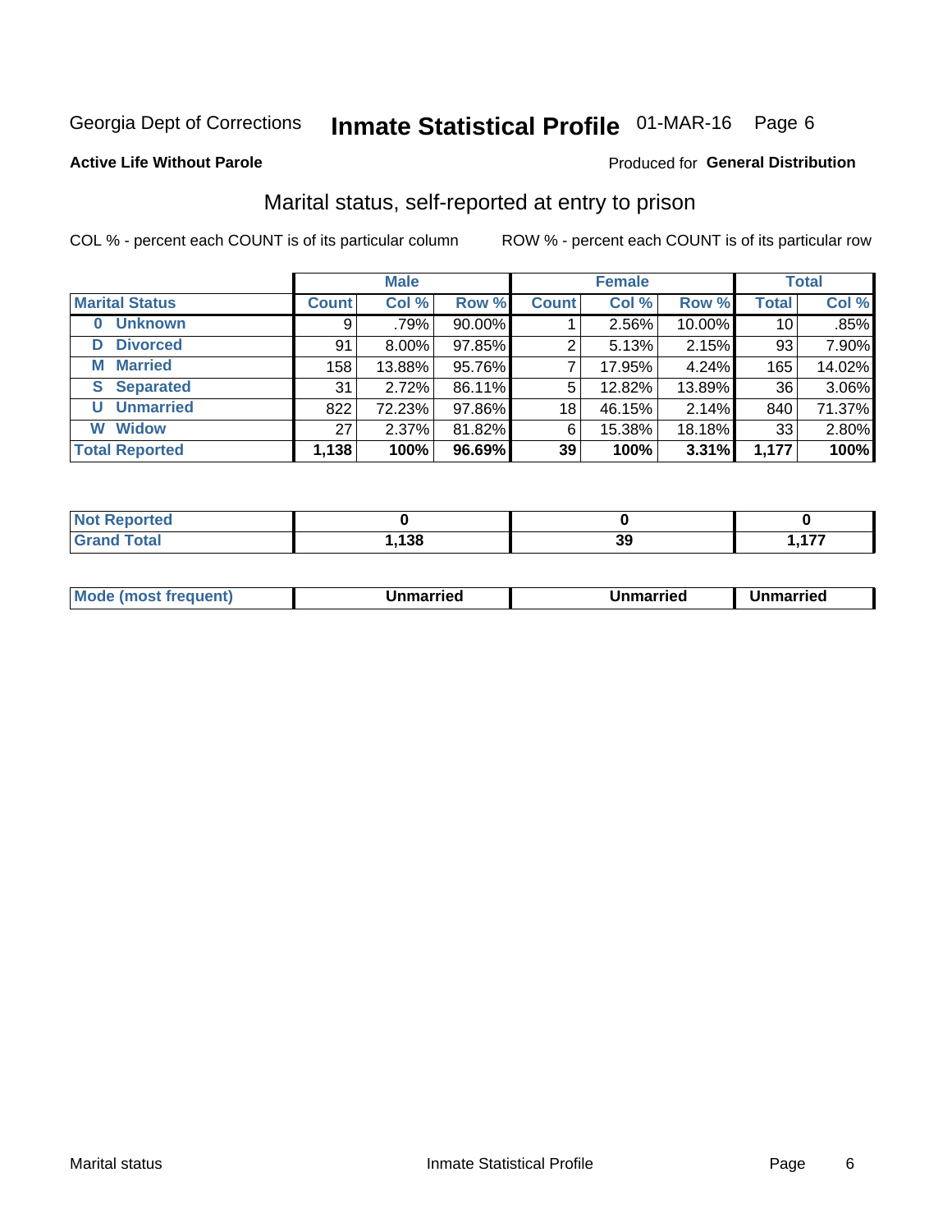Georgia Dept of Corrections **Inmate Statistical Profile** 01-MAR-16 Page 6

**Active Life Without Parole**

Produced for **General Distribution**

## Marital status, self-reported at entry to prison

COL % - percent each COUNT is of its particular column

ROW % - percent each COUNT is of its particular row

| | Male | | | Female | | | Total | |
|---|---|---|---|---|---|---|---|---|
| **Marital Status** | **Count** | **Col %** | **Row %** | **Count** | **Col %** | **Row %** | **Total** | **Col %** |
| **0 Unknown** | 9 | .79% | 90.00% | 1 | 2.56% | 10.00% | 10 | .85% |
| **D Divorced** | 91 | 8.00% | 97.85% | 2 | 5.13% | 2.15% | 93 | 7.90% |
| **M Married** | 158 | 13.88% | 95.76% | 7 | 17.95% | 4.24% | 165 | 14.02% |
| **S Separated** | 31 | 2.72% | 86.11% | 5 | 12.82% | 13.89% | 36 | 3.06% |
| **U Unmarried** | 822 | 72.23% | 97.86% | 18 | 46.15% | 2.14% | 840 | 71.37% |
| **W Widow** | 27 | 2.37% | 81.82% | 6 | 15.38% | 18.18% | 33 | 2.80% |
| **Total Reported** | **1,138** | **100%** | **96.69%** | **39** | **100%** | **3.31%** | **1,177** | **100%** |

| | Male | Female | Total |
|---|---|---|---|
| **Not Reported** | **0** | **0** | **0** |
| **Grand Total** | **1,138** | **39** | **1,177** |

| | Male | Female | Total |
|---|---|---|---|
| **Mode (most frequent)** | **Unmarried** | **Unmarried** | **Unmarried** |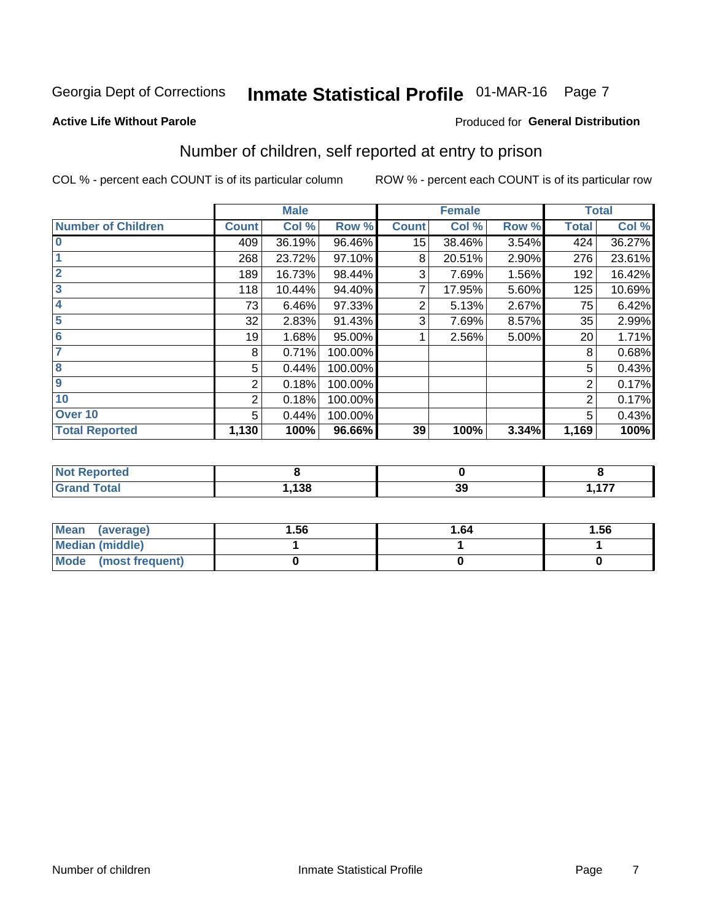Georgia Dept of Corrections **Inmate Statistical Profile** 01-MAR-16

**Active Life Without Parole**

Produced for **General Distribution**

## Number of children, self reported at entry to prison

COL % - percent each COUNT is of its particular column    ROW % - percent each COUNT is of its particular row

| | Male | | | Female | | | Total | |
|---|---|---|---|---|---|---|---|---|
| **Number of Children** | **Count** | **Col %** | **Row %** | **Count** | **Col %** | **Row %** | **Total** | **Col %** |
| 0 | 409 | 36.19% | 96.46% | 15 | 38.46% | 3.54% | 424 | 36.27% |
| 1 | 268 | 23.72% | 97.10% | 8 | 20.51% | 2.90% | 276 | 23.61% |
| 2 | 189 | 16.73% | 98.44% | 3 | 7.69% | 1.56% | 192 | 16.42% |
| 3 | 118 | 10.44% | 94.40% | 7 | 17.95% | 5.60% | 125 | 10.69% |
| 4 | 73 | 6.46% | 97.33% | 2 | 5.13% | 2.67% | 75 | 6.42% |
| 5 | 32 | 2.83% | 91.43% | 3 | 7.69% | 8.57% | 35 | 2.99% |
| 6 | 19 | 1.68% | 95.00% | 1 | 2.56% | 5.00% | 20 | 1.71% |
| 7 | 8 | 0.71% | 100.00% | | | | 8 | 0.68% |
| 8 | 5 | 0.44% | 100.00% | | | | 5 | 0.43% |
| 9 | 2 | 0.18% | 100.00% | | | | 2 | 0.17% |
| 10 | 2 | 0.18% | 100.00% | | | | 2 | 0.17% |
| Over 10 | 5 | 0.44% | 100.00% | | | | 5 | 0.43% |
| **Total Reported** | **1,130** | **100%** | **96.66%** | **39** | **100%** | **3.34%** | **1,169** | **100%** |

| | Male | Female | Total |
|---|---|---|---|
| **Not Reported** | **8** | **0** | **8** |
| **Grand Total** | **1,138** | **39** | **1,177** |

| | Male | Female | Total |
|---|---|---|---|
| **Mean (average)** | **1.56** | **1.64** | **1.56** |
| **Median (middle)** | **1** | **1** | **1** |
| **Mode (most frequent)** | **0** | **0** | **0** |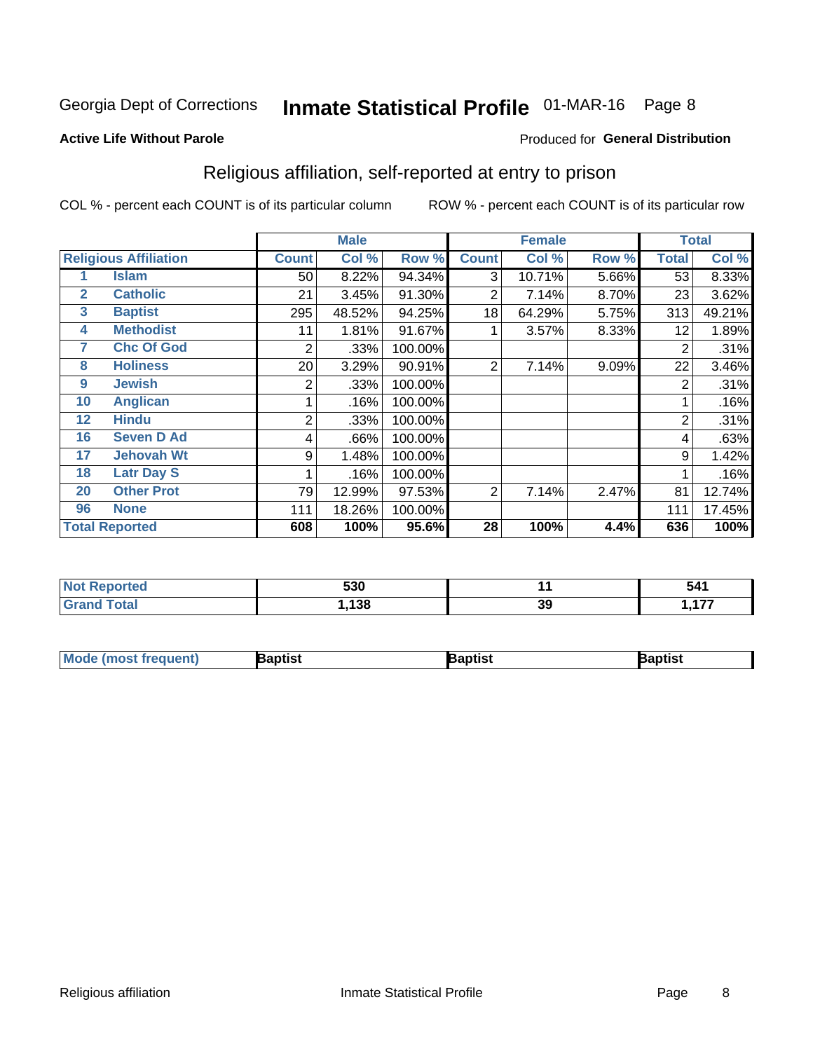Georgia Dept of Corrections **Inmate Statistical Profile** 01-MAR-16

**Active Life Without Parole**

Produced for **General Distribution**

## Religious affiliation, self-reported at entry to prison

COL % - percent each COUNT is of its particular column ROW % - percent each COUNT is of its particular row

| Religious Affiliation | | Male | | | Female | | | Total | |
|---|---|---|---|---|---|---|---|---|---|
| | | Count | Col % | Row % | Count | Col % | Row % | Total | Col % |
| 1 | Islam | 50 | 8.22% | 94.34% | 3 | 10.71% | 5.66% | 53 | 8.33% |
| 2 | Catholic | 21 | 3.45% | 91.30% | 2 | 7.14% | 8.70% | 23 | 3.62% |
| 3 | Baptist | 295 | 48.52% | 94.25% | 18 | 64.29% | 5.75% | 313 | 49.21% |
| 4 | Methodist | 11 | 1.81% | 91.67% | 1 | 3.57% | 8.33% | 12 | 1.89% |
| 7 | Chc Of God | 2 | .33% | 100.00% | | | | 2 | .31% |
| 8 | Holiness | 20 | 3.29% | 90.91% | 2 | 7.14% | 9.09% | 22 | 3.46% |
| 9 | Jewish | 2 | .33% | 100.00% | | | | 2 | .31% |
| 10 | Anglican | 1 | .16% | 100.00% | | | | 1 | .16% |
| 12 | Hindu | 2 | .33% | 100.00% | | | | 2 | .31% |
| 16 | Seven D Ad | 4 | .66% | 100.00% | | | | 4 | .63% |
| 17 | Jehovah Wt | 9 | 1.48% | 100.00% | | | | 9 | 1.42% |
| 18 | Latr Day S | 1 | .16% | 100.00% | | | | 1 | .16% |
| 20 | Other Prot | 79 | 12.99% | 97.53% | 2 | 7.14% | 2.47% | 81 | 12.74% |
| 96 | None | 111 | 18.26% | 100.00% | | | | 111 | 17.45% |
| **Total Reported** | | **608** | **100%** | **95.6%** | **28** | **100%** | **4.4%** | **636** | **100%** |

| | Male | Female | Total |
|---|---|---|---|
| Not Reported | 530 | 11 | 541 |
| Grand Total | 1,138 | 39 | 1,177 |

| | Male | Female | Total |
|---|---|---|---|
| Mode (most frequent) | Baptist | Baptist | Baptist |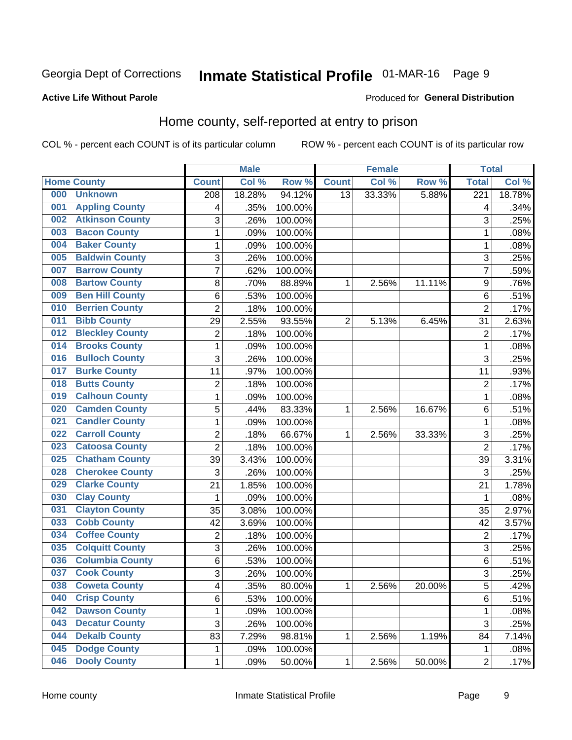Georgia Dept of Corrections **Inmate Statistical Profile** 01-MAR-16

**Active Life Without Parole**

Produced for **General Distribution**

## Home county, self-reported at entry to prison

COL % - percent each COUNT is of its particular column ROW % - percent each COUNT is of its particular row

| Home County | | Male | | | Female | | | Total | |
|---|---|---|---|---|---|---|---|---|---|
| | | Count | Col % | Row % | Count | Col % | Row % | Total | Col % |
| 000 | Unknown | 208 | 18.28% | 94.12% | 13 | 33.33% | 5.88% | 221 | 18.78% |
| 001 | Appling County | 4 | .35% | 100.00% | | | | 4 | .34% |
| 002 | Atkinson County | 3 | .26% | 100.00% | | | | 3 | .25% |
| 003 | Bacon County | 1 | .09% | 100.00% | | | | 1 | .08% |
| 004 | Baker County | 1 | .09% | 100.00% | | | | 1 | .08% |
| 005 | Baldwin County | 3 | .26% | 100.00% | | | | 3 | .25% |
| 007 | Barrow County | 7 | .62% | 100.00% | | | | 7 | .59% |
| 008 | Bartow County | 8 | .70% | 88.89% | 1 | 2.56% | 11.11% | 9 | .76% |
| 009 | Ben Hill County | 6 | .53% | 100.00% | | | | 6 | .51% |
| 010 | Berrien County | 2 | .18% | 100.00% | | | | 2 | .17% |
| 011 | Bibb County | 29 | 2.55% | 93.55% | 2 | 5.13% | 6.45% | 31 | 2.63% |
| 012 | Bleckley County | 2 | .18% | 100.00% | | | | 2 | .17% |
| 014 | Brooks County | 1 | .09% | 100.00% | | | | 1 | .08% |
| 016 | Bulloch County | 3 | .26% | 100.00% | | | | 3 | .25% |
| 017 | Burke County | 11 | .97% | 100.00% | | | | 11 | .93% |
| 018 | Butts County | 2 | .18% | 100.00% | | | | 2 | .17% |
| 019 | Calhoun County | 1 | .09% | 100.00% | | | | 1 | .08% |
| 020 | Camden County | 5 | .44% | 83.33% | 1 | 2.56% | 16.67% | 6 | .51% |
| 021 | Candler County | 1 | .09% | 100.00% | | | | 1 | .08% |
| 022 | Carroll County | 2 | .18% | 66.67% | 1 | 2.56% | 33.33% | 3 | .25% |
| 023 | Catoosa County | 2 | .18% | 100.00% | | | | 2 | .17% |
| 025 | Chatham County | 39 | 3.43% | 100.00% | | | | 39 | 3.31% |
| 028 | Cherokee County | 3 | .26% | 100.00% | | | | 3 | .25% |
| 029 | Clarke County | 21 | 1.85% | 100.00% | | | | 21 | 1.78% |
| 030 | Clay County | 1 | .09% | 100.00% | | | | 1 | .08% |
| 031 | Clayton County | 35 | 3.08% | 100.00% | | | | 35 | 2.97% |
| 033 | Cobb County | 42 | 3.69% | 100.00% | | | | 42 | 3.57% |
| 034 | Coffee County | 2 | .18% | 100.00% | | | | 2 | .17% |
| 035 | Colquitt County | 3 | .26% | 100.00% | | | | 3 | .25% |
| 036 | Columbia County | 6 | .53% | 100.00% | | | | 6 | .51% |
| 037 | Cook County | 3 | .26% | 100.00% | | | | 3 | .25% |
| 038 | Coweta County | 4 | .35% | 80.00% | 1 | 2.56% | 20.00% | 5 | .42% |
| 040 | Crisp County | 6 | .53% | 100.00% | | | | 6 | .51% |
| 042 | Dawson County | 1 | .09% | 100.00% | | | | 1 | .08% |
| 043 | Decatur County | 3 | .26% | 100.00% | | | | 3 | .25% |
| 044 | Dekalb County | 83 | 7.29% | 98.81% | 1 | 2.56% | 1.19% | 84 | 7.14% |
| 045 | Dodge County | 1 | .09% | 100.00% | | | | 1 | .08% |
| 046 | Dooly County | 1 | .09% | 50.00% | 1 | 2.56% | 50.00% | 2 | .17% |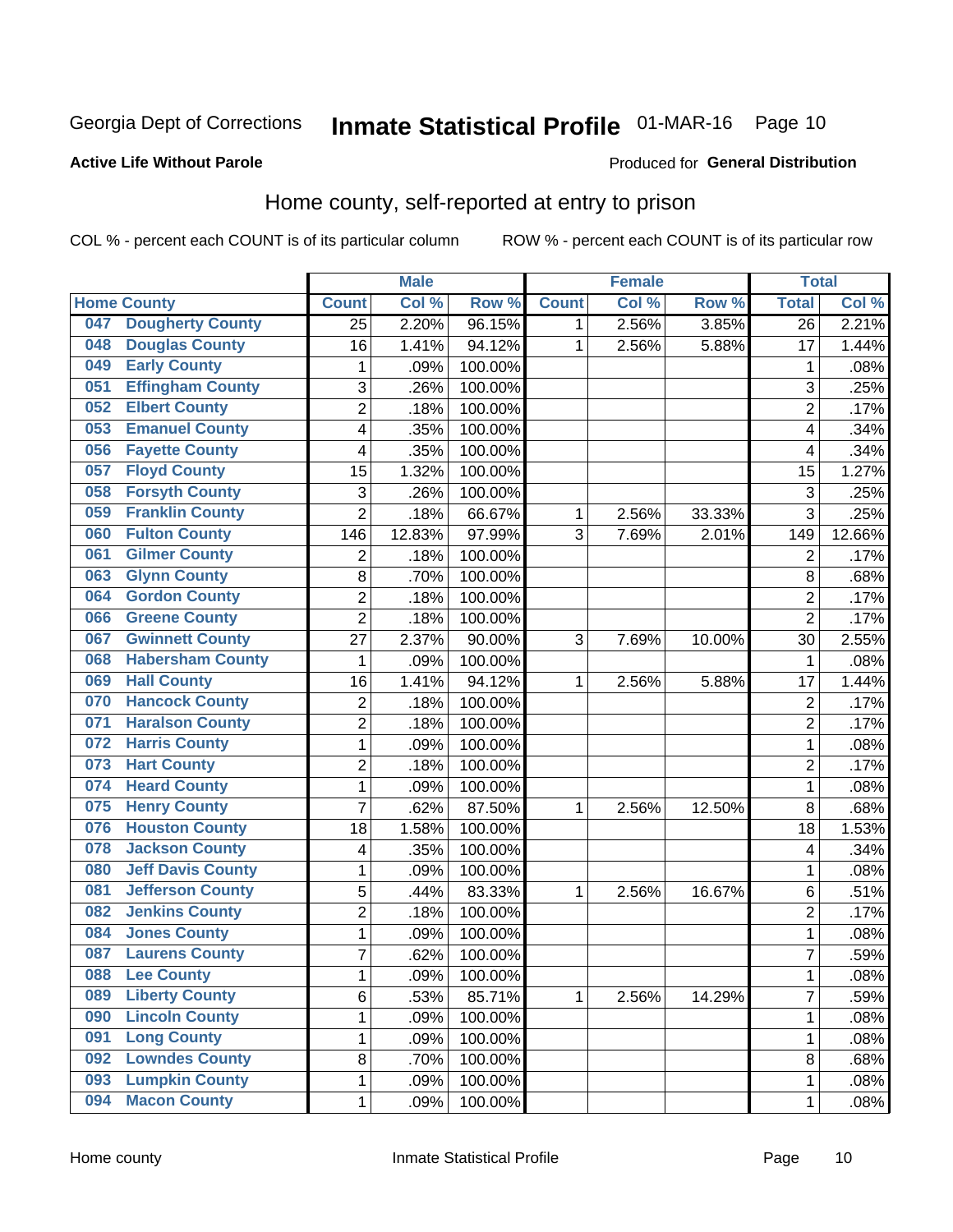Georgia Dept of Corrections **Inmate Statistical Profile** 01-MAR-16

**Active Life Without Parole**

Produced for **General Distribution**

## Home county, self-reported at entry to prison

COL % - percent each COUNT is of its particular column ROW % - percent each COUNT is of its particular row

| Home County | | Male | | | Female | | | Total | |
|---|---|---|---|---|---|---|---|---|---|
| | | Count | Col % | Row % | Count | Col % | Row % | Total | Col % |
| 047 | Dougherty County | 25 | 2.20% | 96.15% | 1 | 2.56% | 3.85% | 26 | 2.21% |
| 048 | Douglas County | 16 | 1.41% | 94.12% | 1 | 2.56% | 5.88% | 17 | 1.44% |
| 049 | Early County | 1 | .09% | 100.00% | | | | 1 | .08% |
| 051 | Effingham County | 3 | .26% | 100.00% | | | | 3 | .25% |
| 052 | Elbert County | 2 | .18% | 100.00% | | | | 2 | .17% |
| 053 | Emanuel County | 4 | .35% | 100.00% | | | | 4 | .34% |
| 056 | Fayette County | 4 | .35% | 100.00% | | | | 4 | .34% |
| 057 | Floyd County | 15 | 1.32% | 100.00% | | | | 15 | 1.27% |
| 058 | Forsyth County | 3 | .26% | 100.00% | | | | 3 | .25% |
| 059 | Franklin County | 2 | .18% | 66.67% | 1 | 2.56% | 33.33% | 3 | .25% |
| 060 | Fulton County | 146 | 12.83% | 97.99% | 3 | 7.69% | 2.01% | 149 | 12.66% |
| 061 | Gilmer County | 2 | .18% | 100.00% | | | | 2 | .17% |
| 063 | Glynn County | 8 | .70% | 100.00% | | | | 8 | .68% |
| 064 | Gordon County | 2 | .18% | 100.00% | | | | 2 | .17% |
| 066 | Greene County | 2 | .18% | 100.00% | | | | 2 | .17% |
| 067 | Gwinnett County | 27 | 2.37% | 90.00% | 3 | 7.69% | 10.00% | 30 | 2.55% |
| 068 | Habersham County | 1 | .09% | 100.00% | | | | 1 | .08% |
| 069 | Hall County | 16 | 1.41% | 94.12% | 1 | 2.56% | 5.88% | 17 | 1.44% |
| 070 | Hancock County | 2 | .18% | 100.00% | | | | 2 | .17% |
| 071 | Haralson County | 2 | .18% | 100.00% | | | | 2 | .17% |
| 072 | Harris County | 1 | .09% | 100.00% | | | | 1 | .08% |
| 073 | Hart County | 2 | .18% | 100.00% | | | | 2 | .17% |
| 074 | Heard County | 1 | .09% | 100.00% | | | | 1 | .08% |
| 075 | Henry County | 7 | .62% | 87.50% | 1 | 2.56% | 12.50% | 8 | .68% |
| 076 | Houston County | 18 | 1.58% | 100.00% | | | | 18 | 1.53% |
| 078 | Jackson County | 4 | .35% | 100.00% | | | | 4 | .34% |
| 080 | Jeff Davis County | 1 | .09% | 100.00% | | | | 1 | .08% |
| 081 | Jefferson County | 5 | .44% | 83.33% | 1 | 2.56% | 16.67% | 6 | .51% |
| 082 | Jenkins County | 2 | .18% | 100.00% | | | | 2 | .17% |
| 084 | Jones County | 1 | .09% | 100.00% | | | | 1 | .08% |
| 087 | Laurens County | 7 | .62% | 100.00% | | | | 7 | .59% |
| 088 | Lee County | 1 | .09% | 100.00% | | | | 1 | .08% |
| 089 | Liberty County | 6 | .53% | 85.71% | 1 | 2.56% | 14.29% | 7 | .59% |
| 090 | Lincoln County | 1 | .09% | 100.00% | | | | 1 | .08% |
| 091 | Long County | 1 | .09% | 100.00% | | | | 1 | .08% |
| 092 | Lowndes County | 8 | .70% | 100.00% | | | | 8 | .68% |
| 093 | Lumpkin County | 1 | .09% | 100.00% | | | | 1 | .08% |
| 094 | Macon County | 1 | .09% | 100.00% | | | | 1 | .08% |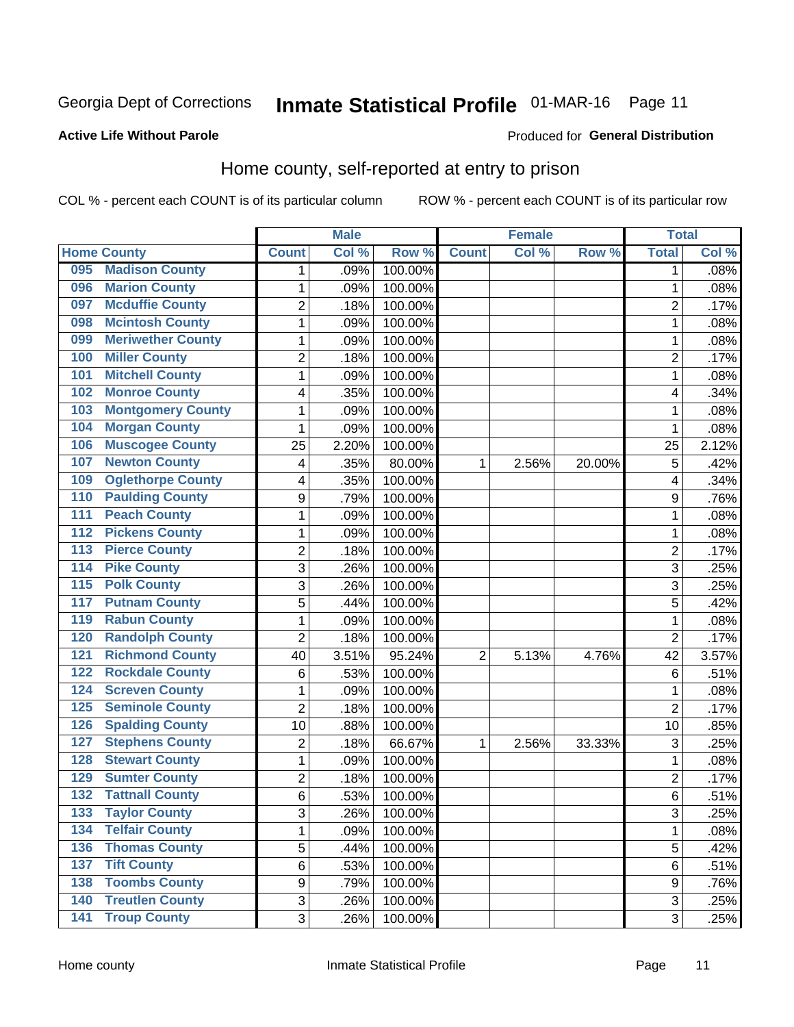Georgia Dept of Corrections

# Inmate Statistical Profile 01-MAR-16 Page 11

**Active Life Without Parole**

Produced for **General Distribution**

## Home county, self-reported at entry to prison

COL % - percent each COUNT is of its particular column

ROW % - percent each COUNT is of its particular row

| Home County | | Male | | | Female | | | Total | |
|---|---|---|---|---|---|---|---|---|---|
| | | Count | Col % | Row % | Count | Col % | Row % | Total | Col % |
| 095 | Madison County | 1 | .09% | 100.00% | | | | 1 | .08% |
| 096 | Marion County | 1 | .09% | 100.00% | | | | 1 | .08% |
| 097 | Mcduffie County | 2 | .18% | 100.00% | | | | 2 | .17% |
| 098 | Mcintosh County | 1 | .09% | 100.00% | | | | 1 | .08% |
| 099 | Meriwether County | 1 | .09% | 100.00% | | | | 1 | .08% |
| 100 | Miller County | 2 | .18% | 100.00% | | | | 2 | .17% |
| 101 | Mitchell County | 1 | .09% | 100.00% | | | | 1 | .08% |
| 102 | Monroe County | 4 | .35% | 100.00% | | | | 4 | .34% |
| 103 | Montgomery County | 1 | .09% | 100.00% | | | | 1 | .08% |
| 104 | Morgan County | 1 | .09% | 100.00% | | | | 1 | .08% |
| 106 | Muscogee County | 25 | 2.20% | 100.00% | | | | 25 | 2.12% |
| 107 | Newton County | 4 | .35% | 80.00% | 1 | 2.56% | 20.00% | 5 | .42% |
| 109 | Oglethorpe County | 4 | .35% | 100.00% | | | | 4 | .34% |
| 110 | Paulding County | 9 | .79% | 100.00% | | | | 9 | .76% |
| 111 | Peach County | 1 | .09% | 100.00% | | | | 1 | .08% |
| 112 | Pickens County | 1 | .09% | 100.00% | | | | 1 | .08% |
| 113 | Pierce County | 2 | .18% | 100.00% | | | | 2 | .17% |
| 114 | Pike County | 3 | .26% | 100.00% | | | | 3 | .25% |
| 115 | Polk County | 3 | .26% | 100.00% | | | | 3 | .25% |
| 117 | Putnam County | 5 | .44% | 100.00% | | | | 5 | .42% |
| 119 | Rabun County | 1 | .09% | 100.00% | | | | 1 | .08% |
| 120 | Randolph County | 2 | .18% | 100.00% | | | | 2 | .17% |
| 121 | Richmond County | 40 | 3.51% | 95.24% | 2 | 5.13% | 4.76% | 42 | 3.57% |
| 122 | Rockdale County | 6 | .53% | 100.00% | | | | 6 | .51% |
| 124 | Screven County | 1 | .09% | 100.00% | | | | 1 | .08% |
| 125 | Seminole County | 2 | .18% | 100.00% | | | | 2 | .17% |
| 126 | Spalding County | 10 | .88% | 100.00% | | | | 10 | .85% |
| 127 | Stephens County | 2 | .18% | 66.67% | 1 | 2.56% | 33.33% | 3 | .25% |
| 128 | Stewart County | 1 | .09% | 100.00% | | | | 1 | .08% |
| 129 | Sumter County | 2 | .18% | 100.00% | | | | 2 | .17% |
| 132 | Tattnall County | 6 | .53% | 100.00% | | | | 6 | .51% |
| 133 | Taylor County | 3 | .26% | 100.00% | | | | 3 | .25% |
| 134 | Telfair County | 1 | .09% | 100.00% | | | | 1 | .08% |
| 136 | Thomas County | 5 | .44% | 100.00% | | | | 5 | .42% |
| 137 | Tift County | 6 | .53% | 100.00% | | | | 6 | .51% |
| 138 | Toombs County | 9 | .79% | 100.00% | | | | 9 | .76% |
| 140 | Treutlen County | 3 | .26% | 100.00% | | | | 3 | .25% |
| 141 | Troup County | 3 | .26% | 100.00% | | | | 3 | .25% |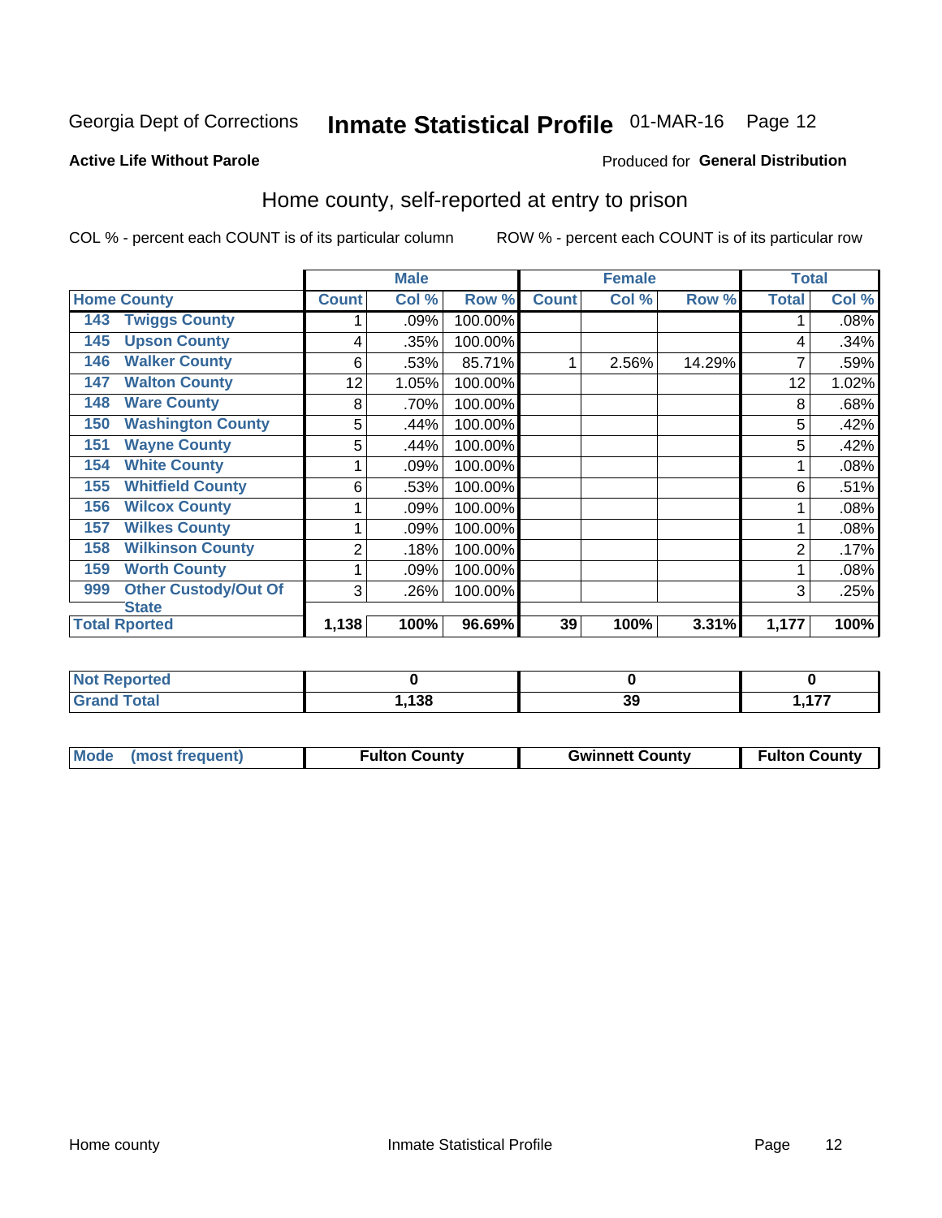Georgia Dept of Corrections **Inmate Statistical Profile** 01-MAR-16

**Active Life Without Parole**

Produced for **General Distribution**

## Home county, self-reported at entry to prison

COL % - percent each COUNT is of its particular column ROW % - percent each COUNT is of its particular row

| Home County | Male | | | Female | | | Total | |
|---|---|---|---|---|---|---|---|---|
| | Count | Col % | Row % | Count | Col % | Row % | Total | Col % |
| 143 Twiggs County | 1 | .09% | 100.00% | | | | 1 | .08% |
| 145 Upson County | 4 | .35% | 100.00% | | | | 4 | .34% |
| 146 Walker County | 6 | .53% | 85.71% | 1 | 2.56% | 14.29% | 7 | .59% |
| 147 Walton County | 12 | 1.05% | 100.00% | | | | 12 | 1.02% |
| 148 Ware County | 8 | .70% | 100.00% | | | | 8 | .68% |
| 150 Washington County | 5 | .44% | 100.00% | | | | 5 | .42% |
| 151 Wayne County | 5 | .44% | 100.00% | | | | 5 | .42% |
| 154 White County | 1 | .09% | 100.00% | | | | 1 | .08% |
| 155 Whitfield County | 6 | .53% | 100.00% | | | | 6 | .51% |
| 156 Wilcox County | 1 | .09% | 100.00% | | | | 1 | .08% |
| 157 Wilkes County | 1 | .09% | 100.00% | | | | 1 | .08% |
| 158 Wilkinson County | 2 | .18% | 100.00% | | | | 2 | .17% |
| 159 Worth County | 1 | .09% | 100.00% | | | | 1 | .08% |
| 999 Other Custody/Out Of State | 3 | .26% | 100.00% | | | | 3 | .25% |
| **Total Rported** | **1,138** | **100%** | **96.69%** | **39** | **100%** | **3.31%** | **1,177** | **100%** |

| | Male | Female | Total |
|---|---|---|---|
| Not Reported | 0 | 0 | 0 |
| Grand Total | 1,138 | 39 | 1,177 |

| Mode (most frequent) | Fulton County | Gwinnett County | Fulton County |
|---|---|---|---|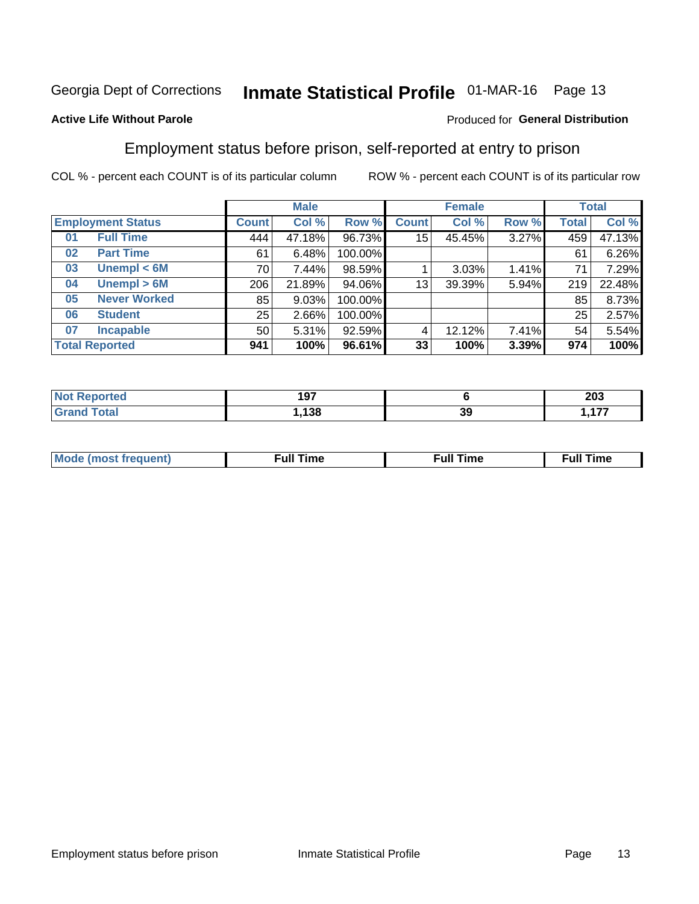Georgia Dept of Corrections **Inmate Statistical Profile** 01-MAR-16

**Active Life Without Parole**

Produced for **General Distribution**

## Employment status before prison, self-reported at entry to prison

COL % - percent each COUNT is of its particular column ROW % - percent each COUNT is of its particular row

| Employment Status | | Male | | | Female | | | Total | |
|---|---|---|---|---|---|---|---|---|---|
| | | Count | Col % | Row % | Count | Col % | Row % | Total | Col % |
| 01 | Full Time | 444 | 47.18% | 96.73% | 15 | 45.45% | 3.27% | 459 | 47.13% |
| 02 | Part Time | 61 | 6.48% | 100.00% | | | | 61 | 6.26% |
| 03 | Unempl < 6M | 70 | 7.44% | 98.59% | 1 | 3.03% | 1.41% | 71 | 7.29% |
| 04 | Unempl > 6M | 206 | 21.89% | 94.06% | 13 | 39.39% | 5.94% | 219 | 22.48% |
| 05 | Never Worked | 85 | 9.03% | 100.00% | | | | 85 | 8.73% |
| 06 | Student | 25 | 2.66% | 100.00% | | | | 25 | 2.57% |
| 07 | Incapable | 50 | 5.31% | 92.59% | 4 | 12.12% | 7.41% | 54 | 5.54% |
| **Total Reported** | | **941** | **100%** | **96.61%** | **33** | **100%** | **3.39%** | **974** | **100%** |

| | Male | Female | Total |
|---|---|---|---|
| Not Reported | **197** | **6** | **203** |
| Grand Total | **1,138** | **39** | **1,177** |

| | Male | Female | Total |
|---|---|---|---|
| Mode (most frequent) | **Full Time** | **Full Time** | **Full Time** |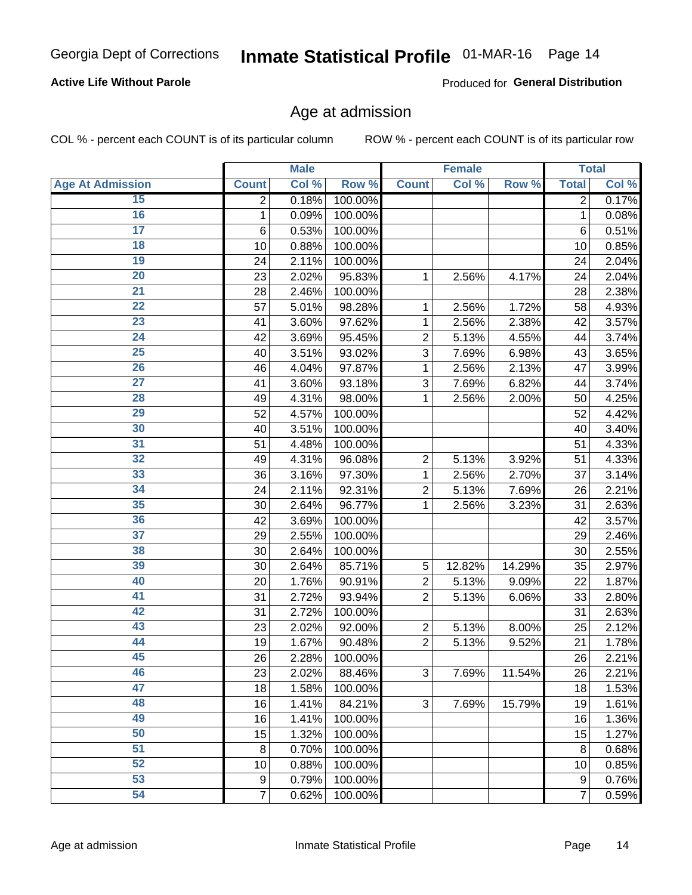Georgia Dept of Corrections **Inmate Statistical Profile** 01-MAR-16

**Active Life Without Parole**

Produced for **General Distribution**

## Age at admission

COL % - percent each COUNT is of its particular column

ROW % - percent each COUNT is of its particular row

| | Male | | | Female | | | Total | |
|---|---|---|---|---|---|---|---|---|
| **Age At Admission** | **Count** | **Col %** | **Row %** | **Count** | **Col %** | **Row %** | **Total** | **Col %** |
| 15 | 2 | 0.18% | 100.00% | | | | 2 | 0.17% |
| 16 | 1 | 0.09% | 100.00% | | | | 1 | 0.08% |
| 17 | 6 | 0.53% | 100.00% | | | | 6 | 0.51% |
| 18 | 10 | 0.88% | 100.00% | | | | 10 | 0.85% |
| 19 | 24 | 2.11% | 100.00% | | | | 24 | 2.04% |
| 20 | 23 | 2.02% | 95.83% | 1 | 2.56% | 4.17% | 24 | 2.04% |
| 21 | 28 | 2.46% | 100.00% | | | | 28 | 2.38% |
| 22 | 57 | 5.01% | 98.28% | 1 | 2.56% | 1.72% | 58 | 4.93% |
| 23 | 41 | 3.60% | 97.62% | 1 | 2.56% | 2.38% | 42 | 3.57% |
| 24 | 42 | 3.69% | 95.45% | 2 | 5.13% | 4.55% | 44 | 3.74% |
| 25 | 40 | 3.51% | 93.02% | 3 | 7.69% | 6.98% | 43 | 3.65% |
| 26 | 46 | 4.04% | 97.87% | 1 | 2.56% | 2.13% | 47 | 3.99% |
| 27 | 41 | 3.60% | 93.18% | 3 | 7.69% | 6.82% | 44 | 3.74% |
| 28 | 49 | 4.31% | 98.00% | 1 | 2.56% | 2.00% | 50 | 4.25% |
| 29 | 52 | 4.57% | 100.00% | | | | 52 | 4.42% |
| 30 | 40 | 3.51% | 100.00% | | | | 40 | 3.40% |
| 31 | 51 | 4.48% | 100.00% | | | | 51 | 4.33% |
| 32 | 49 | 4.31% | 96.08% | 2 | 5.13% | 3.92% | 51 | 4.33% |
| 33 | 36 | 3.16% | 97.30% | 1 | 2.56% | 2.70% | 37 | 3.14% |
| 34 | 24 | 2.11% | 92.31% | 2 | 5.13% | 7.69% | 26 | 2.21% |
| 35 | 30 | 2.64% | 96.77% | 1 | 2.56% | 3.23% | 31 | 2.63% |
| 36 | 42 | 3.69% | 100.00% | | | | 42 | 3.57% |
| 37 | 29 | 2.55% | 100.00% | | | | 29 | 2.46% |
| 38 | 30 | 2.64% | 100.00% | | | | 30 | 2.55% |
| 39 | 30 | 2.64% | 85.71% | 5 | 12.82% | 14.29% | 35 | 2.97% |
| 40 | 20 | 1.76% | 90.91% | 2 | 5.13% | 9.09% | 22 | 1.87% |
| 41 | 31 | 2.72% | 93.94% | 2 | 5.13% | 6.06% | 33 | 2.80% |
| 42 | 31 | 2.72% | 100.00% | | | | 31 | 2.63% |
| 43 | 23 | 2.02% | 92.00% | 2 | 5.13% | 8.00% | 25 | 2.12% |
| 44 | 19 | 1.67% | 90.48% | 2 | 5.13% | 9.52% | 21 | 1.78% |
| 45 | 26 | 2.28% | 100.00% | | | | 26 | 2.21% |
| 46 | 23 | 2.02% | 88.46% | 3 | 7.69% | 11.54% | 26 | 2.21% |
| 47 | 18 | 1.58% | 100.00% | | | | 18 | 1.53% |
| 48 | 16 | 1.41% | 84.21% | 3 | 7.69% | 15.79% | 19 | 1.61% |
| 49 | 16 | 1.41% | 100.00% | | | | 16 | 1.36% |
| 50 | 15 | 1.32% | 100.00% | | | | 15 | 1.27% |
| 51 | 8 | 0.70% | 100.00% | | | | 8 | 0.68% |
| 52 | 10 | 0.88% | 100.00% | | | | 10 | 0.85% |
| 53 | 9 | 0.79% | 100.00% | | | | 9 | 0.76% |
| 54 | 7 | 0.62% | 100.00% | | | | 7 | 0.59% |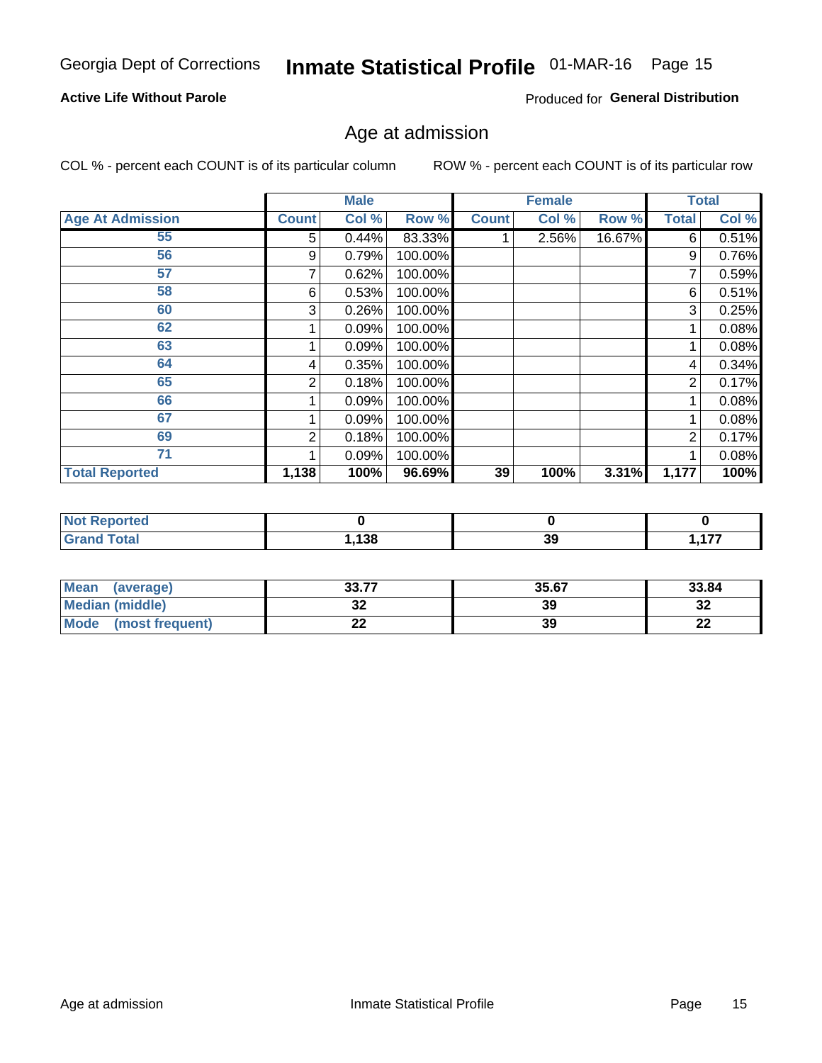Georgia Dept of Corrections **Inmate Statistical Profile** 01-MAR-16 Page 15

**Active Life Without Parole**

Produced for **General Distribution**

## Age at admission

COL % - percent each COUNT is of its particular column ROW % - percent each COUNT is of its particular row

| | Male | | | Female | | | Total | |
|---|---|---|---|---|---|---|---|---|
| **Age At Admission** | **Count** | **Col %** | **Row %** | **Count** | **Col %** | **Row %** | **Total** | **Col %** |
| 55 | 5 | 0.44% | 83.33% | 1 | 2.56% | 16.67% | 6 | 0.51% |
| 56 | 9 | 0.79% | 100.00% | | | | 9 | 0.76% |
| 57 | 7 | 0.62% | 100.00% | | | | 7 | 0.59% |
| 58 | 6 | 0.53% | 100.00% | | | | 6 | 0.51% |
| 60 | 3 | 0.26% | 100.00% | | | | 3 | 0.25% |
| 62 | 1 | 0.09% | 100.00% | | | | 1 | 0.08% |
| 63 | 1 | 0.09% | 100.00% | | | | 1 | 0.08% |
| 64 | 4 | 0.35% | 100.00% | | | | 4 | 0.34% |
| 65 | 2 | 0.18% | 100.00% | | | | 2 | 0.17% |
| 66 | 1 | 0.09% | 100.00% | | | | 1 | 0.08% |
| 67 | 1 | 0.09% | 100.00% | | | | 1 | 0.08% |
| 69 | 2 | 0.18% | 100.00% | | | | 2 | 0.17% |
| 71 | 1 | 0.09% | 100.00% | | | | 1 | 0.08% |
| **Total Reported** | **1,138** | **100%** | **96.69%** | **39** | **100%** | **3.31%** | **1,177** | **100%** |

| | Male | Female | Total |
|---|---|---|---|
| **Not Reported** | **0** | **0** | **0** |
| **Grand Total** | **1,138** | **39** | **1,177** |

| | Male | Female | Total |
|---|---|---|---|
| **Mean (average)** | **33.77** | **35.67** | **33.84** |
| **Median (middle)** | **32** | **39** | **32** |
| **Mode (most frequent)** | **22** | **39** | **22** |

Age at admission Inmate Statistical Profile Page 15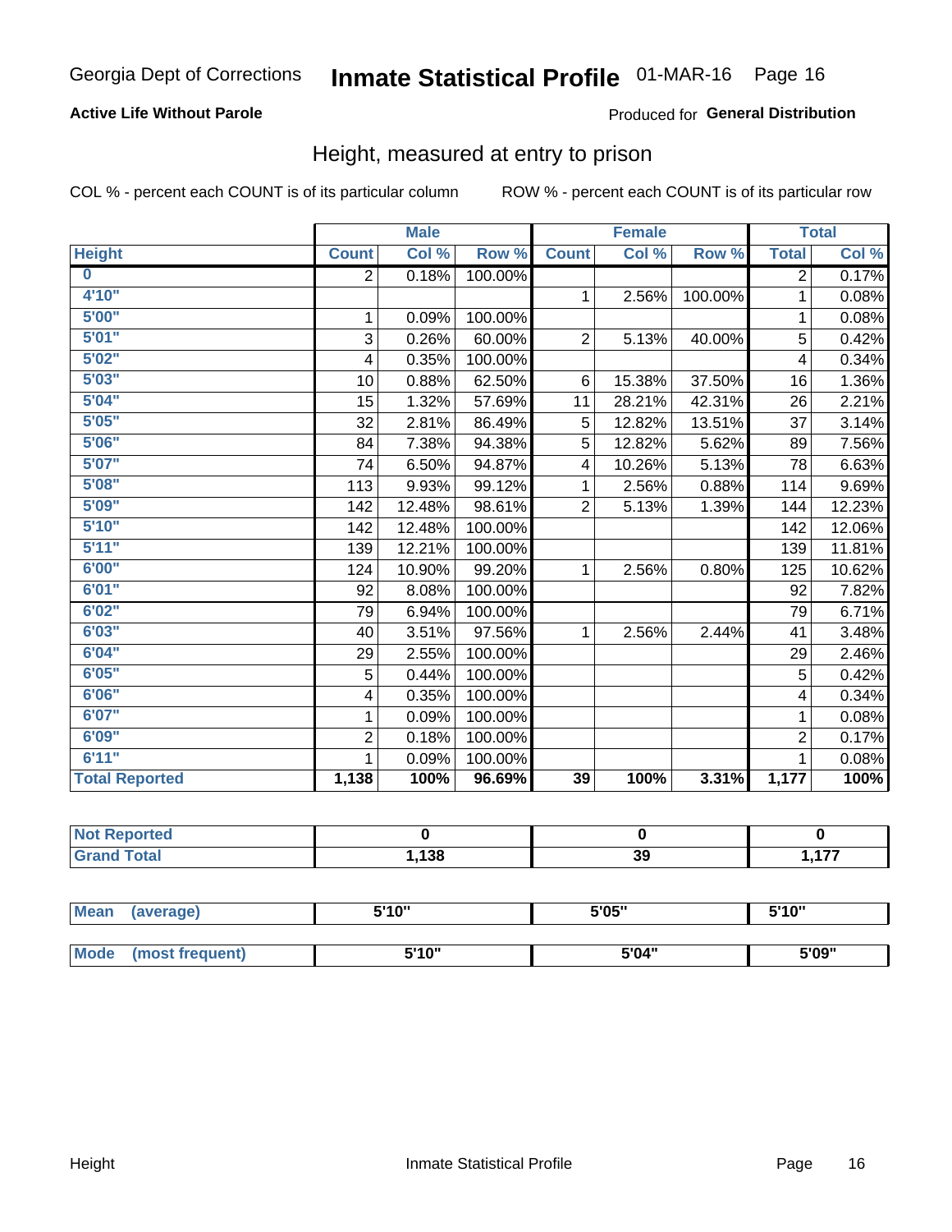Georgia Dept of Corrections **Inmate Statistical Profile** 01-MAR-16

**Active Life Without Parole**

Produced for **General Distribution**

## Height, measured at entry to prison

COL % - percent each COUNT is of its particular column ROW % - percent each COUNT is of its particular row

| | Male | | | Female | | | Total | |
|---|---|---|---|---|---|---|---|---|
| **Height** | **Count** | **Col %** | **Row %** | **Count** | **Col %** | **Row %** | **Total** | **Col %** |
| **0** | 2 | 0.18% | 100.00% | | | | 2 | 0.17% |
| **4'10"** | | | | 1 | 2.56% | 100.00% | 1 | 0.08% |
| **5'00"** | 1 | 0.09% | 100.00% | | | | 1 | 0.08% |
| **5'01"** | 3 | 0.26% | 60.00% | 2 | 5.13% | 40.00% | 5 | 0.42% |
| **5'02"** | 4 | 0.35% | 100.00% | | | | 4 | 0.34% |
| **5'03"** | 10 | 0.88% | 62.50% | 6 | 15.38% | 37.50% | 16 | 1.36% |
| **5'04"** | 15 | 1.32% | 57.69% | 11 | 28.21% | 42.31% | 26 | 2.21% |
| **5'05"** | 32 | 2.81% | 86.49% | 5 | 12.82% | 13.51% | 37 | 3.14% |
| **5'06"** | 84 | 7.38% | 94.38% | 5 | 12.82% | 5.62% | 89 | 7.56% |
| **5'07"** | 74 | 6.50% | 94.87% | 4 | 10.26% | 5.13% | 78 | 6.63% |
| **5'08"** | 113 | 9.93% | 99.12% | 1 | 2.56% | 0.88% | 114 | 9.69% |
| **5'09"** | 142 | 12.48% | 98.61% | 2 | 5.13% | 1.39% | 144 | 12.23% |
| **5'10"** | 142 | 12.48% | 100.00% | | | | 142 | 12.06% |
| **5'11"** | 139 | 12.21% | 100.00% | | | | 139 | 11.81% |
| **6'00"** | 124 | 10.90% | 99.20% | 1 | 2.56% | 0.80% | 125 | 10.62% |
| **6'01"** | 92 | 8.08% | 100.00% | | | | 92 | 7.82% |
| **6'02"** | 79 | 6.94% | 100.00% | | | | 79 | 6.71% |
| **6'03"** | 40 | 3.51% | 97.56% | 1 | 2.56% | 2.44% | 41 | 3.48% |
| **6'04"** | 29 | 2.55% | 100.00% | | | | 29 | 2.46% |
| **6'05"** | 5 | 0.44% | 100.00% | | | | 5 | 0.42% |
| **6'06"** | 4 | 0.35% | 100.00% | | | | 4 | 0.34% |
| **6'07"** | 1 | 0.09% | 100.00% | | | | 1 | 0.08% |
| **6'09"** | 2 | 0.18% | 100.00% | | | | 2 | 0.17% |
| **6'11"** | 1 | 0.09% | 100.00% | | | | 1 | 0.08% |
| **Total Reported** | **1,138** | **100%** | **96.69%** | **39** | **100%** | **3.31%** | **1,177** | **100%** |

| | Male | Female | Total |
|---|---|---|---|
| **Not Reported** | 0 | 0 | 0 |
| **Grand Total** | 1,138 | 39 | 1,177 |

| | Male | Female | Total |
|---|---|---|---|
| **Mean (average)** | 5'10" | 5'05" | 5'10" |
| **Mode (most frequent)** | 5'10" | 5'04" | 5'09" |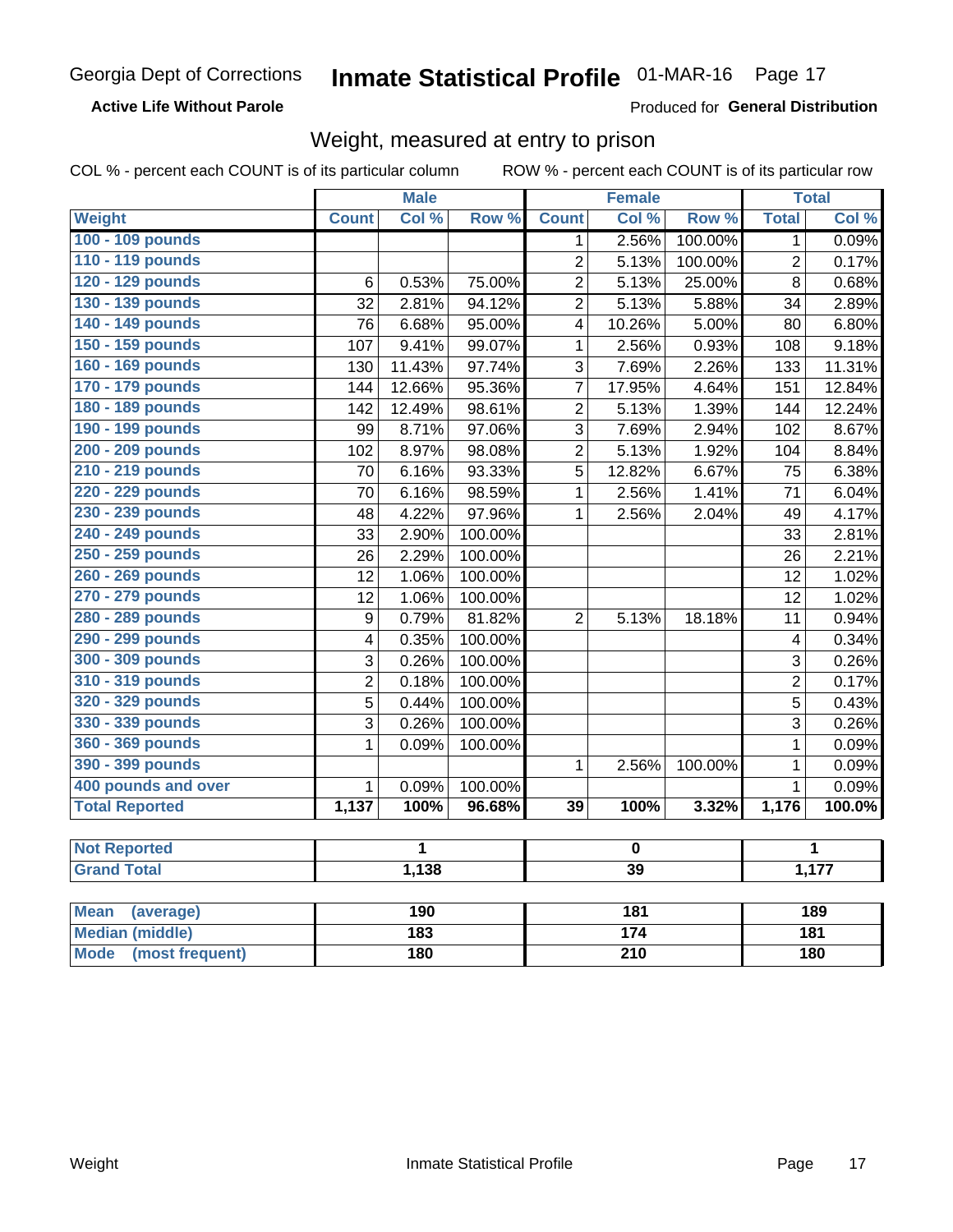# Georgia Dept of Corrections — Inmate Statistical Profile 01-MAR-16

**Active Life Without Parole**

Produced for **General Distribution**

## Weight, measured at entry to prison

COL % - percent each COUNT is of its particular column    ROW % - percent each COUNT is of its particular row

| Weight | Male | | | Female | | | Total | |
|---|---|---|---|---|---|---|---|---|
| | Count | Col % | Row % | Count | Col % | Row % | Total | Col % |
| 100 - 109 pounds | | | | 1 | 2.56% | 100.00% | 1 | 0.09% |
| 110 - 119 pounds | | | | 2 | 5.13% | 100.00% | 2 | 0.17% |
| 120 - 129 pounds | 6 | 0.53% | 75.00% | 2 | 5.13% | 25.00% | 8 | 0.68% |
| 130 - 139 pounds | 32 | 2.81% | 94.12% | 2 | 5.13% | 5.88% | 34 | 2.89% |
| 140 - 149 pounds | 76 | 6.68% | 95.00% | 4 | 10.26% | 5.00% | 80 | 6.80% |
| 150 - 159 pounds | 107 | 9.41% | 99.07% | 1 | 2.56% | 0.93% | 108 | 9.18% |
| 160 - 169 pounds | 130 | 11.43% | 97.74% | 3 | 7.69% | 2.26% | 133 | 11.31% |
| 170 - 179 pounds | 144 | 12.66% | 95.36% | 7 | 17.95% | 4.64% | 151 | 12.84% |
| 180 - 189 pounds | 142 | 12.49% | 98.61% | 2 | 5.13% | 1.39% | 144 | 12.24% |
| 190 - 199 pounds | 99 | 8.71% | 97.06% | 3 | 7.69% | 2.94% | 102 | 8.67% |
| 200 - 209 pounds | 102 | 8.97% | 98.08% | 2 | 5.13% | 1.92% | 104 | 8.84% |
| 210 - 219 pounds | 70 | 6.16% | 93.33% | 5 | 12.82% | 6.67% | 75 | 6.38% |
| 220 - 229 pounds | 70 | 6.16% | 98.59% | 1 | 2.56% | 1.41% | 71 | 6.04% |
| 230 - 239 pounds | 48 | 4.22% | 97.96% | 1 | 2.56% | 2.04% | 49 | 4.17% |
| 240 - 249 pounds | 33 | 2.90% | 100.00% | | | | 33 | 2.81% |
| 250 - 259 pounds | 26 | 2.29% | 100.00% | | | | 26 | 2.21% |
| 260 - 269 pounds | 12 | 1.06% | 100.00% | | | | 12 | 1.02% |
| 270 - 279 pounds | 12 | 1.06% | 100.00% | | | | 12 | 1.02% |
| 280 - 289 pounds | 9 | 0.79% | 81.82% | 2 | 5.13% | 18.18% | 11 | 0.94% |
| 290 - 299 pounds | 4 | 0.35% | 100.00% | | | | 4 | 0.34% |
| 300 - 309 pounds | 3 | 0.26% | 100.00% | | | | 3 | 0.26% |
| 310 - 319 pounds | 2 | 0.18% | 100.00% | | | | 2 | 0.17% |
| 320 - 329 pounds | 5 | 0.44% | 100.00% | | | | 5 | 0.43% |
| 330 - 339 pounds | 3 | 0.26% | 100.00% | | | | 3 | 0.26% |
| 360 - 369 pounds | 1 | 0.09% | 100.00% | | | | 1 | 0.09% |
| 390 - 399 pounds | | | | 1 | 2.56% | 100.00% | 1 | 0.09% |
| 400 pounds and over | 1 | 0.09% | 100.00% | | | | 1 | 0.09% |
| **Total Reported** | **1,137** | **100%** | **96.68%** | **39** | **100%** | **3.32%** | **1,176** | **100.0%** |

| | Male | Female | Total |
|---|---|---|---|
| Not Reported | 1 | 0 | 1 |
| Grand Total | 1,138 | 39 | 1,177 |

| | Male | Female | Total |
|---|---|---|---|
| Mean (average) | 190 | 181 | 189 |
| Median (middle) | 183 | 174 | 181 |
| Mode (most frequent) | 180 | 210 | 180 |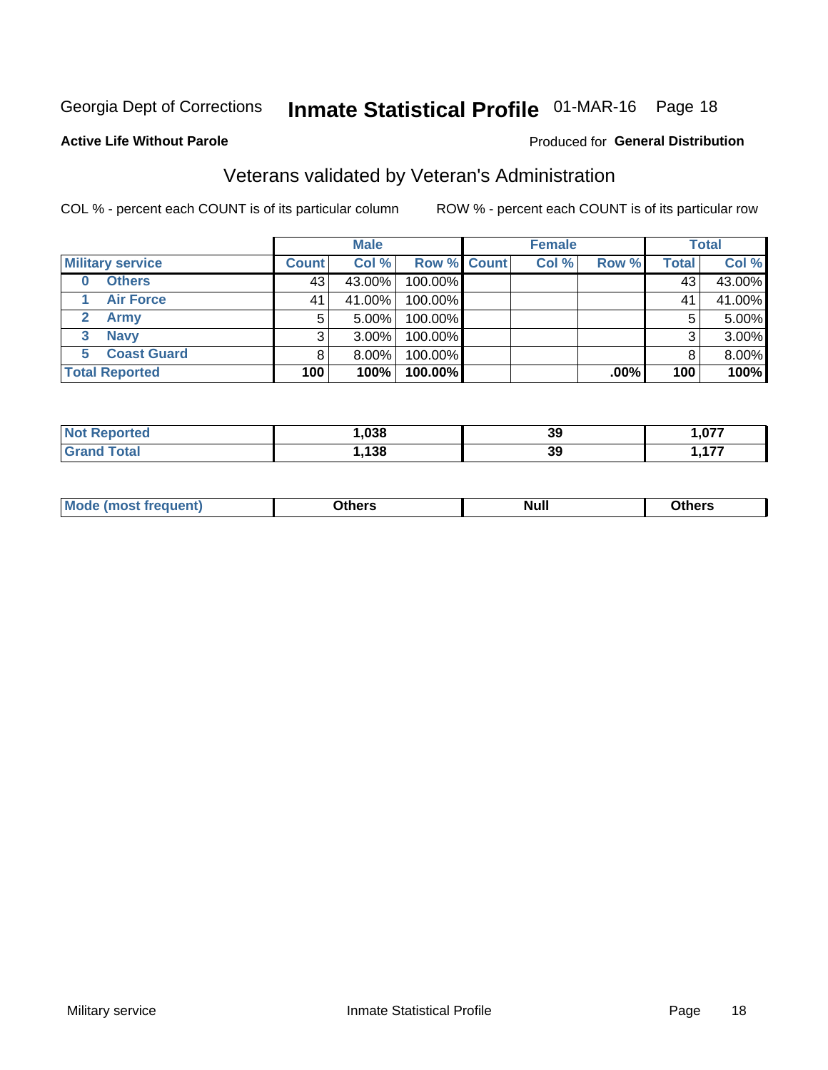Georgia Dept of Corrections **Inmate Statistical Profile** 01-MAR-16 Page 18

**Active Life Without Parole**

Produced for **General Distribution**

## Veterans validated by Veteran's Administration

COL % - percent each COUNT is of its particular column ROW % - percent each COUNT is of its particular row

| Military service | Male | | | Female | | | Total | |
|---|---|---|---|---|---|---|---|---|
| | Count | Col % | Row % | Count | Col % | Row % | Total | Col % |
| 0 Others | 43 | 43.00% | 100.00% | | | | 43 | 43.00% |
| 1 Air Force | 41 | 41.00% | 100.00% | | | | 41 | 41.00% |
| 2 Army | 5 | 5.00% | 100.00% | | | | 5 | 5.00% |
| 3 Navy | 3 | 3.00% | 100.00% | | | | 3 | 3.00% |
| 5 Coast Guard | 8 | 8.00% | 100.00% | | | | 8 | 8.00% |
| **Total Reported** | **100** | **100%** | **100.00%** | | | **.00%** | **100** | **100%** |

| | Male | Female | Total |
|---|---|---|---|
| Not Reported | 1,038 | 39 | 1,077 |
| Grand Total | 1,138 | 39 | 1,177 |

| | Male | Female | Total |
|---|---|---|---|
| Mode (most frequent) | Others | Null | Others |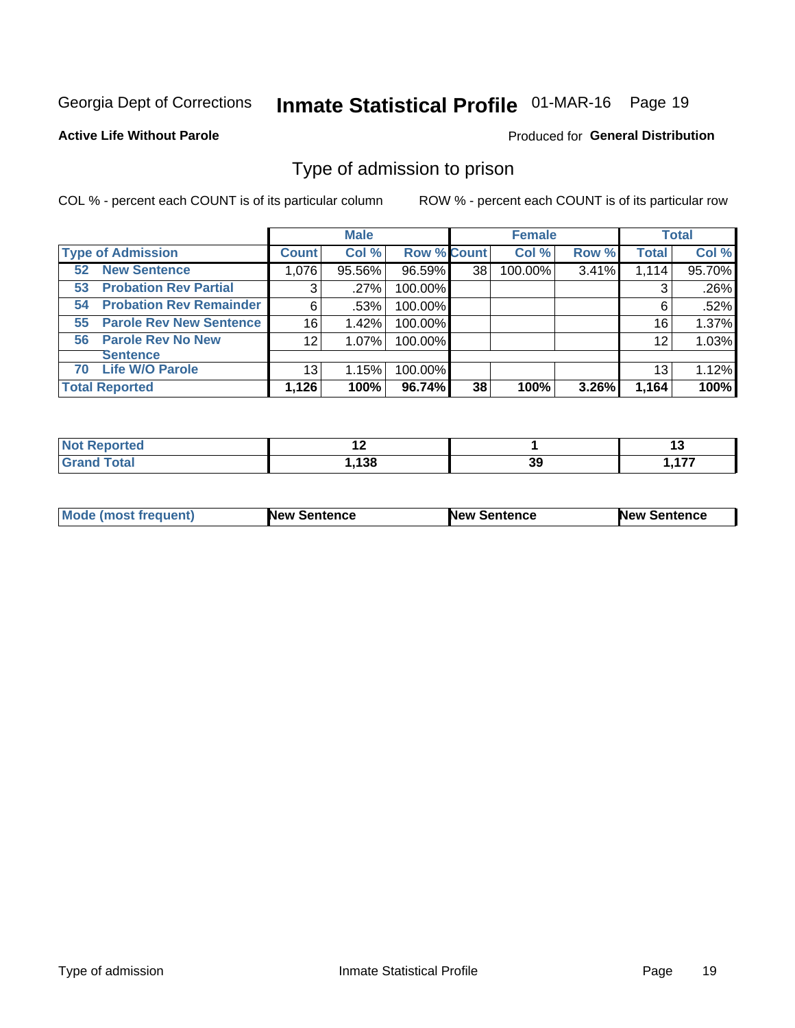Georgia Dept of Corrections **Inmate Statistical Profile** 01-MAR-16 Page 19

**Active Life Without Parole**

Produced for **General Distribution**

## Type of admission to prison

COL % - percent each COUNT is of its particular column

ROW % - percent each COUNT is of its particular row

| | Male | | | Female | | | Total | |
|---|---|---|---|---|---|---|---|---|
| **Type of Admission** | **Count** | **Col %** | **Row %** | **Count** | **Col %** | **Row %** | **Total** | **Col %** |
| **52 New Sentence** | 1,076 | 95.56% | 96.59% | 38 | 100.00% | 3.41% | 1,114 | 95.70% |
| **53 Probation Rev Partial** | 3 | .27% | 100.00% | | | | 3 | .26% |
| **54 Probation Rev Remainder** | 6 | .53% | 100.00% | | | | 6 | .52% |
| **55 Parole Rev New Sentence** | 16 | 1.42% | 100.00% | | | | 16 | 1.37% |
| **56 Parole Rev No New Sentence** | 12 | 1.07% | 100.00% | | | | 12 | 1.03% |
| **70 Life W/O Parole** | 13 | 1.15% | 100.00% | | | | 13 | 1.12% |
| **Total Reported** | **1,126** | **100%** | **96.74%** | **38** | **100%** | **3.26%** | **1,164** | **100%** |

| | Male | Female | Total |
|---|---|---|---|
| **Not Reported** | **12** | **1** | **13** |
| **Grand Total** | **1,138** | **39** | **1,177** |

| | Male | Female | Total |
|---|---|---|---|
| **Mode (most frequent)** | **New Sentence** | **New Sentence** | **New Sentence** |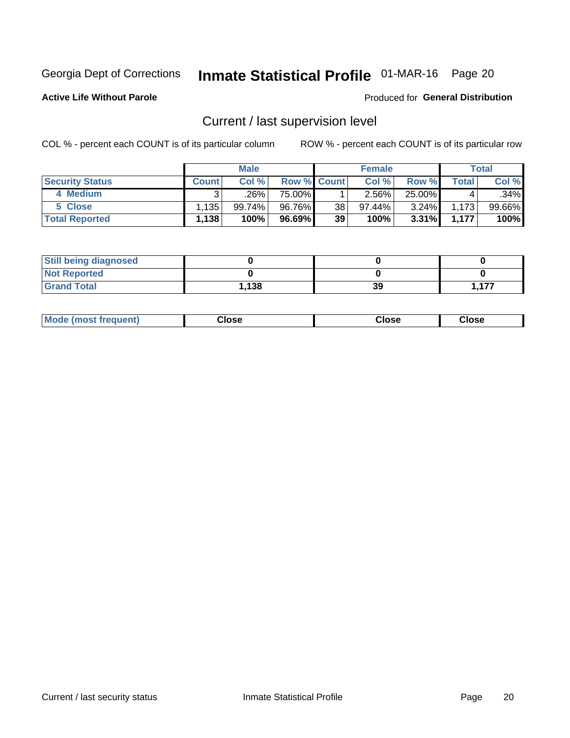Georgia Dept of Corrections **Inmate Statistical Profile** 01-MAR-16 Page 20

**Active Life Without Parole**

Produced for **General Distribution**

## Current / last supervision level

COL % - percent each COUNT is of its particular column

ROW % - percent each COUNT is of its particular row

| | Male | | | Female | | | Total | |
|---|---|---|---|---|---|---|---|---|
| **Security Status** | **Count** | **Col %** | **Row %** | **Count** | **Col %** | **Row %** | **Total** | **Col %** |
| 4 Medium | 3 | .26% | 75.00% | 1 | 2.56% | 25.00% | 4 | .34% |
| 5 Close | 1,135 | 99.74% | 96.76% | 38 | 97.44% | 3.24% | 1,173 | 99.66% |
| **Total Reported** | **1,138** | **100%** | **96.69%** | **39** | **100%** | **3.31%** | **1,177** | **100%** |

| | Male | Female | Total |
|---|---|---|---|
| **Still being diagnosed** | **0** | **0** | **0** |
| **Not Reported** | **0** | **0** | **0** |
| **Grand Total** | **1,138** | **39** | **1,177** |

| | Male | Female | Total |
|---|---|---|---|
| **Mode (most frequent)** | **Close** | **Close** | **Close** |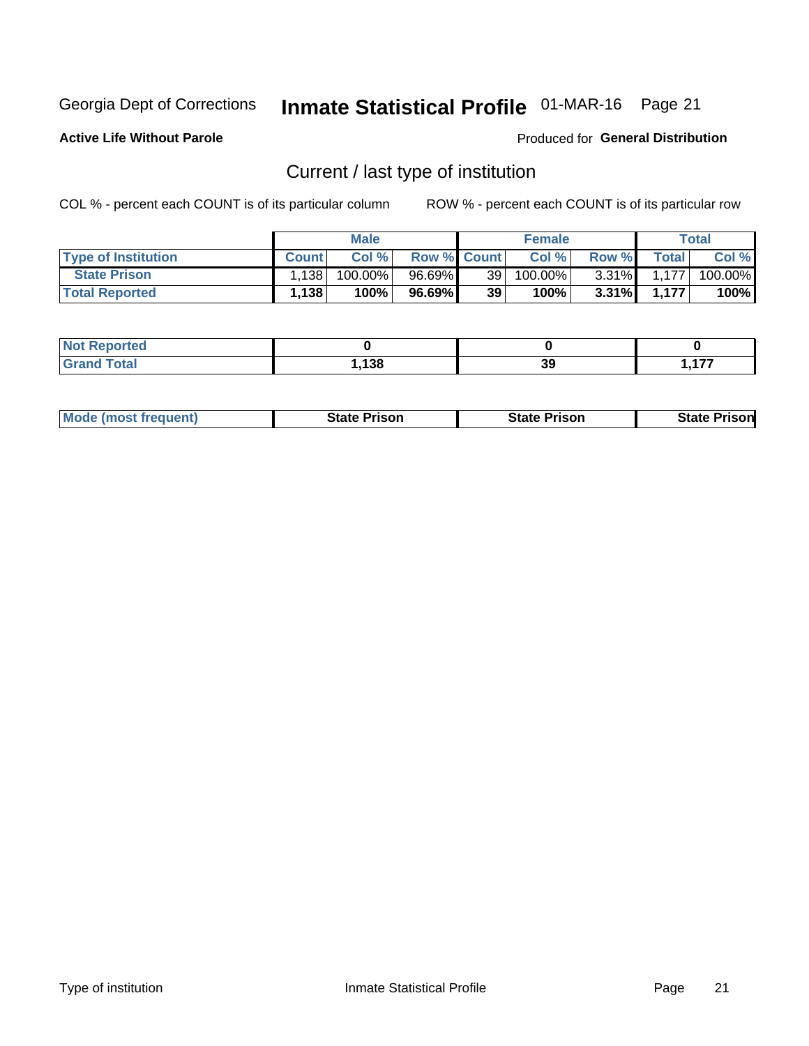Georgia Dept of Corrections **Inmate Statistical Profile** 01-MAR-16

**Active Life Without Parole**

Produced for **General Distribution**

## Current / last type of institution

COL % - percent each COUNT is of its particular column

ROW % - percent each COUNT is of its particular row

| | Male | | | Female | | | Total | |
|---|---|---|---|---|---|---|---|---|
| **Type of Institution** | **Count** | **Col %** | **Row %** | **Count** | **Col %** | **Row %** | **Total** | **Col %** |
| **State Prison** | 1,138 | 100.00% | 96.69% | 39 | 100.00% | 3.31% | 1,177 | 100.00% |
| **Total Reported** | **1,138** | **100%** | **96.69%** | **39** | **100%** | **3.31%** | **1,177** | **100%** |

| | Male | Female | Total |
|---|---|---|---|
| **Not Reported** | **0** | **0** | **0** |
| **Grand Total** | **1,138** | **39** | **1,177** |

| | Male | Female | Total |
|---|---|---|---|
| **Mode (most frequent)** | **State Prison** | **State Prison** | **State Prison** |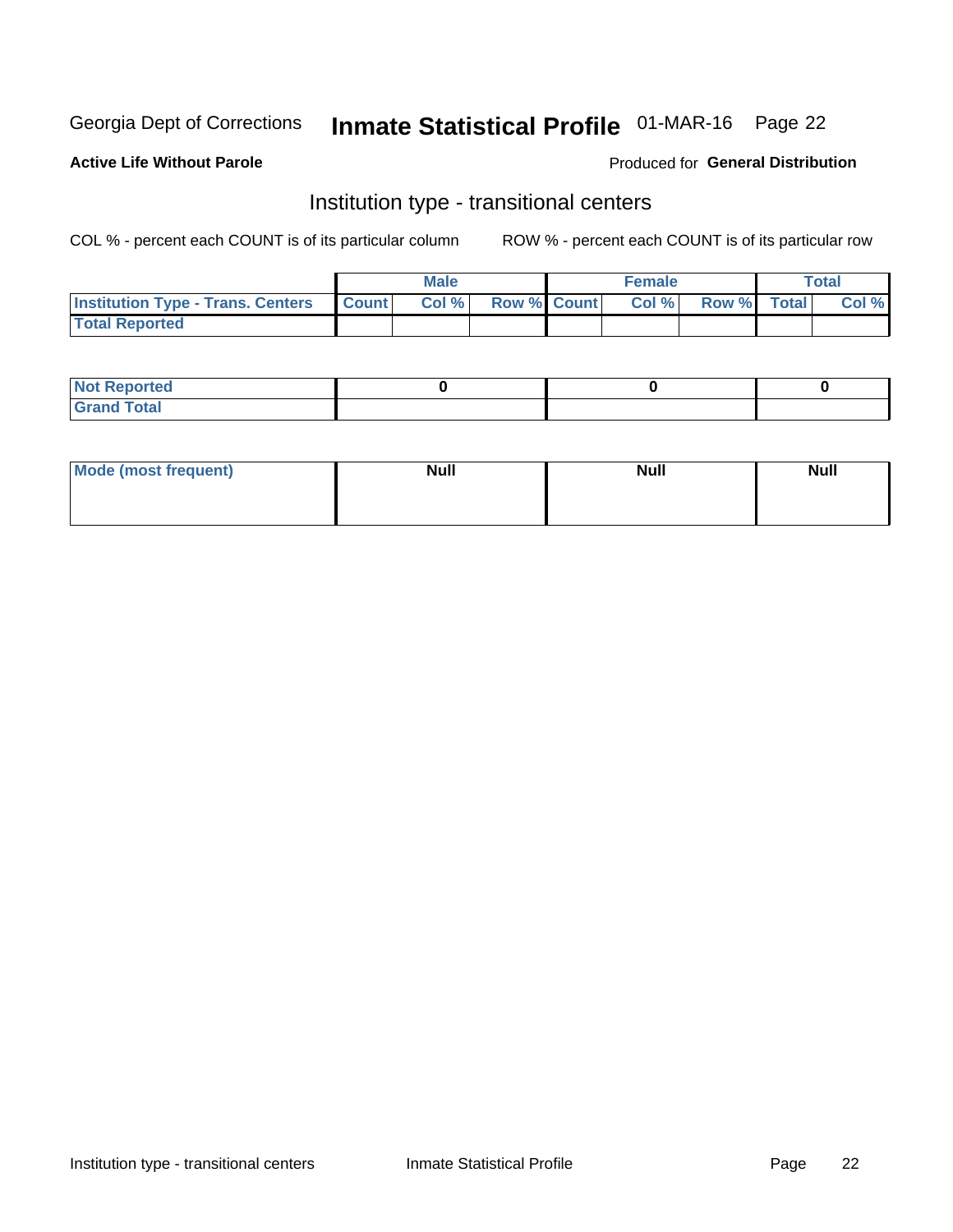Georgia Dept of Corrections **Inmate Statistical Profile** 01-MAR-16

**Active Life Without Parole**

Produced for **General Distribution**

## Institution type - transitional centers

COL % - percent each COUNT is of its particular column

ROW % - percent each COUNT is of its particular row

| | Male | | | Female | | | Total | |
|---|---|---|---|---|---|---|---|---|
| **Institution Type - Trans. Centers** | **Count** | **Col %** | **Row %** | **Count** | **Col %** | **Row %** | **Total** | **Col %** |
| **Total Reported** | | | | | | | | |

| | Male | Female | Total |
|---|---|---|---|
| **Not Reported** | 0 | 0 | 0 |
| **Grand Total** | | | |

| | Male | Female | Total |
|---|---|---|---|
| **Mode (most frequent)** | Null | Null | Null |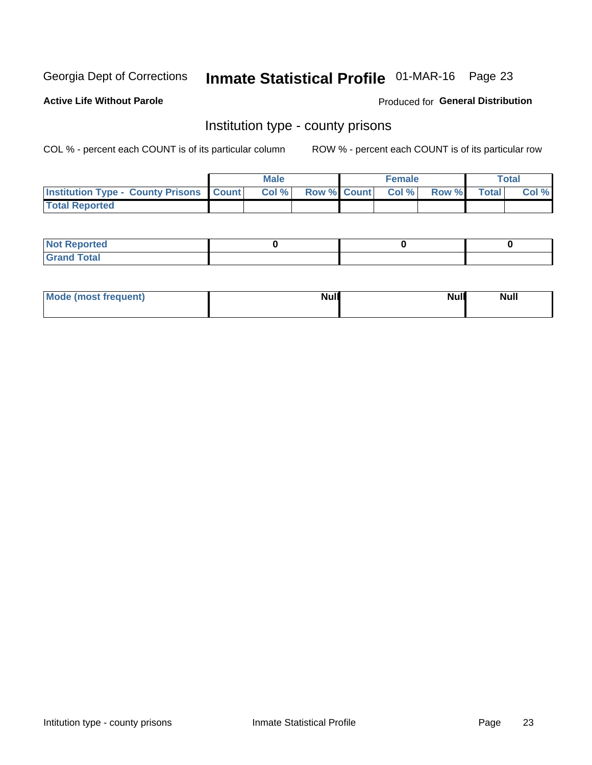Georgia Dept of Corrections **Inmate Statistical Profile** 01-MAR-16

**Active Life Without Parole**

Produced for **General Distribution**

## Institution type - county prisons

COL % - percent each COUNT is of its particular column ROW % - percent each COUNT is of its particular row

| | Male | | | Female | | | Total | |
|---|---|---|---|---|---|---|---|---|
| **Institution Type - County Prisons** | **Count** | **Col %** | **Row %** | **Count** | **Col %** | **Row %** | **Total** | **Col %** |
| **Total Reported** | | | | | | | | |

| | Male | Female | Total |
|---|---|---|---|
| **Not Reported** | 0 | 0 | 0 |
| **Grand Total** | | | |

| | Male | Female | Total |
|---|---|---|---|
| **Mode (most frequent)** | Null | Null | Null |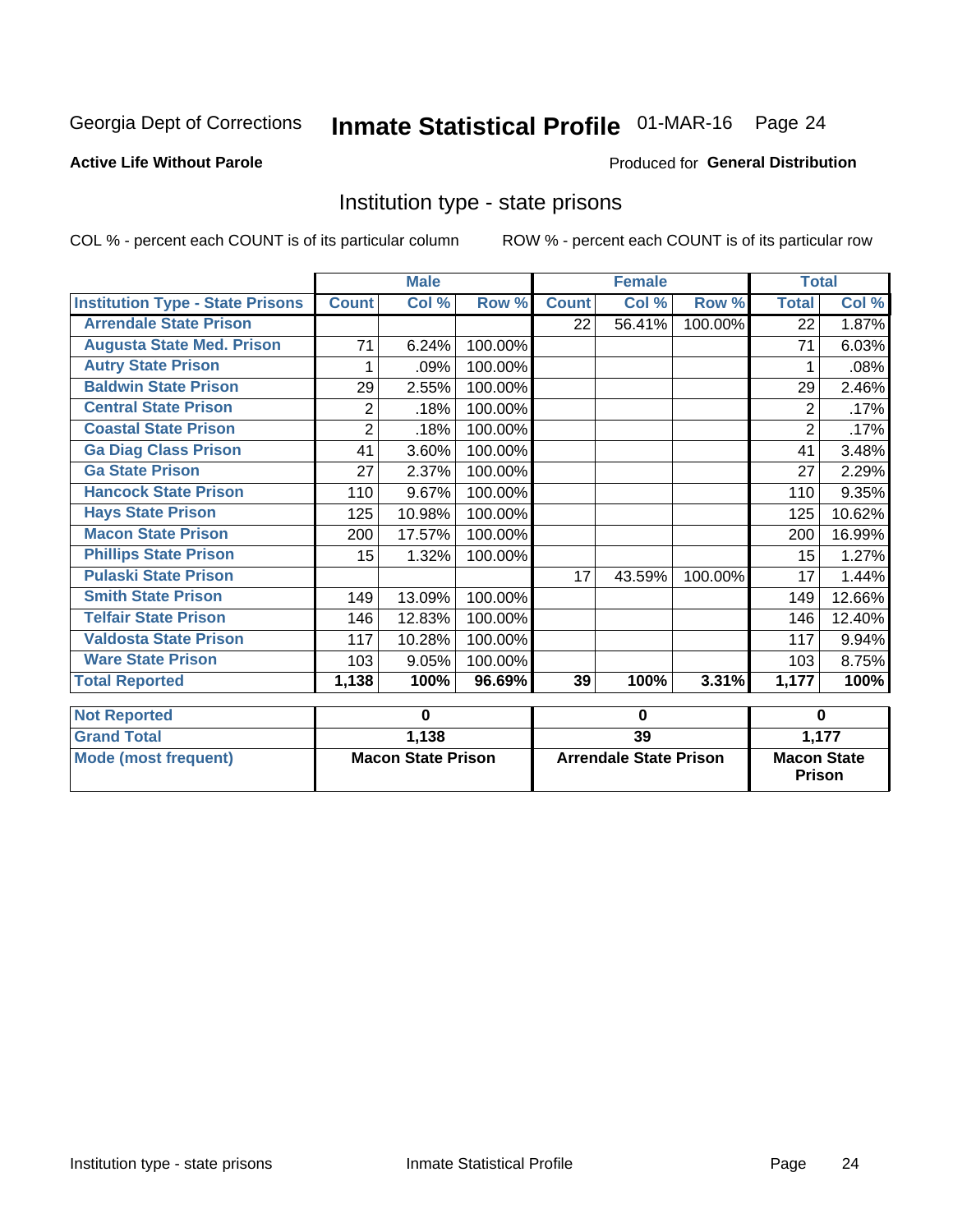Georgia Dept of Corrections **Inmate Statistical Profile** 01-MAR-16 Page 24

**Active Life Without Parole**

Produced for **General Distribution**

## Institution type - state prisons

COL % - percent each COUNT is of its particular column ROW % - percent each COUNT is of its particular row

| | Male | | | Female | | | Total | |
|---|---|---|---|---|---|---|---|---|
| **Institution Type - State Prisons** | **Count** | **Col %** | **Row %** | **Count** | **Col %** | **Row %** | **Total** | **Col %** |
| **Arrendale State Prison** | | | | 22 | 56.41% | 100.00% | 22 | 1.87% |
| **Augusta State Med. Prison** | 71 | 6.24% | 100.00% | | | | 71 | 6.03% |
| **Autry State Prison** | 1 | .09% | 100.00% | | | | 1 | .08% |
| **Baldwin State Prison** | 29 | 2.55% | 100.00% | | | | 29 | 2.46% |
| **Central State Prison** | 2 | .18% | 100.00% | | | | 2 | .17% |
| **Coastal State Prison** | 2 | .18% | 100.00% | | | | 2 | .17% |
| **Ga Diag Class Prison** | 41 | 3.60% | 100.00% | | | | 41 | 3.48% |
| **Ga State Prison** | 27 | 2.37% | 100.00% | | | | 27 | 2.29% |
| **Hancock State Prison** | 110 | 9.67% | 100.00% | | | | 110 | 9.35% |
| **Hays State Prison** | 125 | 10.98% | 100.00% | | | | 125 | 10.62% |
| **Macon State Prison** | 200 | 17.57% | 100.00% | | | | 200 | 16.99% |
| **Phillips State Prison** | 15 | 1.32% | 100.00% | | | | 15 | 1.27% |
| **Pulaski State Prison** | | | | 17 | 43.59% | 100.00% | 17 | 1.44% |
| **Smith State Prison** | 149 | 13.09% | 100.00% | | | | 149 | 12.66% |
| **Telfair State Prison** | 146 | 12.83% | 100.00% | | | | 146 | 12.40% |
| **Valdosta State Prison** | 117 | 10.28% | 100.00% | | | | 117 | 9.94% |
| **Ware State Prison** | 103 | 9.05% | 100.00% | | | | 103 | 8.75% |
| **Total Reported** | **1,138** | **100%** | **96.69%** | **39** | **100%** | **3.31%** | **1,177** | **100%** |

| | Male | Female | Total |
|---|---|---|---|
| **Not Reported** | **0** | **0** | **0** |
| **Grand Total** | **1,138** | **39** | **1,177** |
| **Mode (most frequent)** | **Macon State Prison** | **Arrendale State Prison** | **Macon State Prison** |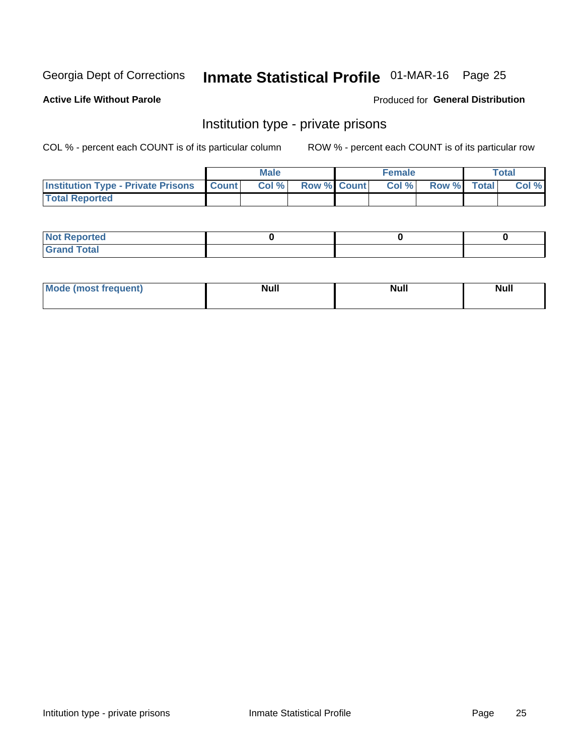Georgia Dept of Corrections **Inmate Statistical Profile** 01-MAR-16

**Active Life Without Parole**

Produced for **General Distribution**

## Institution type - private prisons

COL % - percent each COUNT is of its particular column

ROW % - percent each COUNT is of its particular row

| | Male | | | Female | | | Total | |
|---|---|---|---|---|---|---|---|---|
| Institution Type - Private Prisons | Count | Col % | Row % | Count | Col % | Row % | Total | Col % |
| Total Reported | | | | | | | | |

| | Male | Female | Total |
|---|---|---|---|
| Not Reported | 0 | 0 | 0 |
| Grand Total | | | |

| | Male | Female | Total |
|---|---|---|---|
| Mode (most frequent) | Null | Null | Null |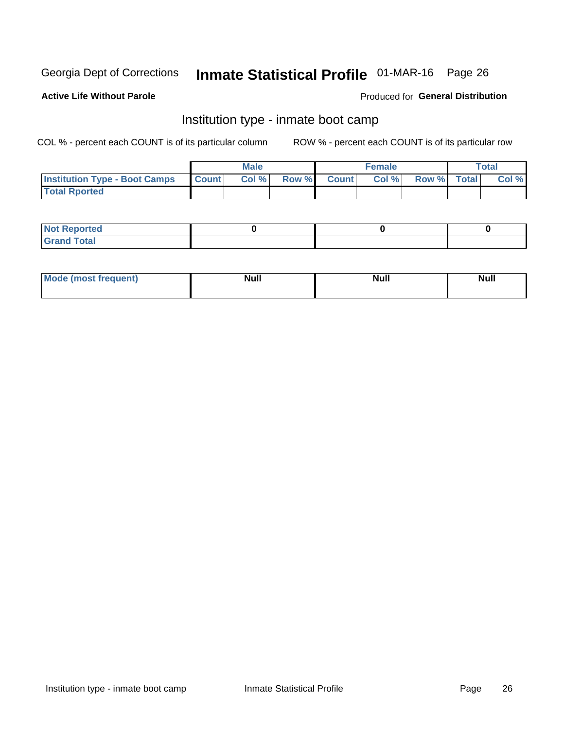Georgia Dept of Corrections **Inmate Statistical Profile** 01-MAR-16 Page 26

**Active Life Without Parole**

Produced for **General Distribution**

## Institution type - inmate boot camp

COL % - percent each COUNT is of its particular column

ROW % - percent each COUNT is of its particular row

| | Male | | | Female | | | Total | |
|---|---|---|---|---|---|---|---|---|
| **Institution Type - Boot Camps** | **Count** | **Col %** | **Row %** | **Count** | **Col %** | **Row %** | **Total** | **Col %** |
| **Total Rported** | | | | | | | | |

| | Male | Female | Total |
|---|---|---|---|
| **Not Reported** | **0** | **0** | **0** |
| **Grand Total** | | | |

| | Male | Female | Total |
|---|---|---|---|
| **Mode (most frequent)** | **Null** | **Null** | **Null** |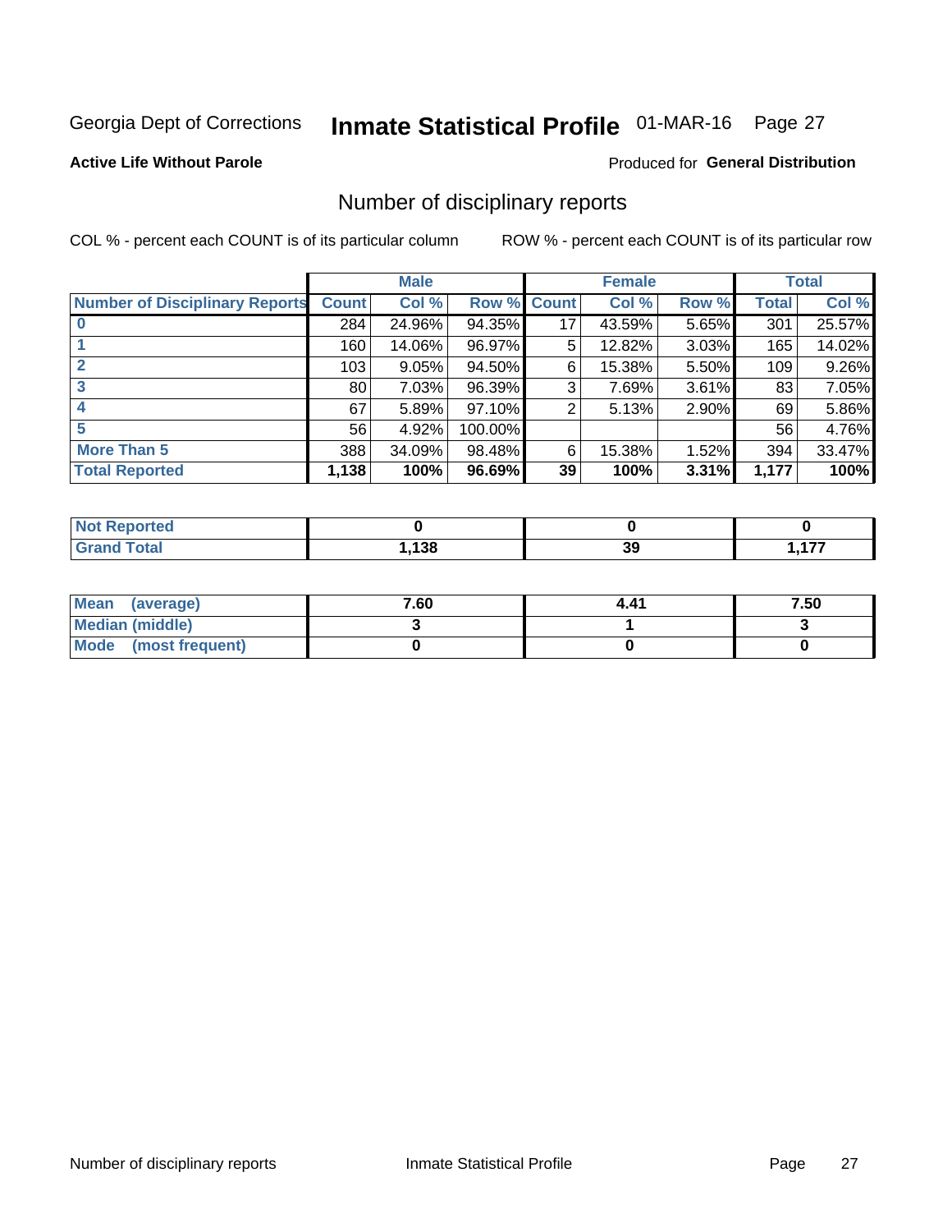Georgia Dept of Corrections **Inmate Statistical Profile** 01-MAR-16

**Active Life Without Parole**

Produced for **General Distribution**

## Number of disciplinary reports

COL % - percent each COUNT is of its particular column ROW % - percent each COUNT is of its particular row

| | Male | | | Female | | | Total | |
|---|---|---|---|---|---|---|---|---|
| **Number of Disciplinary Reports** | **Count** | **Col %** | **Row %** | **Count** | **Col %** | **Row %** | **Total** | **Col %** |
| **0** | 284 | 24.96% | 94.35% | 17 | 43.59% | 5.65% | 301 | 25.57% |
| **1** | 160 | 14.06% | 96.97% | 5 | 12.82% | 3.03% | 165 | 14.02% |
| **2** | 103 | 9.05% | 94.50% | 6 | 15.38% | 5.50% | 109 | 9.26% |
| **3** | 80 | 7.03% | 96.39% | 3 | 7.69% | 3.61% | 83 | 7.05% |
| **4** | 67 | 5.89% | 97.10% | 2 | 5.13% | 2.90% | 69 | 5.86% |
| **5** | 56 | 4.92% | 100.00% | | | | 56 | 4.76% |
| **More Than 5** | 388 | 34.09% | 98.48% | 6 | 15.38% | 1.52% | 394 | 33.47% |
| **Total Reported** | **1,138** | **100%** | **96.69%** | **39** | **100%** | **3.31%** | **1,177** | **100%** |

| | Male | Female | Total |
|---|---|---|---|
| **Not Reported** | **0** | **0** | **0** |
| **Grand Total** | **1,138** | **39** | **1,177** |

| | Male | Female | Total |
|---|---|---|---|
| **Mean (average)** | **7.60** | **4.41** | **7.50** |
| **Median (middle)** | **3** | **1** | **3** |
| **Mode (most frequent)** | **0** | **0** | **0** |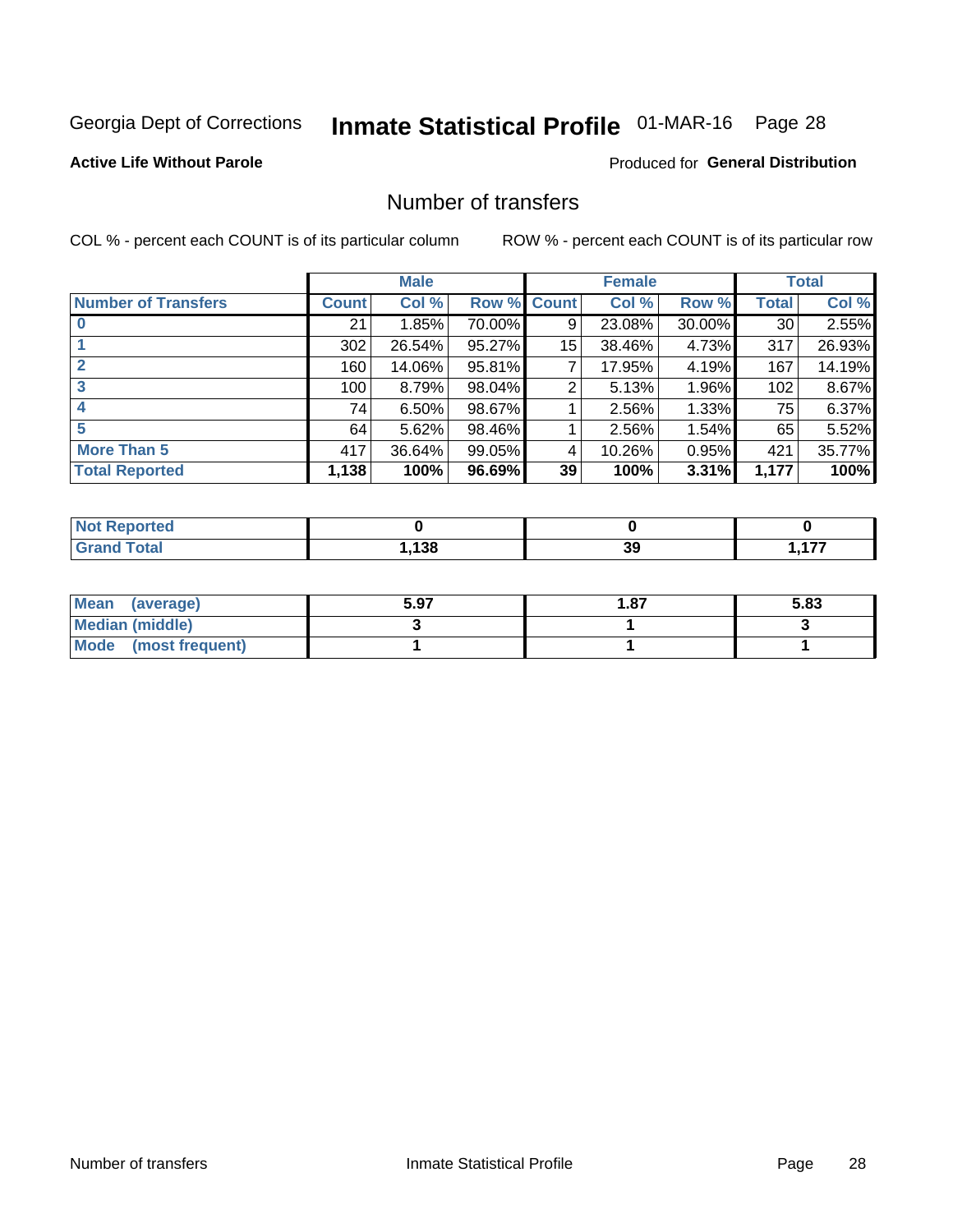Georgia Dept of Corrections **Inmate Statistical Profile** 01-MAR-16 Page 28

**Active Life Without Parole**

Produced for **General Distribution**

## Number of transfers

COL % - percent each COUNT is of its particular column ROW % - percent each COUNT is of its particular row

| | Male | | | Female | | | Total | |
|---|---|---|---|---|---|---|---|---|
| **Number of Transfers** | **Count** | **Col %** | **Row %** | **Count** | **Col %** | **Row %** | **Total** | **Col %** |
| **0** | 21 | 1.85% | 70.00% | 9 | 23.08% | 30.00% | 30 | 2.55% |
| **1** | 302 | 26.54% | 95.27% | 15 | 38.46% | 4.73% | 317 | 26.93% |
| **2** | 160 | 14.06% | 95.81% | 7 | 17.95% | 4.19% | 167 | 14.19% |
| **3** | 100 | 8.79% | 98.04% | 2 | 5.13% | 1.96% | 102 | 8.67% |
| **4** | 74 | 6.50% | 98.67% | 1 | 2.56% | 1.33% | 75 | 6.37% |
| **5** | 64 | 5.62% | 98.46% | 1 | 2.56% | 1.54% | 65 | 5.52% |
| **More Than 5** | 417 | 36.64% | 99.05% | 4 | 10.26% | 0.95% | 421 | 35.77% |
| **Total Reported** | **1,138** | **100%** | **96.69%** | **39** | **100%** | **3.31%** | **1,177** | **100%** |

| | Male | Female | Total |
|---|---|---|---|
| **Not Reported** | **0** | **0** | **0** |
| **Grand Total** | **1,138** | **39** | **1,177** |

| | Male | Female | Total |
|---|---|---|---|
| **Mean (average)** | **5.97** | **1.87** | **5.83** |
| **Median (middle)** | **3** | **1** | **3** |
| **Mode (most frequent)** | **1** | **1** | **1** |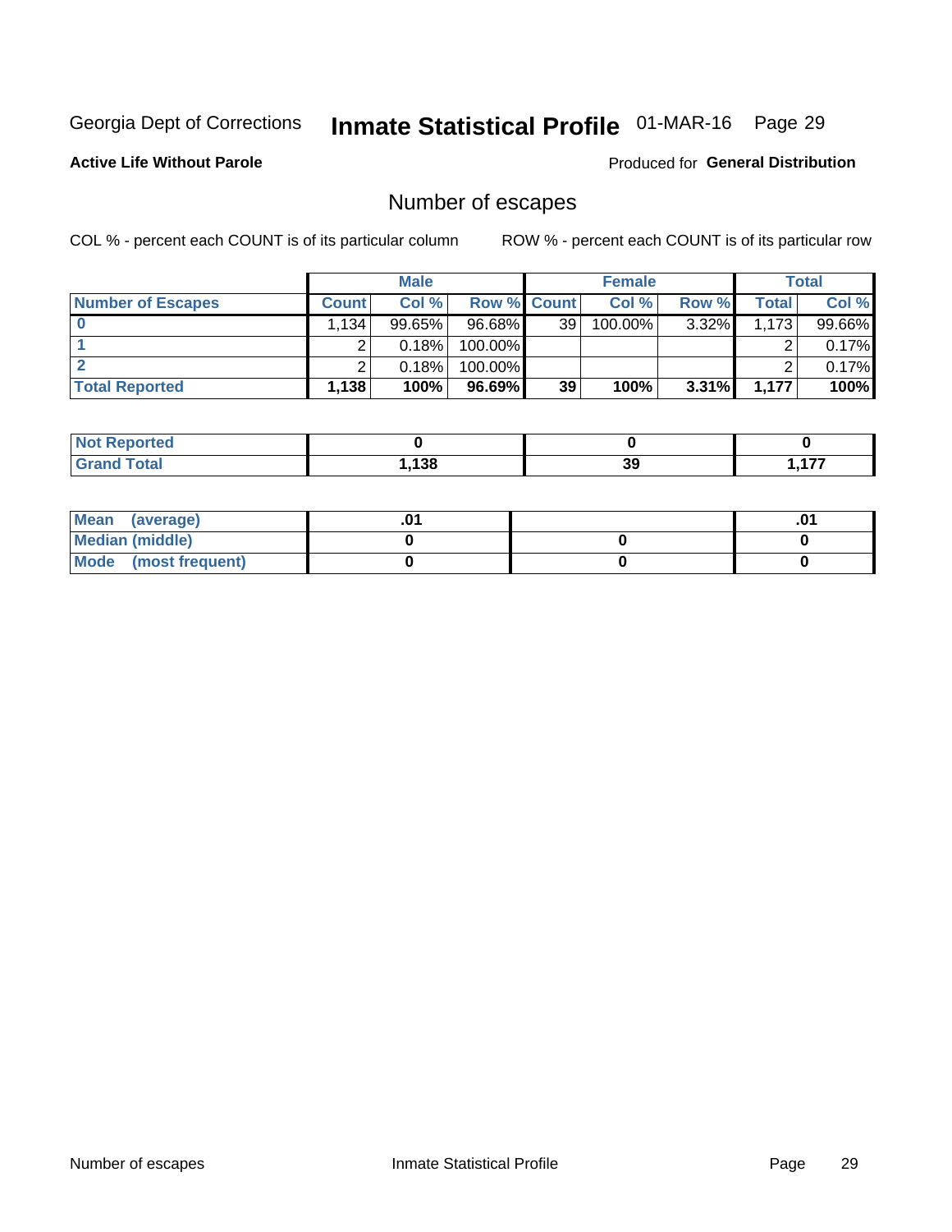Georgia Dept of Corrections **Inmate Statistical Profile** 01-MAR-16

**Active Life Without Parole** Produced for **General Distribution**

## Number of escapes

COL % - percent each COUNT is of its particular column ROW % - percent each COUNT is of its particular row

| | Male | | | Female | | | Total | |
|---|---|---|---|---|---|---|---|---|
| **Number of Escapes** | **Count** | **Col %** | **Row %** | **Count** | **Col %** | **Row %** | **Total** | **Col %** |
| **0** | 1,134 | 99.65% | 96.68% | 39 | 100.00% | 3.32% | 1,173 | 99.66% |
| **1** | 2 | 0.18% | 100.00% | | | | 2 | 0.17% |
| **2** | 2 | 0.18% | 100.00% | | | | 2 | 0.17% |
| **Total Reported** | **1,138** | **100%** | **96.69%** | **39** | **100%** | **3.31%** | **1,177** | **100%** |

| | Male | Female | Total |
|---|---|---|---|
| **Not Reported** | **0** | **0** | **0** |
| **Grand Total** | **1,138** | **39** | **1,177** |

| | Male | Female | Total |
|---|---|---|---|
| **Mean (average)** | **.01** | | **.01** |
| **Median (middle)** | **0** | **0** | **0** |
| **Mode (most frequent)** | **0** | **0** | **0** |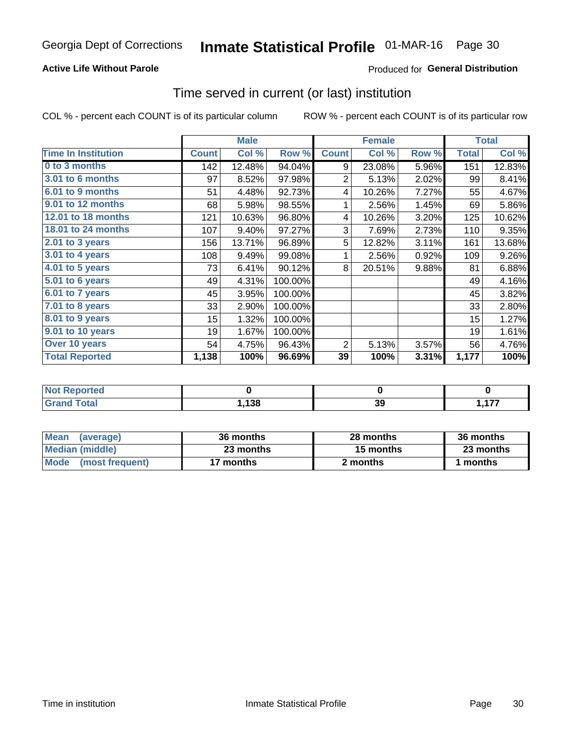Georgia Dept of Corrections **Inmate Statistical Profile** 01-MAR-16

**Active Life Without Parole**

Produced for **General Distribution**

## Time served in current (or last) institution

COL % - percent each COUNT is of its particular column ROW % - percent each COUNT is of its particular row

| | Male | | | Female | | | Total | |
|---|---|---|---|---|---|---|---|---|
| Time In Institution | Count | Col % | Row % | Count | Col % | Row % | Total | Col % |
| 0 to 3 months | 142 | 12.48% | 94.04% | 9 | 23.08% | 5.96% | 151 | 12.83% |
| 3.01 to 6 months | 97 | 8.52% | 97.98% | 2 | 5.13% | 2.02% | 99 | 8.41% |
| 6.01 to 9 months | 51 | 4.48% | 92.73% | 4 | 10.26% | 7.27% | 55 | 4.67% |
| 9.01 to 12 months | 68 | 5.98% | 98.55% | 1 | 2.56% | 1.45% | 69 | 5.86% |
| 12.01 to 18 months | 121 | 10.63% | 96.80% | 4 | 10.26% | 3.20% | 125 | 10.62% |
| 18.01 to 24 months | 107 | 9.40% | 97.27% | 3 | 7.69% | 2.73% | 110 | 9.35% |
| 2.01 to 3 years | 156 | 13.71% | 96.89% | 5 | 12.82% | 3.11% | 161 | 13.68% |
| 3.01 to 4 years | 108 | 9.49% | 99.08% | 1 | 2.56% | 0.92% | 109 | 9.26% |
| 4.01 to 5 years | 73 | 6.41% | 90.12% | 8 | 20.51% | 9.88% | 81 | 6.88% |
| 5.01 to 6 years | 49 | 4.31% | 100.00% | | | | 49 | 4.16% |
| 6.01 to 7 years | 45 | 3.95% | 100.00% | | | | 45 | 3.82% |
| 7.01 to 8 years | 33 | 2.90% | 100.00% | | | | 33 | 2.80% |
| 8.01 to 9 years | 15 | 1.32% | 100.00% | | | | 15 | 1.27% |
| 9.01 to 10 years | 19 | 1.67% | 100.00% | | | | 19 | 1.61% |
| Over 10 years | 54 | 4.75% | 96.43% | 2 | 5.13% | 3.57% | 56 | 4.76% |
| **Total Reported** | **1,138** | **100%** | **96.69%** | **39** | **100%** | **3.31%** | **1,177** | **100%** |

| | Male | Female | Total |
|---|---|---|---|
| Not Reported | 0 | 0 | 0 |
| Grand Total | 1,138 | 39 | 1,177 |

| | Male | Female | Total |
|---|---|---|---|
| Mean (average) | 36 months | 28 months | 36 months |
| Median (middle) | 23 months | 15 months | 23 months |
| Mode (most frequent) | 17 months | 2 months | 1 months |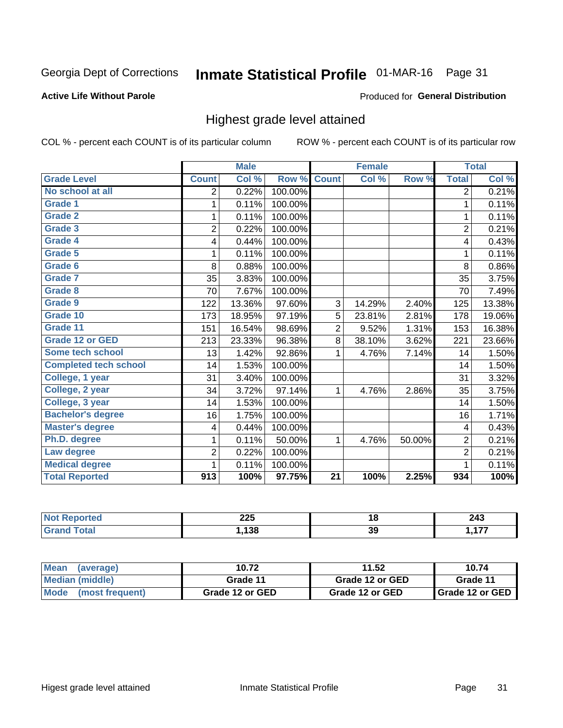Georgia Dept of Corrections **Inmate Statistical Profile** 01-MAR-16

**Active Life Without Parole**

Produced for **General Distribution**

## Highest grade level attained

COL % - percent each COUNT is of its particular column ROW % - percent each COUNT is of its particular row

| | Male | | | Female | | | Total | |
|---|---|---|---|---|---|---|---|---|
| **Grade Level** | **Count** | **Col %** | **Row %** | **Count** | **Col %** | **Row %** | **Total** | **Col %** |
| No school at all | 2 | 0.22% | 100.00% | | | | 2 | 0.21% |
| Grade 1 | 1 | 0.11% | 100.00% | | | | 1 | 0.11% |
| Grade 2 | 1 | 0.11% | 100.00% | | | | 1 | 0.11% |
| Grade 3 | 2 | 0.22% | 100.00% | | | | 2 | 0.21% |
| Grade 4 | 4 | 0.44% | 100.00% | | | | 4 | 0.43% |
| Grade 5 | 1 | 0.11% | 100.00% | | | | 1 | 0.11% |
| Grade 6 | 8 | 0.88% | 100.00% | | | | 8 | 0.86% |
| Grade 7 | 35 | 3.83% | 100.00% | | | | 35 | 3.75% |
| Grade 8 | 70 | 7.67% | 100.00% | | | | 70 | 7.49% |
| Grade 9 | 122 | 13.36% | 97.60% | 3 | 14.29% | 2.40% | 125 | 13.38% |
| Grade 10 | 173 | 18.95% | 97.19% | 5 | 23.81% | 2.81% | 178 | 19.06% |
| Grade 11 | 151 | 16.54% | 98.69% | 2 | 9.52% | 1.31% | 153 | 16.38% |
| Grade 12 or GED | 213 | 23.33% | 96.38% | 8 | 38.10% | 3.62% | 221 | 23.66% |
| Some tech school | 13 | 1.42% | 92.86% | 1 | 4.76% | 7.14% | 14 | 1.50% |
| Completed tech school | 14 | 1.53% | 100.00% | | | | 14 | 1.50% |
| College, 1 year | 31 | 3.40% | 100.00% | | | | 31 | 3.32% |
| College, 2 year | 34 | 3.72% | 97.14% | 1 | 4.76% | 2.86% | 35 | 3.75% |
| College, 3 year | 14 | 1.53% | 100.00% | | | | 14 | 1.50% |
| Bachelor's degree | 16 | 1.75% | 100.00% | | | | 16 | 1.71% |
| Master's degree | 4 | 0.44% | 100.00% | | | | 4 | 0.43% |
| Ph.D. degree | 1 | 0.11% | 50.00% | 1 | 4.76% | 50.00% | 2 | 0.21% |
| Law degree | 2 | 0.22% | 100.00% | | | | 2 | 0.21% |
| Medical degree | 1 | 0.11% | 100.00% | | | | 1 | 0.11% |
| **Total Reported** | **913** | **100%** | **97.75%** | **21** | **100%** | **2.25%** | **934** | **100%** |

| | Male | Female | Total |
|---|---|---|---|
| Not Reported | 225 | 18 | 243 |
| Grand Total | 1,138 | 39 | 1,177 |

| | Male | Female | Total |
|---|---|---|---|
| Mean (average) | 10.72 | 11.52 | 10.74 |
| Median (middle) | Grade 11 | Grade 12 or GED | Grade 11 |
| Mode (most frequent) | Grade 12 or GED | Grade 12 or GED | Grade 12 or GED |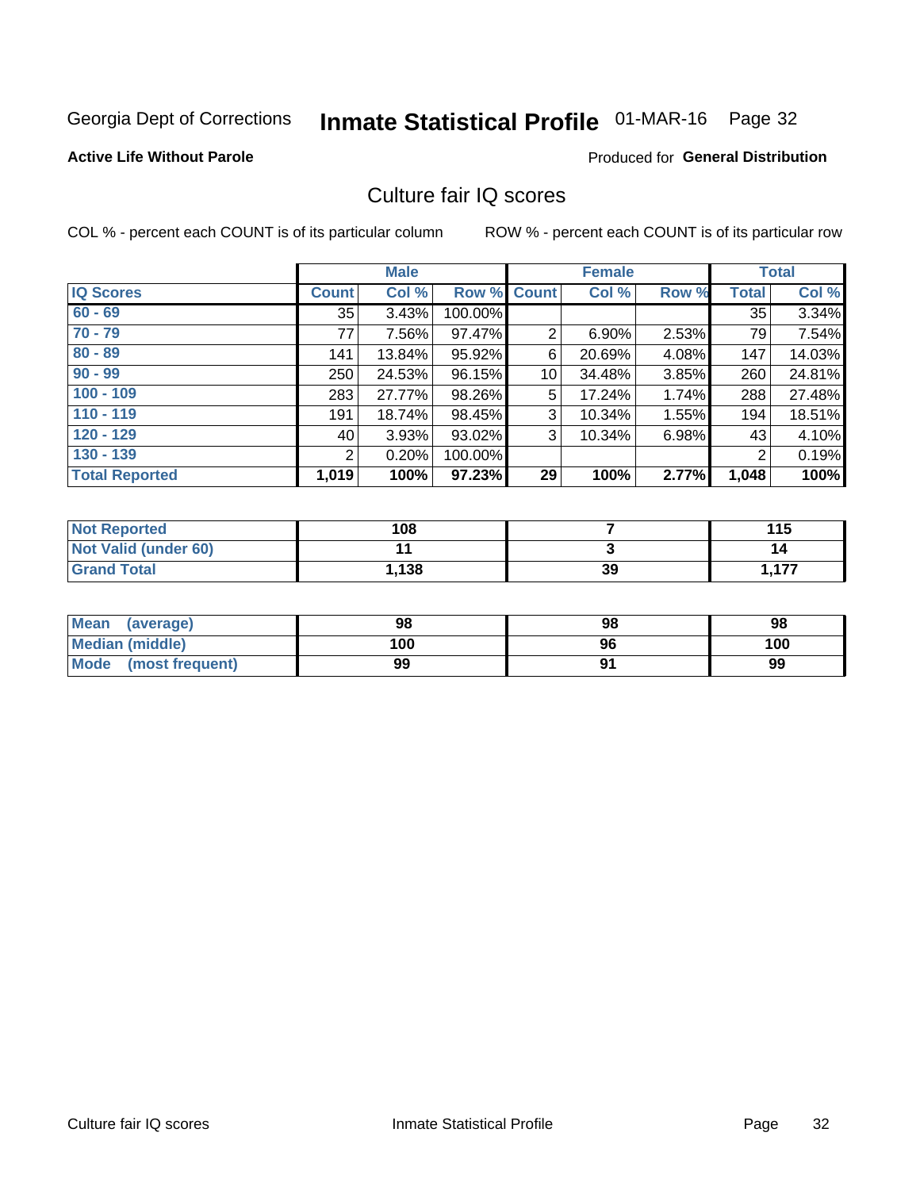Georgia Dept of Corrections **Inmate Statistical Profile** 01-MAR-16

**Active Life Without Parole**

Produced for **General Distribution**

## Culture fair IQ scores

COL % - percent each COUNT is of its particular column    ROW % - percent each COUNT is of its particular row

| | Male | | | Female | | | Total | |
|---|---|---|---|---|---|---|---|---|
| **IQ Scores** | **Count** | **Col %** | **Row %** | **Count** | **Col %** | **Row %** | **Total** | **Col %** |
| 60 - 69 | 35 | 3.43% | 100.00% | | | | 35 | 3.34% |
| 70 - 79 | 77 | 7.56% | 97.47% | 2 | 6.90% | 2.53% | 79 | 7.54% |
| 80 - 89 | 141 | 13.84% | 95.92% | 6 | 20.69% | 4.08% | 147 | 14.03% |
| 90 - 99 | 250 | 24.53% | 96.15% | 10 | 34.48% | 3.85% | 260 | 24.81% |
| 100 - 109 | 283 | 27.77% | 98.26% | 5 | 17.24% | 1.74% | 288 | 27.48% |
| 110 - 119 | 191 | 18.74% | 98.45% | 3 | 10.34% | 1.55% | 194 | 18.51% |
| 120 - 129 | 40 | 3.93% | 93.02% | 3 | 10.34% | 6.98% | 43 | 4.10% |
| 130 - 139 | 2 | 0.20% | 100.00% | | | | 2 | 0.19% |
| **Total Reported** | **1,019** | **100%** | **97.23%** | **29** | **100%** | **2.77%** | **1,048** | **100%** |

| | Male | Female | Total |
|---|---|---|---|
| Not Reported | 108 | 7 | 115 |
| Not Valid (under 60) | 11 | 3 | 14 |
| Grand Total | 1,138 | 39 | 1,177 |

| | Male | Female | Total |
|---|---|---|---|
| Mean (average) | 98 | 98 | 98 |
| Median (middle) | 100 | 96 | 100 |
| Mode (most frequent) | 99 | 91 | 99 |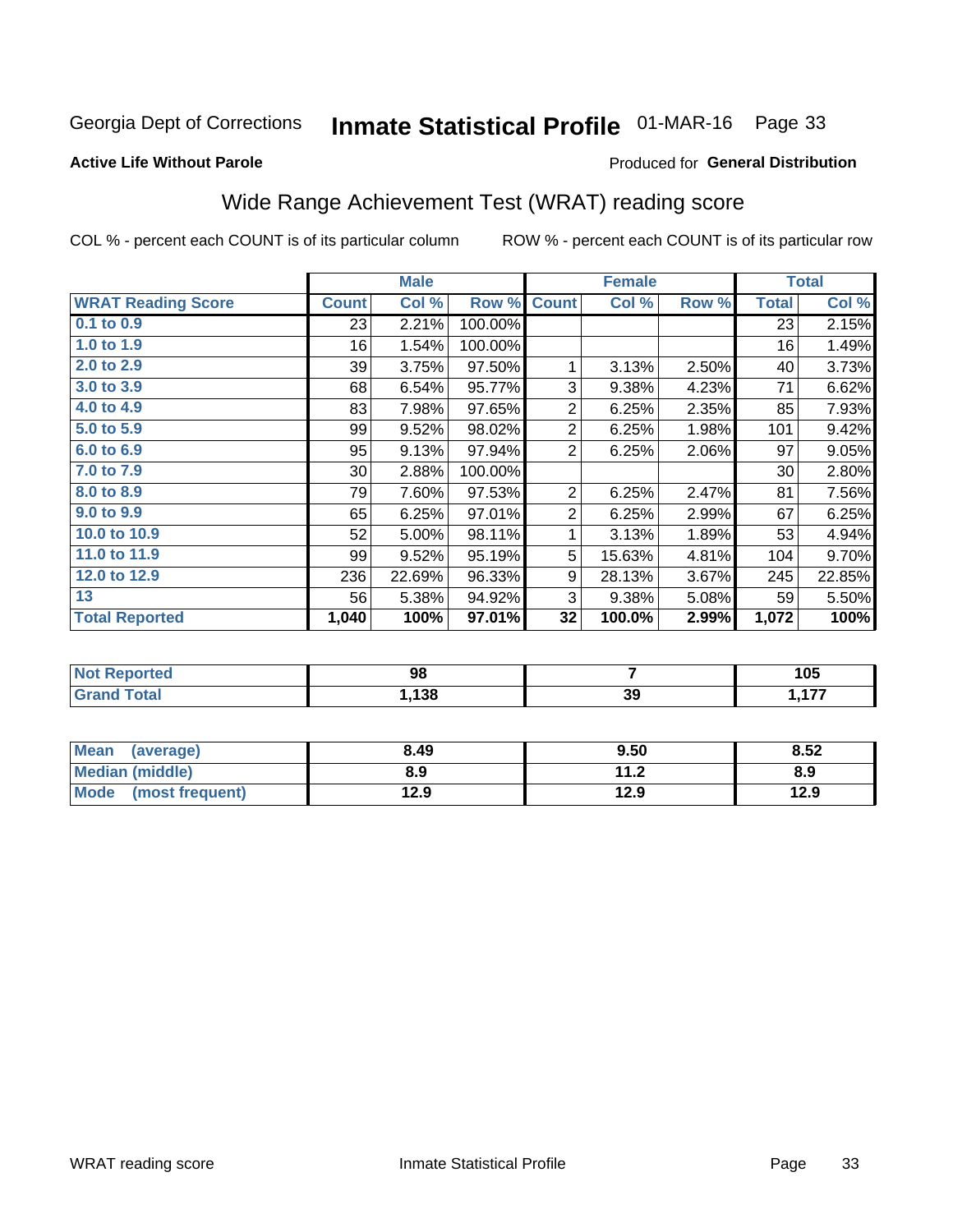Georgia Dept of Corrections **Inmate Statistical Profile** 01-MAR-16

**Active Life Without Parole**

Produced for **General Distribution**

## Wide Range Achievement Test (WRAT) reading score

COL % - percent each COUNT is of its particular column

ROW % - percent each COUNT is of its particular row

| | Male | | | Female | | | Total | |
|---|---|---|---|---|---|---|---|---|
| **WRAT Reading Score** | **Count** | **Col %** | **Row %** | **Count** | **Col %** | **Row %** | **Total** | **Col %** |
| 0.1 to 0.9 | 23 | 2.21% | 100.00% | | | | 23 | 2.15% |
| 1.0 to 1.9 | 16 | 1.54% | 100.00% | | | | 16 | 1.49% |
| 2.0 to 2.9 | 39 | 3.75% | 97.50% | 1 | 3.13% | 2.50% | 40 | 3.73% |
| 3.0 to 3.9 | 68 | 6.54% | 95.77% | 3 | 9.38% | 4.23% | 71 | 6.62% |
| 4.0 to 4.9 | 83 | 7.98% | 97.65% | 2 | 6.25% | 2.35% | 85 | 7.93% |
| 5.0 to 5.9 | 99 | 9.52% | 98.02% | 2 | 6.25% | 1.98% | 101 | 9.42% |
| 6.0 to 6.9 | 95 | 9.13% | 97.94% | 2 | 6.25% | 2.06% | 97 | 9.05% |
| 7.0 to 7.9 | 30 | 2.88% | 100.00% | | | | 30 | 2.80% |
| 8.0 to 8.9 | 79 | 7.60% | 97.53% | 2 | 6.25% | 2.47% | 81 | 7.56% |
| 9.0 to 9.9 | 65 | 6.25% | 97.01% | 2 | 6.25% | 2.99% | 67 | 6.25% |
| 10.0 to 10.9 | 52 | 5.00% | 98.11% | 1 | 3.13% | 1.89% | 53 | 4.94% |
| 11.0 to 11.9 | 99 | 9.52% | 95.19% | 5 | 15.63% | 4.81% | 104 | 9.70% |
| 12.0 to 12.9 | 236 | 22.69% | 96.33% | 9 | 28.13% | 3.67% | 245 | 22.85% |
| 13 | 56 | 5.38% | 94.92% | 3 | 9.38% | 5.08% | 59 | 5.50% |
| **Total Reported** | **1,040** | **100%** | **97.01%** | **32** | **100.0%** | **2.99%** | **1,072** | **100%** |

| | Male | Female | Total |
|---|---|---|---|
| Not Reported | 98 | 7 | 105 |
| Grand Total | 1,138 | 39 | 1,177 |

| | Male | Female | Total |
|---|---|---|---|
| Mean (average) | 8.49 | 9.50 | 8.52 |
| Median (middle) | 8.9 | 11.2 | 8.9 |
| Mode (most frequent) | 12.9 | 12.9 | 12.9 |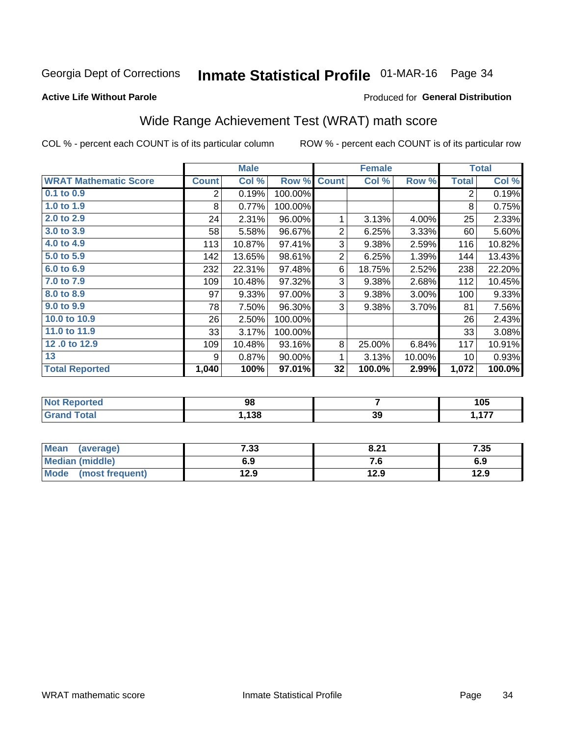Georgia Dept of Corrections **Inmate Statistical Profile** 01-MAR-16

**Active Life Without Parole**

Produced for **General Distribution**

## Wide Range Achievement Test (WRAT) math score

COL % - percent each COUNT is of its particular column ROW % - percent each COUNT is of its particular row

| | Male | | | Female | | | Total | |
|---|---|---|---|---|---|---|---|---|
| **WRAT Mathematic Score** | **Count** | **Col %** | **Row %** | **Count** | **Col %** | **Row %** | **Total** | **Col %** |
| 0.1 to 0.9 | 2 | 0.19% | 100.00% | | | | 2 | 0.19% |
| 1.0 to 1.9 | 8 | 0.77% | 100.00% | | | | 8 | 0.75% |
| 2.0 to 2.9 | 24 | 2.31% | 96.00% | 1 | 3.13% | 4.00% | 25 | 2.33% |
| 3.0 to 3.9 | 58 | 5.58% | 96.67% | 2 | 6.25% | 3.33% | 60 | 5.60% |
| 4.0 to 4.9 | 113 | 10.87% | 97.41% | 3 | 9.38% | 2.59% | 116 | 10.82% |
| 5.0 to 5.9 | 142 | 13.65% | 98.61% | 2 | 6.25% | 1.39% | 144 | 13.43% |
| 6.0 to 6.9 | 232 | 22.31% | 97.48% | 6 | 18.75% | 2.52% | 238 | 22.20% |
| 7.0 to 7.9 | 109 | 10.48% | 97.32% | 3 | 9.38% | 2.68% | 112 | 10.45% |
| 8.0 to 8.9 | 97 | 9.33% | 97.00% | 3 | 9.38% | 3.00% | 100 | 9.33% |
| 9.0 to 9.9 | 78 | 7.50% | 96.30% | 3 | 9.38% | 3.70% | 81 | 7.56% |
| 10.0 to 10.9 | 26 | 2.50% | 100.00% | | | | 26 | 2.43% |
| 11.0 to 11.9 | 33 | 3.17% | 100.00% | | | | 33 | 3.08% |
| 12 .0 to 12.9 | 109 | 10.48% | 93.16% | 8 | 25.00% | 6.84% | 117 | 10.91% |
| 13 | 9 | 0.87% | 90.00% | 1 | 3.13% | 10.00% | 10 | 0.93% |
| **Total Reported** | **1,040** | **100%** | **97.01%** | **32** | **100.0%** | **2.99%** | **1,072** | **100.0%** |

| | Male | Female | Total |
|---|---|---|---|
| Not Reported | 98 | 7 | 105 |
| Grand Total | 1,138 | 39 | 1,177 |

| | Male | Female | Total |
|---|---|---|---|
| Mean (average) | 7.33 | 8.21 | 7.35 |
| Median (middle) | 6.9 | 7.6 | 6.9 |
| Mode (most frequent) | 12.9 | 12.9 | 12.9 |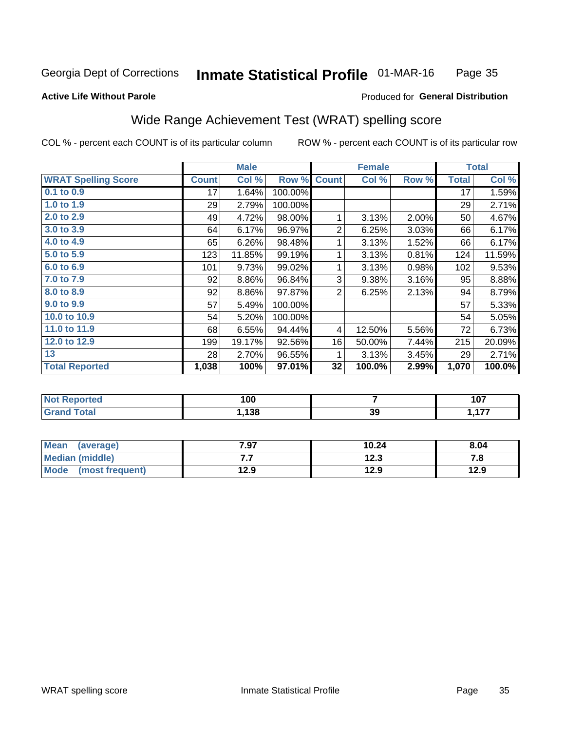Georgia Dept of Corrections **Inmate Statistical Profile** 01-MAR-16

**Active Life Without Parole**

Produced for **General Distribution**

## Wide Range Achievement Test (WRAT) spelling score

COL % - percent each COUNT is of its particular column ROW % - percent each COUNT is of its particular row

| | Male | | | Female | | | Total | |
|---|---|---|---|---|---|---|---|---|
| **WRAT Spelling Score** | **Count** | **Col %** | **Row %** | **Count** | **Col %** | **Row %** | **Total** | **Col %** |
| **0.1 to 0.9** | 17 | 1.64% | 100.00% | | | | 17 | 1.59% |
| **1.0 to 1.9** | 29 | 2.79% | 100.00% | | | | 29 | 2.71% |
| **2.0 to 2.9** | 49 | 4.72% | 98.00% | 1 | 3.13% | 2.00% | 50 | 4.67% |
| **3.0 to 3.9** | 64 | 6.17% | 96.97% | 2 | 6.25% | 3.03% | 66 | 6.17% |
| **4.0 to 4.9** | 65 | 6.26% | 98.48% | 1 | 3.13% | 1.52% | 66 | 6.17% |
| **5.0 to 5.9** | 123 | 11.85% | 99.19% | 1 | 3.13% | 0.81% | 124 | 11.59% |
| **6.0 to 6.9** | 101 | 9.73% | 99.02% | 1 | 3.13% | 0.98% | 102 | 9.53% |
| **7.0 to 7.9** | 92 | 8.86% | 96.84% | 3 | 9.38% | 3.16% | 95 | 8.88% |
| **8.0 to 8.9** | 92 | 8.86% | 97.87% | 2 | 6.25% | 2.13% | 94 | 8.79% |
| **9.0 to 9.9** | 57 | 5.49% | 100.00% | | | | 57 | 5.33% |
| **10.0 to 10.9** | 54 | 5.20% | 100.00% | | | | 54 | 5.05% |
| **11.0 to 11.9** | 68 | 6.55% | 94.44% | 4 | 12.50% | 5.56% | 72 | 6.73% |
| **12.0 to 12.9** | 199 | 19.17% | 92.56% | 16 | 50.00% | 7.44% | 215 | 20.09% |
| **13** | 28 | 2.70% | 96.55% | 1 | 3.13% | 3.45% | 29 | 2.71% |
| **Total Reported** | **1,038** | **100%** | **97.01%** | **32** | **100.0%** | **2.99%** | **1,070** | **100.0%** |

| | Male | Female | Total |
|---|---|---|---|
| **Not Reported** | **100** | **7** | **107** |
| **Grand Total** | **1,138** | **39** | **1,177** |

| | Male | Female | Total |
|---|---|---|---|
| **Mean (average)** | **7.97** | **10.24** | **8.04** |
| **Median (middle)** | **7.7** | **12.3** | **7.8** |
| **Mode (most frequent)** | **12.9** | **12.9** | **12.9** |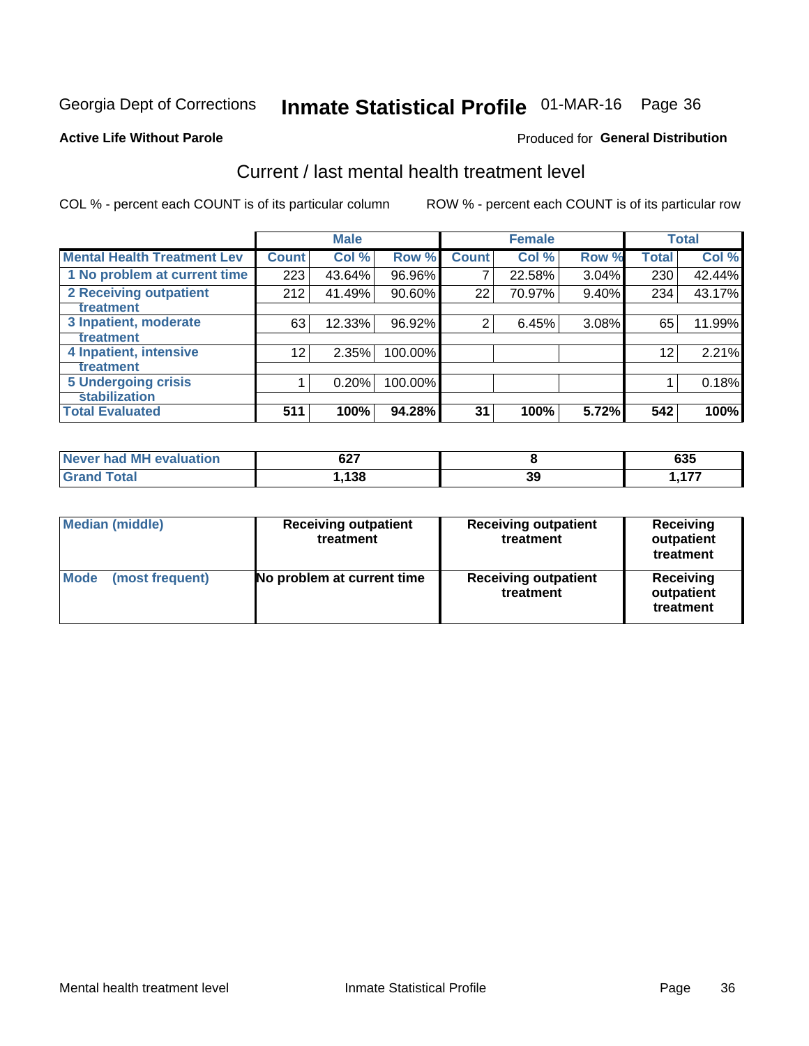Georgia Dept of Corrections **Inmate Statistical Profile** 01-MAR-16

**Active Life Without Parole**

Produced for **General Distribution**

## Current / last mental health treatment level

COL % - percent each COUNT is of its particular column

ROW % - percent each COUNT is of its particular row

| | Male | | | Female | | | Total | |
|---|---|---|---|---|---|---|---|---|
| **Mental Health Treatment Lev** | **Count** | **Col %** | **Row %** | **Count** | **Col %** | **Row %** | **Total** | **Col %** |
| 1 No problem at current time | 223 | 43.64% | 96.96% | 7 | 22.58% | 3.04% | 230 | 42.44% |
| 2 Receiving outpatient treatment | 212 | 41.49% | 90.60% | 22 | 70.97% | 9.40% | 234 | 43.17% |
| 3 Inpatient, moderate treatment | 63 | 12.33% | 96.92% | 2 | 6.45% | 3.08% | 65 | 11.99% |
| 4 Inpatient, intensive treatment | 12 | 2.35% | 100.00% | | | | 12 | 2.21% |
| 5 Undergoing crisis stabilization | 1 | 0.20% | 100.00% | | | | 1 | 0.18% |
| **Total Evaluated** | **511** | **100%** | **94.28%** | **31** | **100%** | **5.72%** | **542** | **100%** |

| | Male | Female | Total |
|---|---|---|---|
| Never had MH evaluation | 627 | 8 | 635 |
| Grand Total | 1,138 | 39 | 1,177 |

| | Male | Female | Total |
|---|---|---|---|
| Median (middle) | Receiving outpatient treatment | Receiving outpatient treatment | Receiving outpatient treatment |
| Mode (most frequent) | No problem at current time | Receiving outpatient treatment | Receiving outpatient treatment |

Mental health treatment level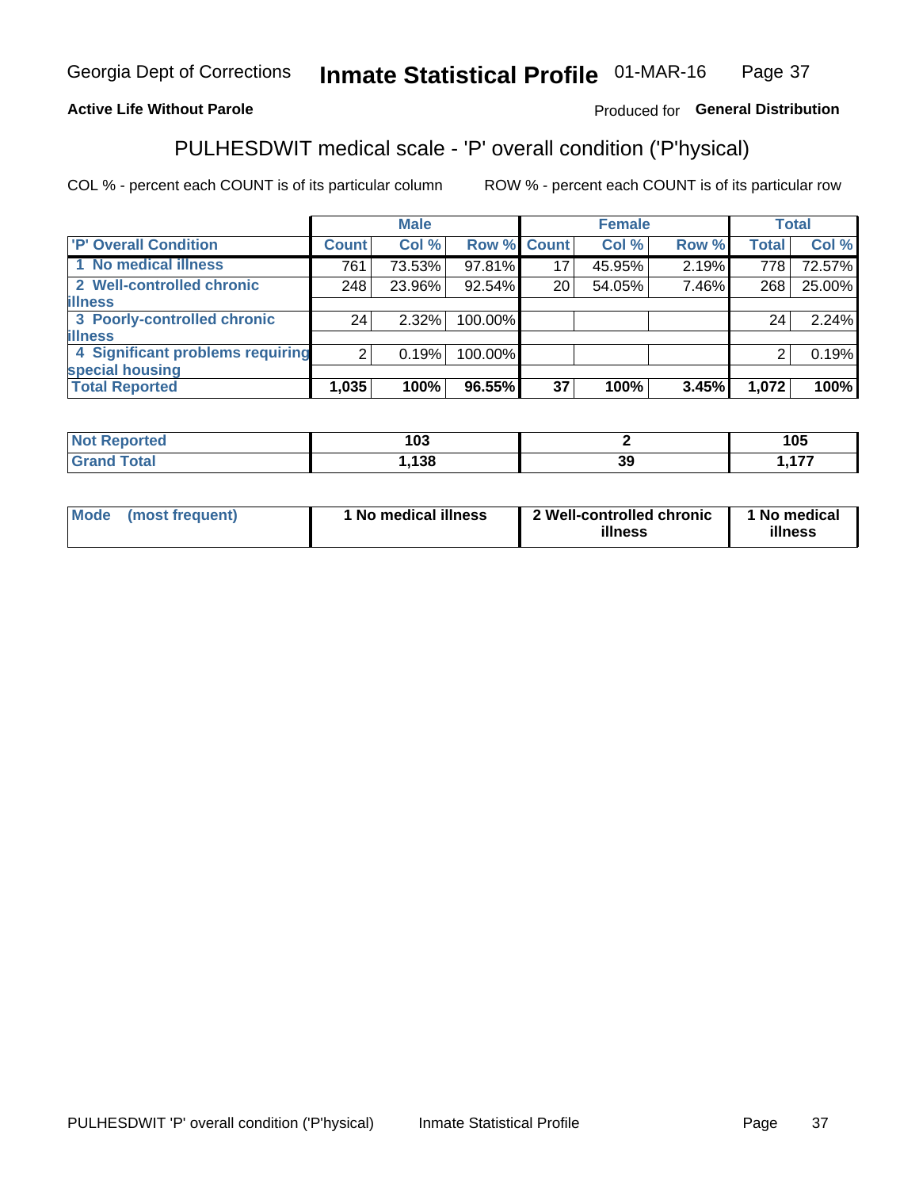Georgia Dept of Corrections **Inmate Statistical Profile** 01-MAR-16

**Active Life Without Parole**

Produced for **General Distribution**

## PULHESDWIT medical scale - 'P' overall condition ('P'hysical)

COL % - percent each COUNT is of its particular column ROW % - percent each COUNT is of its particular row

| 'P' Overall Condition | Male | | | Female | | | Total | |
|---|---|---|---|---|---|---|---|---|
| | Count | Col % | Row % | Count | Col % | Row % | Total | Col % |
| 1 No medical illness | 761 | 73.53% | 97.81% | 17 | 45.95% | 2.19% | 778 | 72.57% |
| 2 Well-controlled chronic illness | 248 | 23.96% | 92.54% | 20 | 54.05% | 7.46% | 268 | 25.00% |
| 3 Poorly-controlled chronic illness | 24 | 2.32% | 100.00% | | | | 24 | 2.24% |
| 4 Significant problems requiring special housing | 2 | 0.19% | 100.00% | | | | 2 | 0.19% |
| **Total Reported** | **1,035** | **100%** | **96.55%** | **37** | **100%** | **3.45%** | **1,072** | **100%** |

| | Male | Female | Total |
|---|---|---|---|
| Not Reported | 103 | 2 | 105 |
| Grand Total | 1,138 | 39 | 1,177 |

| | Male | Female | Total |
|---|---|---|---|
| Mode (most frequent) | 1 No medical illness | 2 Well-controlled chronic illness | 1 No medical illness |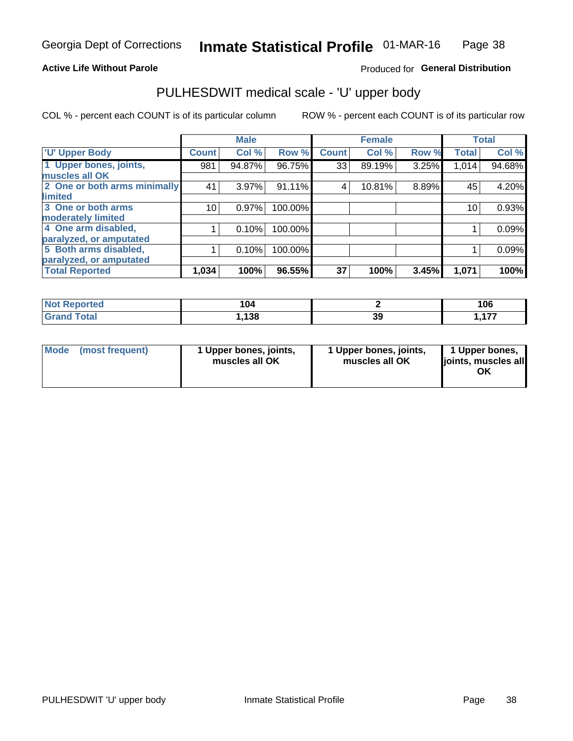Georgia Dept of Corrections **Inmate Statistical Profile** 01-MAR-16

**Active Life Without Parole**

Produced for **General Distribution**

## PULHESDWIT medical scale - 'U' upper body

COL % - percent each COUNT is of its particular column ROW % - percent each COUNT is of its particular row

| 'U' Upper Body | Male | | | Female | | | Total | |
|---|---|---|---|---|---|---|---|---|
| | Count | Col % | Row % | Count | Col % | Row % | Total | Col % |
| 1 Upper bones, joints, muscles all OK | 981 | 94.87% | 96.75% | 33 | 89.19% | 3.25% | 1,014 | 94.68% |
| 2 One or both arms minimally limited | 41 | 3.97% | 91.11% | 4 | 10.81% | 8.89% | 45 | 4.20% |
| 3 One or both arms moderately limited | 10 | 0.97% | 100.00% | | | | 10 | 0.93% |
| 4 One arm disabled, paralyzed, or amputated | 1 | 0.10% | 100.00% | | | | 1 | 0.09% |
| 5 Both arms disabled, paralyzed, or amputated | 1 | 0.10% | 100.00% | | | | 1 | 0.09% |
| **Total Reported** | **1,034** | **100%** | **96.55%** | **37** | **100%** | **3.45%** | **1,071** | **100%** |

| | Male | Female | Total |
|---|---|---|---|
| Not Reported | 104 | 2 | 106 |
| Grand Total | 1,138 | 39 | 1,177 |

| | Male | Female | Total |
|---|---|---|---|
| Mode (most frequent) | 1 Upper bones, joints, muscles all OK | 1 Upper bones, joints, muscles all OK | 1 Upper bones, joints, muscles all OK |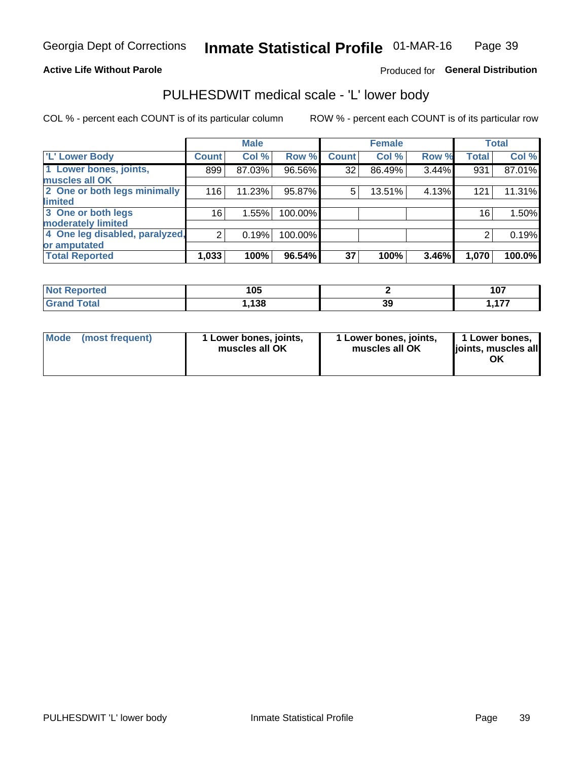Georgia Dept of Corrections **Inmate Statistical Profile** 01-MAR-16

**Active Life Without Parole**

Produced for **General Distribution**

## PULHESDWIT medical scale - 'L' lower body

COL % - percent each COUNT is of its particular column

ROW % - percent each COUNT is of its particular row

| | Male | | | Female | | | Total | |
|---|---|---|---|---|---|---|---|---|
| 'L' Lower Body | Count | Col % | Row % | Count | Col % | Row % | Total | Col % |
| 1 Lower bones, joints, muscles all OK | 899 | 87.03% | 96.56% | 32 | 86.49% | 3.44% | 931 | 87.01% |
| 2 One or both legs minimally limited | 116 | 11.23% | 95.87% | 5 | 13.51% | 4.13% | 121 | 11.31% |
| 3 One or both legs moderately limited | 16 | 1.55% | 100.00% | | | | 16 | 1.50% |
| 4 One leg disabled, paralyzed, or amputated | 2 | 0.19% | 100.00% | | | | 2 | 0.19% |
| **Total Reported** | **1,033** | **100%** | **96.54%** | **37** | **100%** | **3.46%** | **1,070** | **100.0%** |

| | Male | Female | Total |
|---|---|---|---|
| Not Reported | 105 | 2 | 107 |
| Grand Total | 1,138 | 39 | 1,177 |

| | Male | Female | Total |
|---|---|---|---|
| Mode (most frequent) | 1 Lower bones, joints, muscles all OK | 1 Lower bones, joints, muscles all OK | 1 Lower bones, joints, muscles all OK |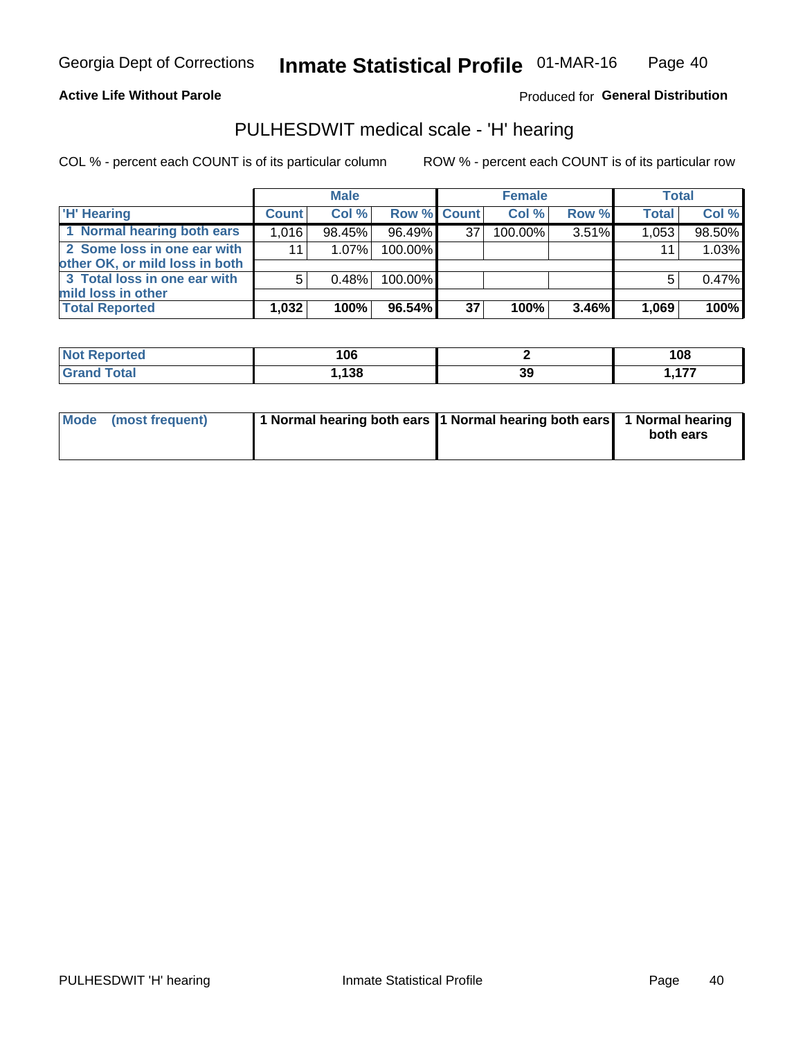Georgia Dept of Corrections **Inmate Statistical Profile** 01-MAR-16

**Active Life Without Parole**

Produced for **General Distribution**

## PULHESDWIT medical scale - 'H' hearing

COL % - percent each COUNT is of its particular column

ROW % - percent each COUNT is of its particular row

| | Male | | | Female | | | Total | |
|---|---|---|---|---|---|---|---|---|
| 'H' Hearing | Count | Col % | Row % | Count | Col % | Row % | Total | Col % |
| 1 Normal hearing both ears | 1,016 | 98.45% | 96.49% | 37 | 100.00% | 3.51% | 1,053 | 98.50% |
| 2 Some loss in one ear with other OK, or mild loss in both | 11 | 1.07% | 100.00% | | | | 11 | 1.03% |
| 3 Total loss in one ear with mild loss in other | 5 | 0.48% | 100.00% | | | | 5 | 0.47% |
| **Total Reported** | **1,032** | **100%** | **96.54%** | **37** | **100%** | **3.46%** | **1,069** | **100%** |

| | Male | Female | Total |
|---|---|---|---|
| **Not Reported** | **106** | **2** | **108** |
| **Grand Total** | **1,138** | **39** | **1,177** |

| | Male | Female | Total |
|---|---|---|---|
| **Mode (most frequent)** | **1 Normal hearing both ears** | **1 Normal hearing both ears** | **1 Normal hearing both ears** |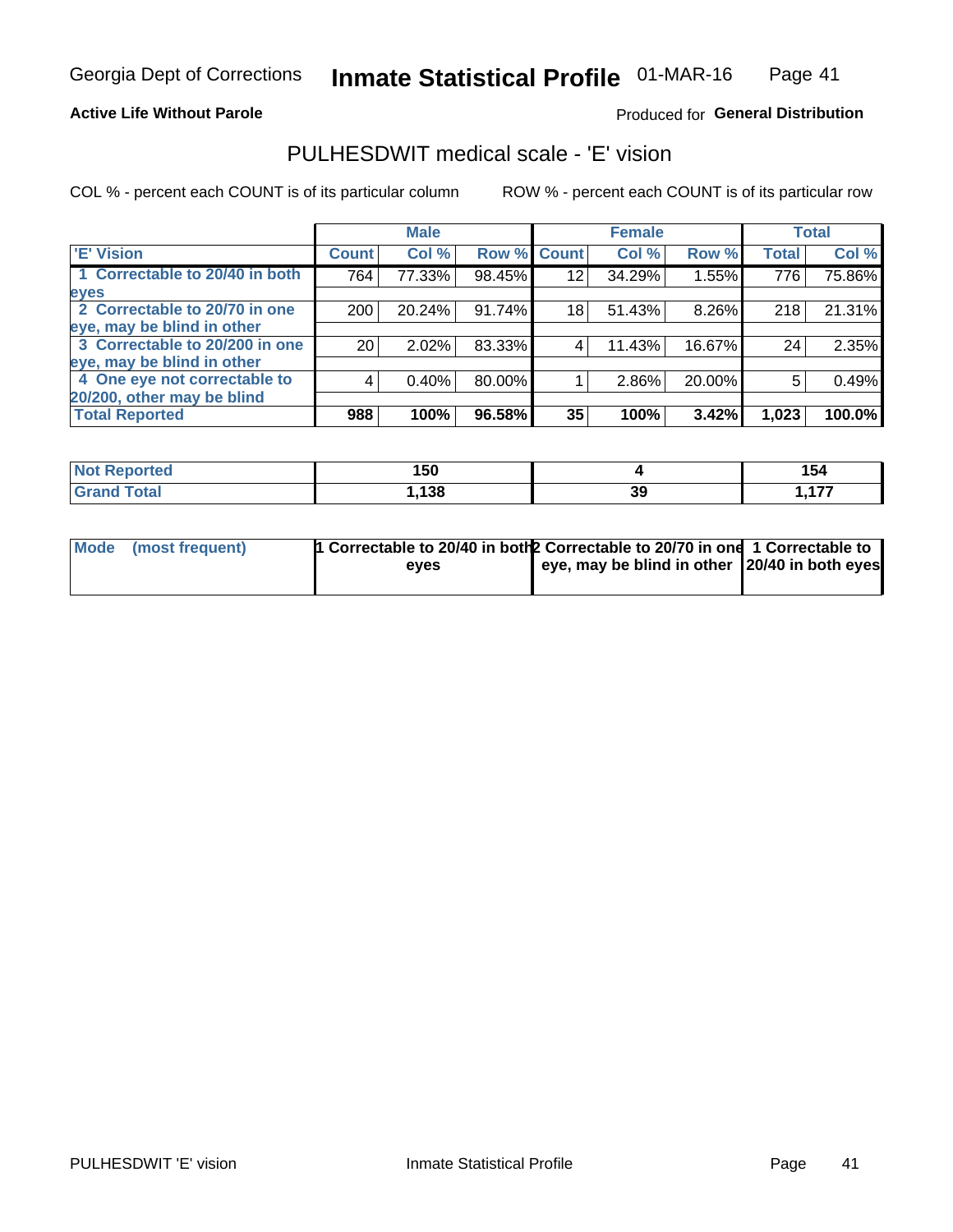Georgia Dept of Corrections **Inmate Statistical Profile** 01-MAR-16

**Active Life Without Parole**

Produced for **General Distribution**

## PULHESDWIT medical scale - 'E' vision

COL % - percent each COUNT is of its particular column ROW % - percent each COUNT is of its particular row

| | Male | | | Female | | | Total | |
|---|---|---|---|---|---|---|---|---|
| **'E' Vision** | **Count** | **Col %** | **Row %** | **Count** | **Col %** | **Row %** | **Total** | **Col %** |
| **1 Correctable to 20/40 in both eyes** | 764 | 77.33% | 98.45% | 12 | 34.29% | 1.55% | 776 | 75.86% |
| **2 Correctable to 20/70 in one eye, may be blind in other** | 200 | 20.24% | 91.74% | 18 | 51.43% | 8.26% | 218 | 21.31% |
| **3 Correctable to 20/200 in one eye, may be blind in other** | 20 | 2.02% | 83.33% | 4 | 11.43% | 16.67% | 24 | 2.35% |
| **4 One eye not correctable to 20/200, other may be blind** | 4 | 0.40% | 80.00% | 1 | 2.86% | 20.00% | 5 | 0.49% |
| **Total Reported** | **988** | **100%** | **96.58%** | **35** | **100%** | **3.42%** | **1,023** | **100.0%** |

| | Male | Female | Total |
|---|---|---|---|
| **Not Reported** | **150** | **4** | **154** |
| **Grand Total** | **1,138** | **39** | **1,177** |

| | Male | Female | Total |
|---|---|---|---|
| **Mode (most frequent)** | **1 Correctable to 20/40 in both eyes** | **2 Correctable to 20/70 in one eye, may be blind in other** | **1 Correctable to 20/40 in both eyes** |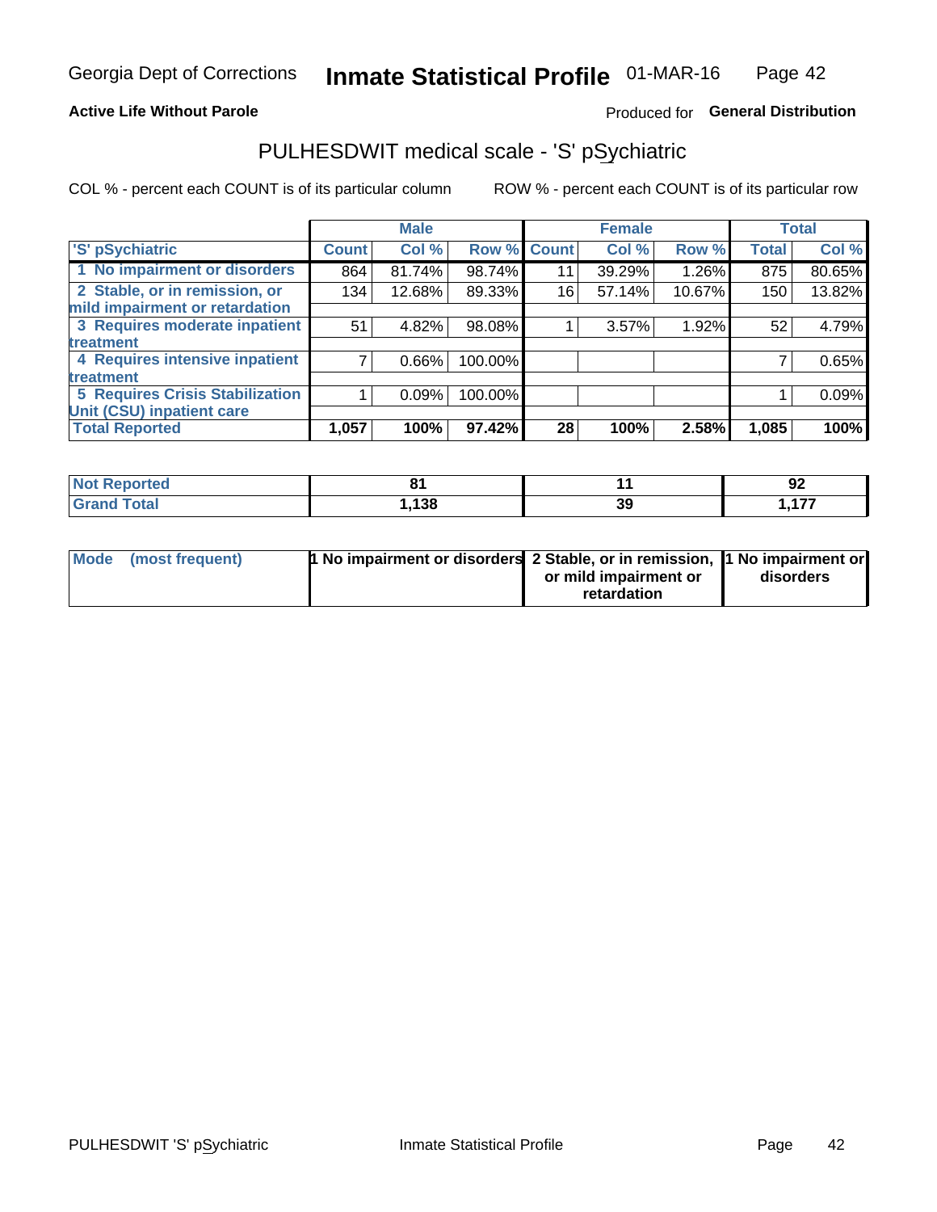Georgia Dept of Corrections **Inmate Statistical Profile** 01-MAR-16

**Active Life Without Parole**

Produced for **General Distribution**

## PULHESDWIT medical scale - 'S' pSychiatric

COL % - percent each COUNT is of its particular column

ROW % - percent each COUNT is of its particular row

| | Male | | | Female | | | Total | |
|---|---|---|---|---|---|---|---|---|
| 'S' pSychiatric | Count | Col % | Row % | Count | Col % | Row % | Total | Col % |
| 1 No impairment or disorders | 864 | 81.74% | 98.74% | 11 | 39.29% | 1.26% | 875 | 80.65% |
| 2 Stable, or in remission, or mild impairment or retardation | 134 | 12.68% | 89.33% | 16 | 57.14% | 10.67% | 150 | 13.82% |
| 3 Requires moderate inpatient treatment | 51 | 4.82% | 98.08% | 1 | 3.57% | 1.92% | 52 | 4.79% |
| 4 Requires intensive inpatient treatment | 7 | 0.66% | 100.00% | | | | 7 | 0.65% |
| 5 Requires Crisis Stabilization Unit (CSU) inpatient care | 1 | 0.09% | 100.00% | | | | 1 | 0.09% |
| **Total Reported** | **1,057** | **100%** | **97.42%** | **28** | **100%** | **2.58%** | **1,085** | **100%** |

| | Male | Female | Total |
|---|---|---|---|
| Not Reported | 81 | 11 | 92 |
| Grand Total | 1,138 | 39 | 1,177 |

| | Male | Female | Total |
|---|---|---|---|
| Mode (most frequent) | 1 No impairment or disorders | 2 Stable, or in remission, or mild impairment or retardation | 1 No impairment or disorders |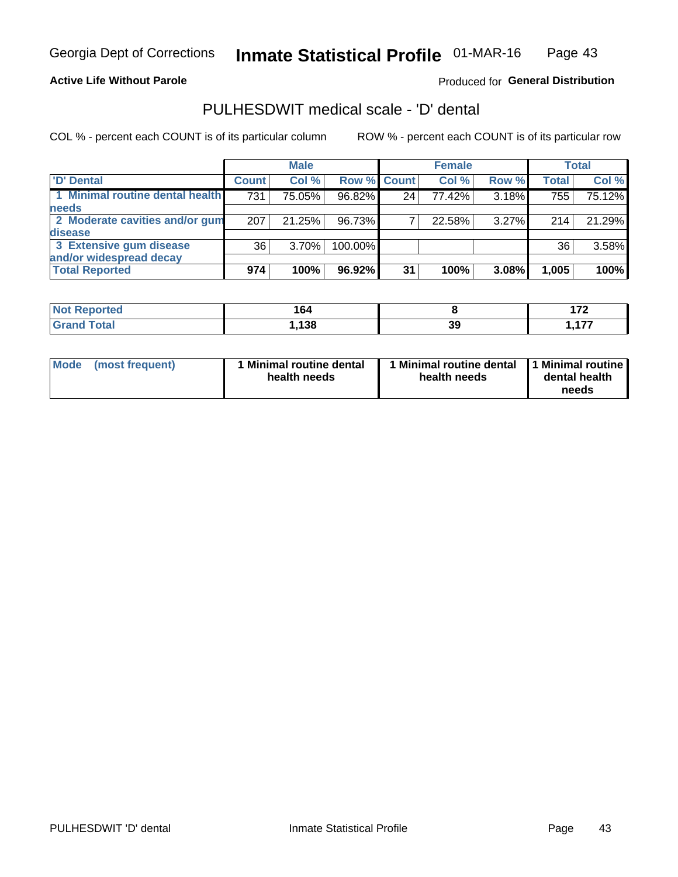Georgia Dept of Corrections **Inmate Statistical Profile** 01-MAR-16

**Active Life Without Parole**

Produced for **General Distribution**

## PULHESDWIT medical scale - 'D' dental

COL % - percent each COUNT is of its particular column ROW % - percent each COUNT is of its particular row

| | Male | | | Female | | | Total | |
|---|---|---|---|---|---|---|---|---|
| **'D' Dental** | **Count** | **Col %** | **Row %** | **Count** | **Col %** | **Row %** | **Total** | **Col %** |
| **1 Minimal routine dental health needs** | 731 | 75.05% | 96.82% | 24 | 77.42% | 3.18% | 755 | 75.12% |
| **2 Moderate cavities and/or gum disease** | 207 | 21.25% | 96.73% | 7 | 22.58% | 3.27% | 214 | 21.29% |
| **3 Extensive gum disease and/or widespread decay** | 36 | 3.70% | 100.00% | | | | 36 | 3.58% |
| **Total Reported** | **974** | **100%** | **96.92%** | **31** | **100%** | **3.08%** | **1,005** | **100%** |

| | Male | Female | Total |
|---|---|---|---|
| **Not Reported** | **164** | **8** | **172** |
| **Grand Total** | **1,138** | **39** | **1,177** |

| | Male | Female | Total |
|---|---|---|---|
| **Mode (most frequent)** | **1 Minimal routine dental health needs** | **1 Minimal routine dental health needs** | **1 Minimal routine dental health needs** |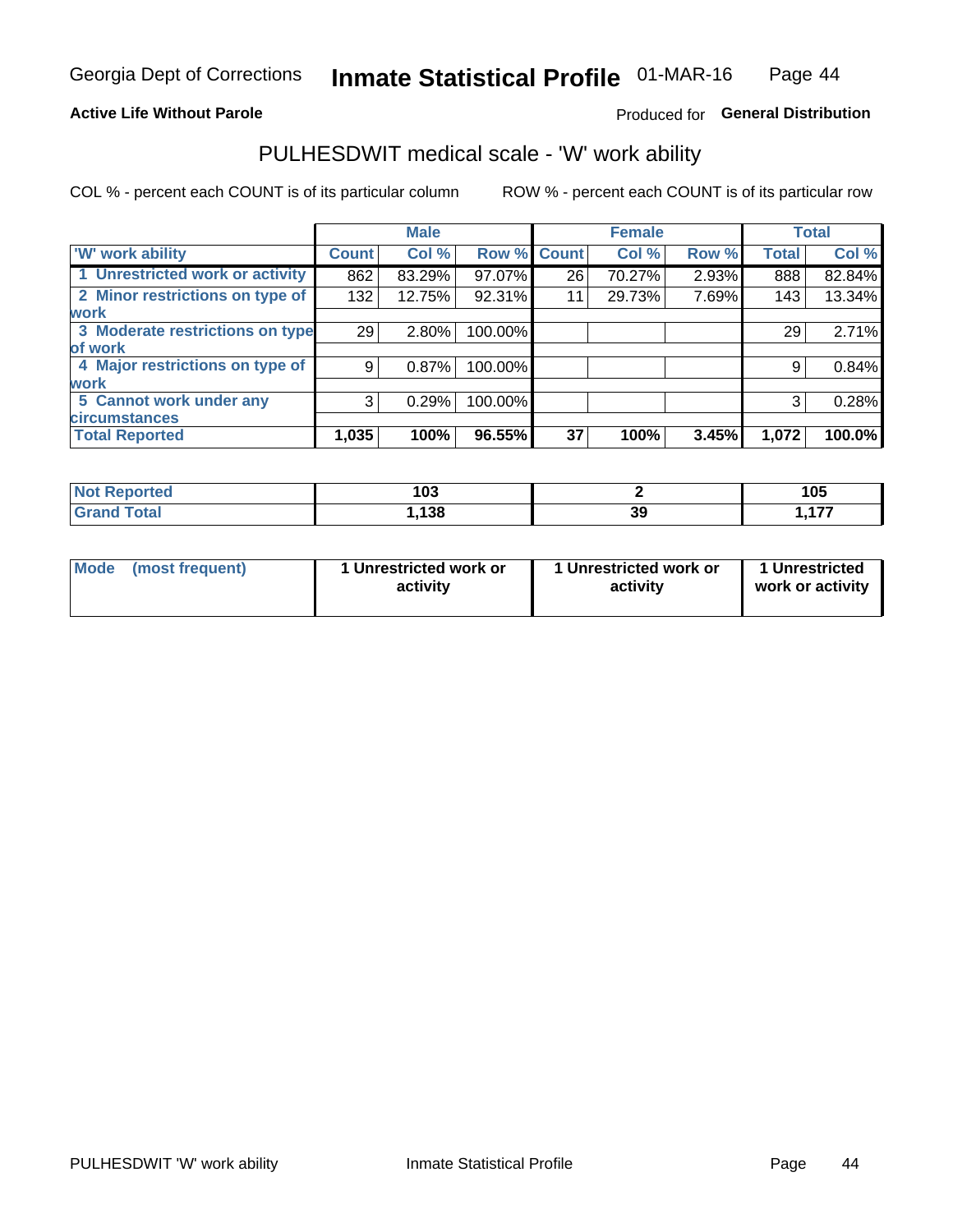Georgia Dept of Corrections **Inmate Statistical Profile** 01-MAR-16

**Active Life Without Parole**

Produced for **General Distribution**

## PULHESDWIT medical scale - 'W' work ability

COL % - percent each COUNT is of its particular column

ROW % - percent each COUNT is of its particular row

| | Male | | | Female | | | Total | |
|---|---|---|---|---|---|---|---|---|
| 'W' work ability | Count | Col % | Row % | Count | Col % | Row % | Total | Col % |
| 1 Unrestricted work or activity | 862 | 83.29% | 97.07% | 26 | 70.27% | 2.93% | 888 | 82.84% |
| 2 Minor restrictions on type of work | 132 | 12.75% | 92.31% | 11 | 29.73% | 7.69% | 143 | 13.34% |
| 3 Moderate restrictions on type of work | 29 | 2.80% | 100.00% | | | | 29 | 2.71% |
| 4 Major restrictions on type of work | 9 | 0.87% | 100.00% | | | | 9 | 0.84% |
| 5 Cannot work under any circumstances | 3 | 0.29% | 100.00% | | | | 3 | 0.28% |
| **Total Reported** | **1,035** | **100%** | **96.55%** | **37** | **100%** | **3.45%** | **1,072** | **100.0%** |

| | Male | Female | Total |
|---|---|---|---|
| Not Reported | 103 | 2 | 105 |
| Grand Total | 1,138 | 39 | 1,177 |

| | Male | Female | Total |
|---|---|---|---|
| Mode (most frequent) | 1 Unrestricted work or activity | 1 Unrestricted work or activity | 1 Unrestricted work or activity |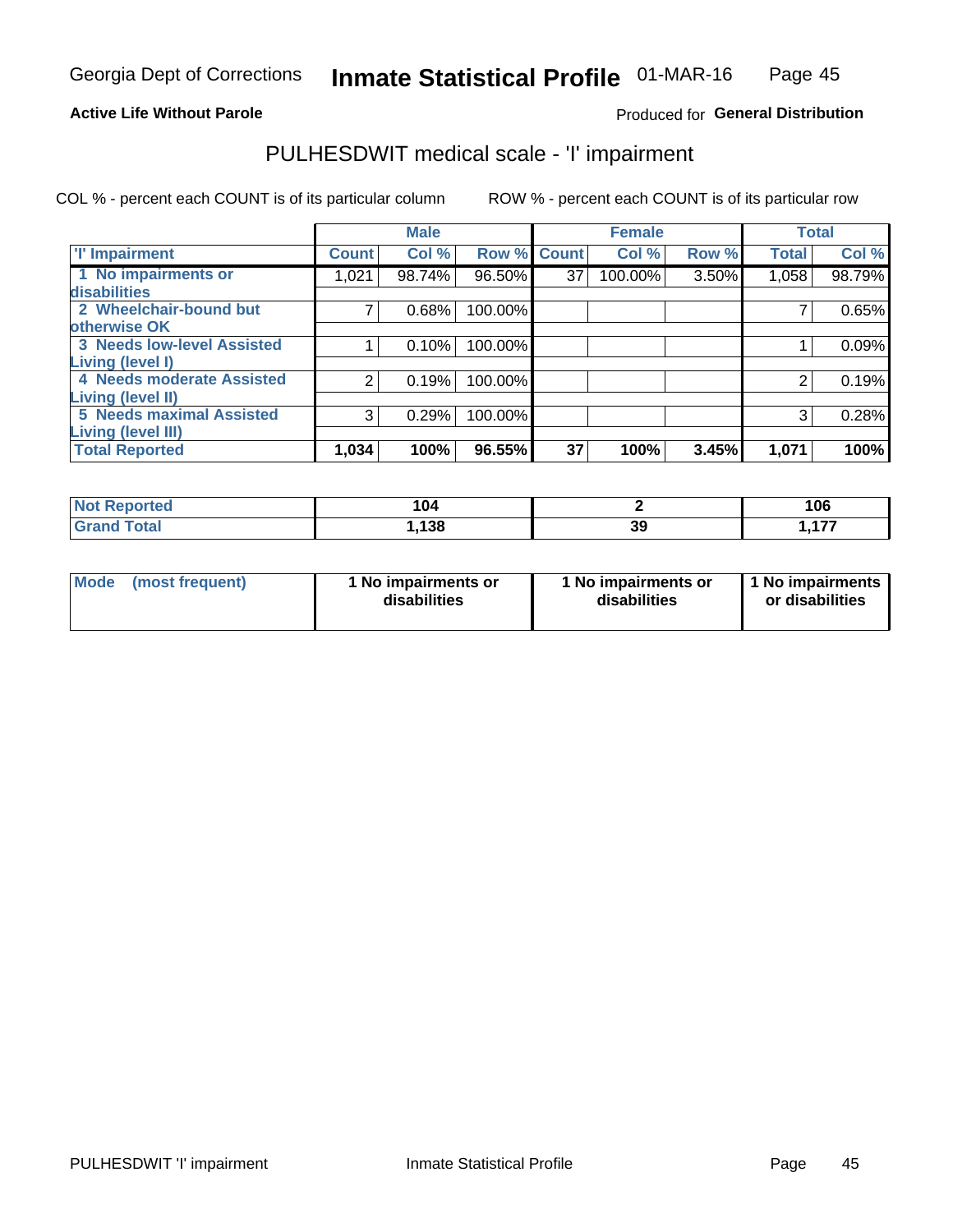Georgia Dept of Corrections **Inmate Statistical Profile** 01-MAR-16

**Active Life Without Parole**

Produced for **General Distribution**

## PULHESDWIT medical scale - 'I' impairment

COL % - percent each COUNT is of its particular column ROW % - percent each COUNT is of its particular row

| | Male | | | Female | | | Total | |
|---|---|---|---|---|---|---|---|---|
| 'I' Impairment | Count | Col % | Row % | Count | Col % | Row % | Total | Col % |
| 1 No impairments or disabilities | 1,021 | 98.74% | 96.50% | 37 | 100.00% | 3.50% | 1,058 | 98.79% |
| 2 Wheelchair-bound but otherwise OK | 7 | 0.68% | 100.00% | | | | 7 | 0.65% |
| 3 Needs low-level Assisted Living (level I) | 1 | 0.10% | 100.00% | | | | 1 | 0.09% |
| 4 Needs moderate Assisted Living (level II) | 2 | 0.19% | 100.00% | | | | 2 | 0.19% |
| 5 Needs maximal Assisted Living (level III) | 3 | 0.29% | 100.00% | | | | 3 | 0.28% |
| **Total Reported** | **1,034** | **100%** | **96.55%** | **37** | **100%** | **3.45%** | **1,071** | **100%** |

| | Male | Female | Total |
|---|---|---|---|
| Not Reported | 104 | 2 | 106 |
| Grand Total | 1,138 | 39 | 1,177 |

| | Male | Female | Total |
|---|---|---|---|
| Mode (most frequent) | 1 No impairments or disabilities | 1 No impairments or disabilities | 1 No impairments or disabilities |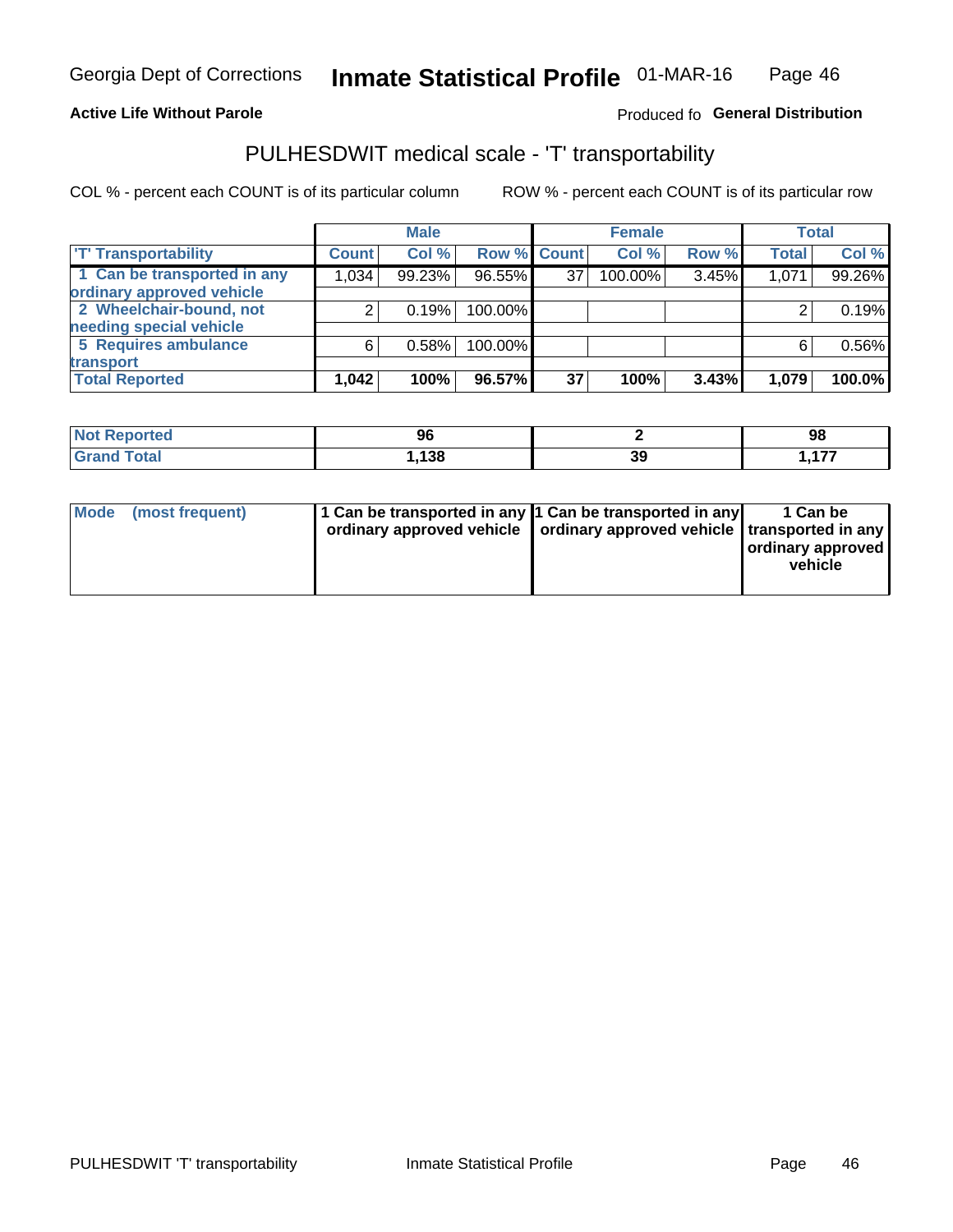Georgia Dept of Corrections **Inmate Statistical Profile** 01-MAR-16

**Active Life Without Parole**

Produced fo **General Distribution**

## PULHESDWIT medical scale - 'T' transportability

COL % - percent each COUNT is of its particular column

ROW % - percent each COUNT is of its particular row

| | Male | | | Female | | | Total | |
|---|---|---|---|---|---|---|---|---|
| 'T' Transportability | Count | Col % | Row % | Count | Col % | Row % | Total | Col % |
| 1 Can be transported in any ordinary approved vehicle | 1,034 | 99.23% | 96.55% | 37 | 100.00% | 3.45% | 1,071 | 99.26% |
| 2 Wheelchair-bound, not needing special vehicle | 2 | 0.19% | 100.00% | | | | 2 | 0.19% |
| 5 Requires ambulance transport | 6 | 0.58% | 100.00% | | | | 6 | 0.56% |
| **Total Reported** | **1,042** | **100%** | **96.57%** | **37** | **100%** | **3.43%** | **1,079** | **100.0%** |

| | Male | Female | Total |
|---|---|---|---|
| Not Reported | 96 | 2 | 98 |
| Grand Total | 1,138 | 39 | 1,177 |

| Mode (most frequent) | Male | Female | Total |
|---|---|---|---|
| | 1 Can be transported in any ordinary approved vehicle | 1 Can be transported in any ordinary approved vehicle | 1 Can be transported in any ordinary approved vehicle |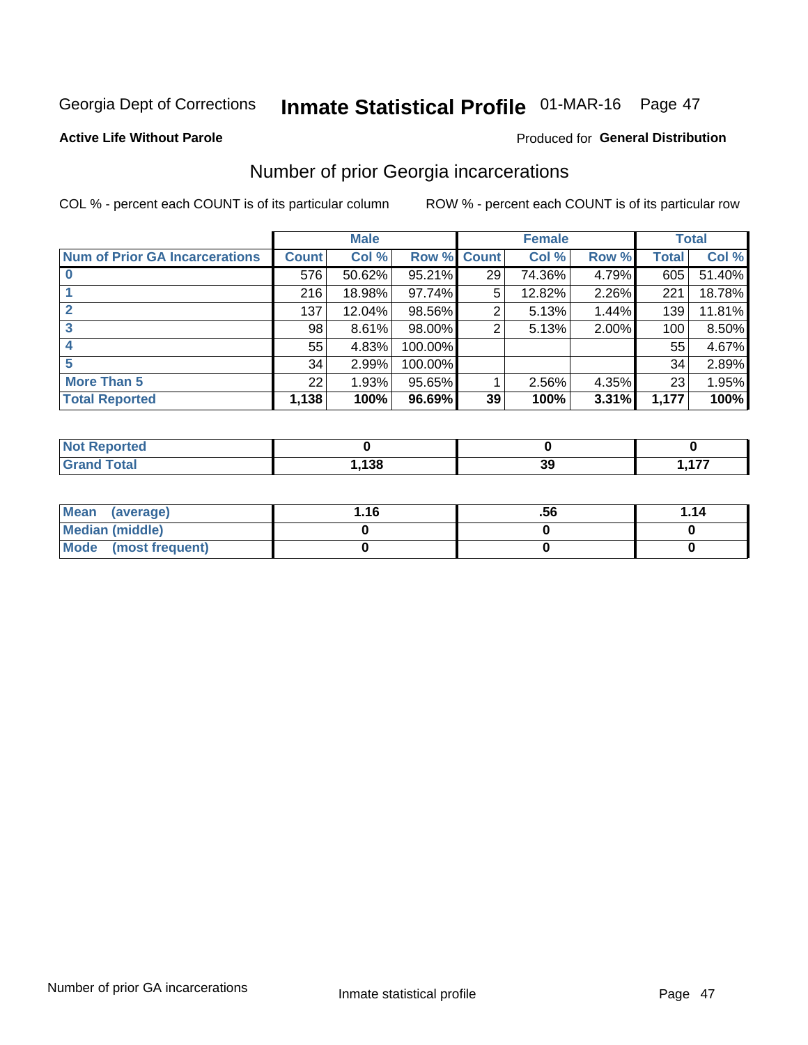Georgia Dept of Corrections **Inmate Statistical Profile** 01-MAR-16

**Active Life Without Parole**

Produced for **General Distribution**

## Number of prior Georgia incarcerations

COL % - percent each COUNT is of its particular column

ROW % - percent each COUNT is of its particular row

| | Male | | | Female | | | Total | |
|---|---|---|---|---|---|---|---|---|
| **Num of Prior GA Incarcerations** | **Count** | **Col %** | **Row %** | **Count** | **Col %** | **Row %** | **Total** | **Col %** |
| **0** | 576 | 50.62% | 95.21% | 29 | 74.36% | 4.79% | 605 | 51.40% |
| **1** | 216 | 18.98% | 97.74% | 5 | 12.82% | 2.26% | 221 | 18.78% |
| **2** | 137 | 12.04% | 98.56% | 2 | 5.13% | 1.44% | 139 | 11.81% |
| **3** | 98 | 8.61% | 98.00% | 2 | 5.13% | 2.00% | 100 | 8.50% |
| **4** | 55 | 4.83% | 100.00% | | | | 55 | 4.67% |
| **5** | 34 | 2.99% | 100.00% | | | | 34 | 2.89% |
| **More Than 5** | 22 | 1.93% | 95.65% | 1 | 2.56% | 4.35% | 23 | 1.95% |
| **Total Reported** | **1,138** | **100%** | **96.69%** | **39** | **100%** | **3.31%** | **1,177** | **100%** |

| | Male | Female | Total |
|---|---|---|---|
| **Not Reported** | **0** | **0** | **0** |
| **Grand Total** | **1,138** | **39** | **1,177** |

| | Male | Female | Total |
|---|---|---|---|
| **Mean (average)** | **1.16** | **.56** | **1.14** |
| **Median (middle)** | **0** | **0** | **0** |
| **Mode (most frequent)** | **0** | **0** | **0** |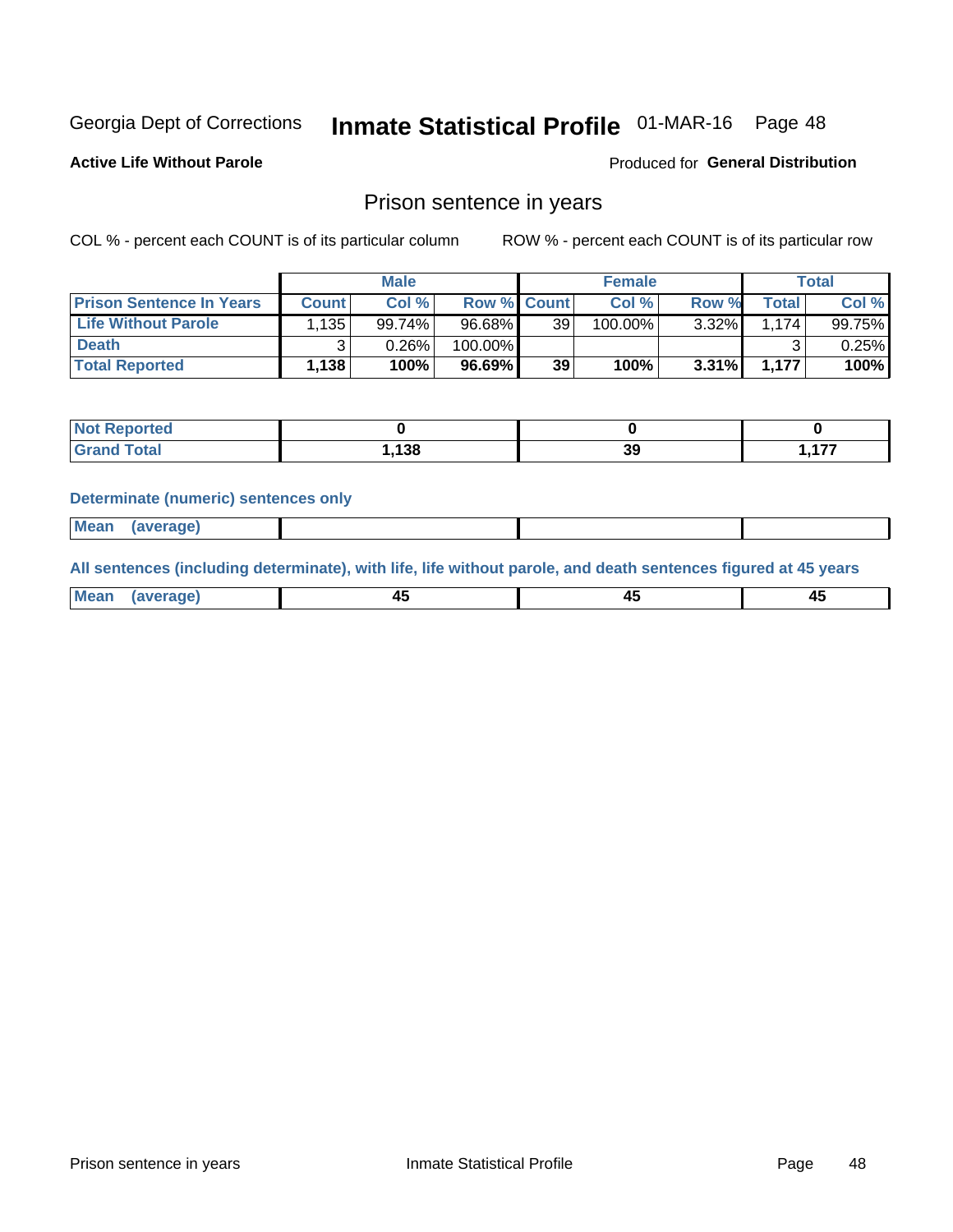Georgia Dept of Corrections **Inmate Statistical Profile** 01-MAR-16 Page 48

**Active Life Without Parole**

Produced for **General Distribution**

## Prison sentence in years

COL % - percent each COUNT is of its particular column

ROW % - percent each COUNT is of its particular row

| | Male | | | Female | | | Total | |
|---|---|---|---|---|---|---|---|---|
| **Prison Sentence In Years** | **Count** | **Col %** | **Row %** | **Count** | **Col %** | **Row %** | **Total** | **Col %** |
| **Life Without Parole** | 1,135 | 99.74% | 96.68% | 39 | 100.00% | 3.32% | 1,174 | 99.75% |
| **Death** | 3 | 0.26% | 100.00% | | | | 3 | 0.25% |
| **Total Reported** | **1,138** | **100%** | **96.69%** | **39** | **100%** | **3.31%** | **1,177** | **100%** |

| | Male | Female | Total |
|---|---|---|---|
| **Not Reported** | **0** | **0** | **0** |
| **Grand Total** | **1,138** | **39** | **1,177** |

**Determinate (numeric) sentences only**

| | Male | Female | Total |
|---|---|---|---|
| **Mean (average)** | | | |

**All sentences (including determinate), with life, life without parole, and death sentences figured at 45 years**

| | Male | Female | Total |
|---|---|---|---|
| **Mean (average)** | **45** | **45** | **45** |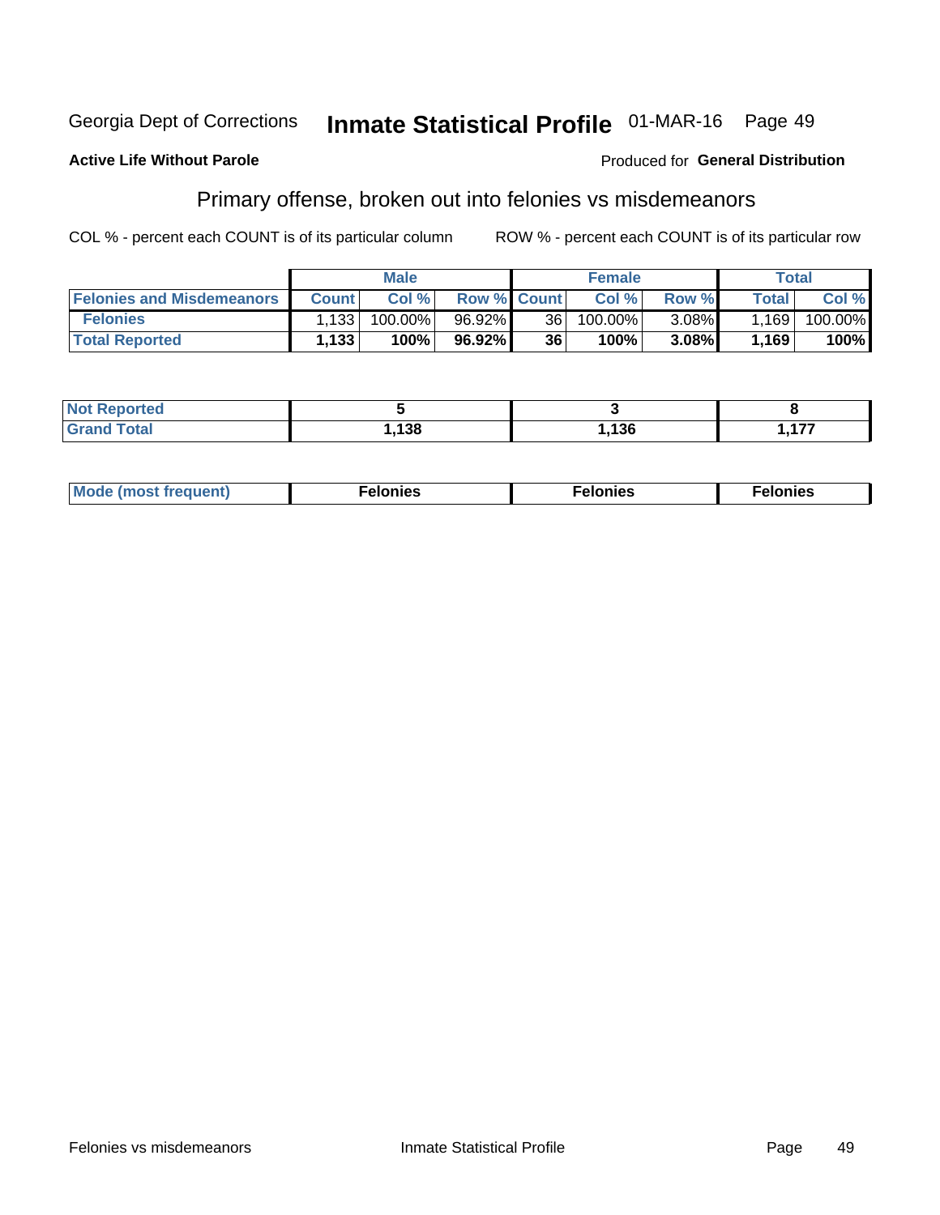Georgia Dept of Corrections **Inmate Statistical Profile** 01-MAR-16

**Active Life Without Parole**

Produced for **General Distribution**

## Primary offense, broken out into felonies vs misdemeanors

COL % - percent each COUNT is of its particular column

ROW % - percent each COUNT is of its particular row

| | Male | | | Female | | | Total | |
|---|---|---|---|---|---|---|---|---|
| **Felonies and Misdemeanors** | **Count** | **Col %** | **Row %** | **Count** | **Col %** | **Row %** | **Total** | **Col %** |
| **Felonies** | 1,133 | 100.00% | 96.92% | 36 | 100.00% | 3.08% | 1,169 | 100.00% |
| **Total Reported** | **1,133** | **100%** | **96.92%** | **36** | **100%** | **3.08%** | **1,169** | **100%** |

| | Male | Female | Total |
|---|---|---|---|
| **Not Reported** | **5** | **3** | **8** |
| **Grand Total** | **1,138** | **1,136** | **1,177** |

| | Male | Female | Total |
|---|---|---|---|
| **Mode (most frequent)** | **Felonies** | **Felonies** | **Felonies** |

Felonies vs misdemeanors

Inmate Statistical Profile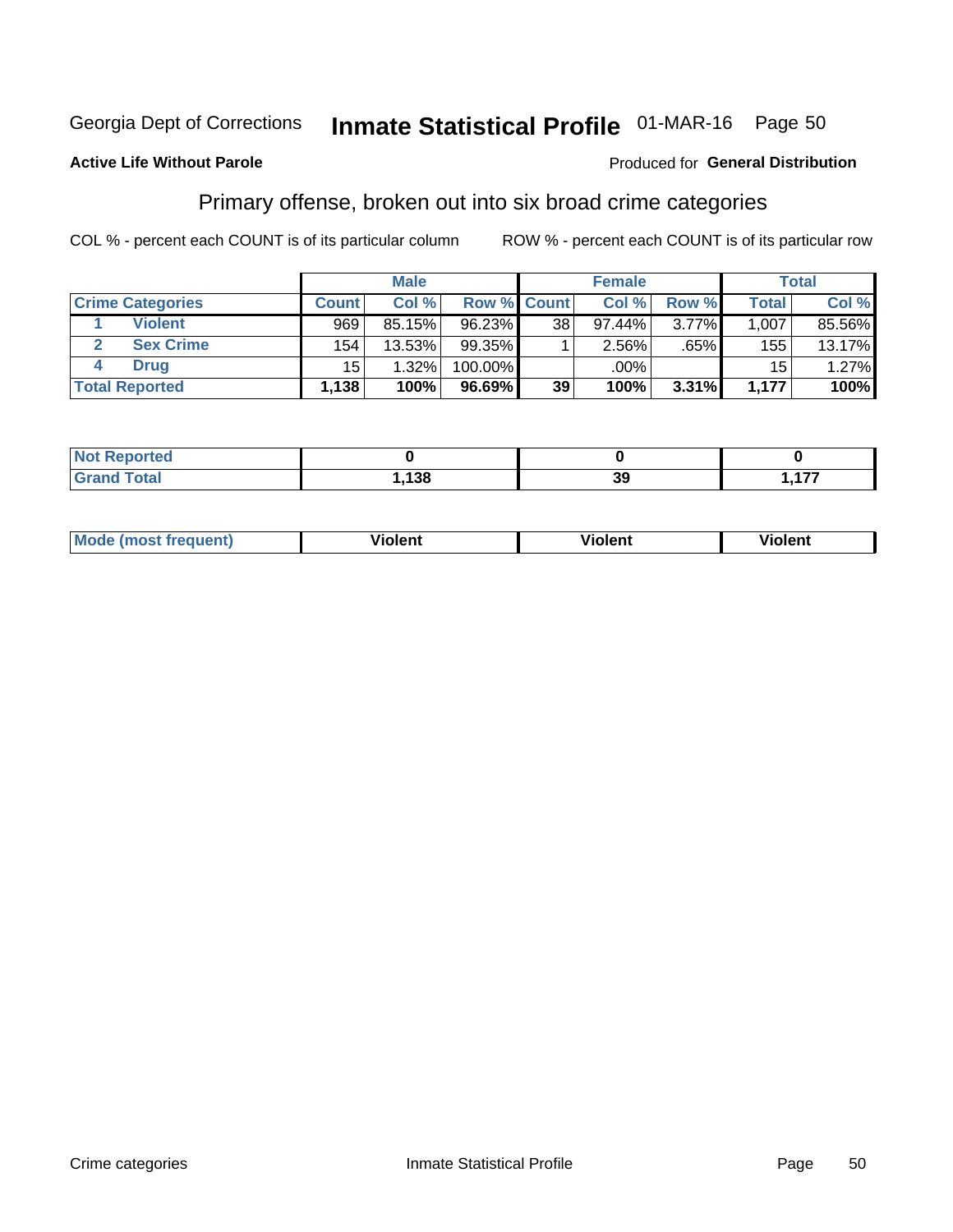Georgia Dept of Corrections **Inmate Statistical Profile** 01-MAR-16 Page 50

**Active Life Without Parole** Produced for **General Distribution**

## Primary offense, broken out into six broad crime categories

COL % - percent each COUNT is of its particular column ROW % - percent each COUNT is of its particular row

| Crime Categories | Male | | | Female | | | Total | |
|---|---|---|---|---|---|---|---|---|
| | Count | Col % | Row % | Count | Col % | Row % | Total | Col % |
| 1 Violent | 969 | 85.15% | 96.23% | 38 | 97.44% | 3.77% | 1,007 | 85.56% |
| 2 Sex Crime | 154 | 13.53% | 99.35% | 1 | 2.56% | .65% | 155 | 13.17% |
| 4 Drug | 15 | 1.32% | 100.00% | | .00% | | 15 | 1.27% |
| **Total Reported** | **1,138** | **100%** | **96.69%** | **39** | **100%** | **3.31%** | **1,177** | **100%** |

| | Male | Female | Total |
|---|---|---|---|
| Not Reported | 0 | 0 | 0 |
| Grand Total | 1,138 | 39 | 1,177 |

| | Male | Female | Total |
|---|---|---|---|
| Mode (most frequent) | Violent | Violent | Violent |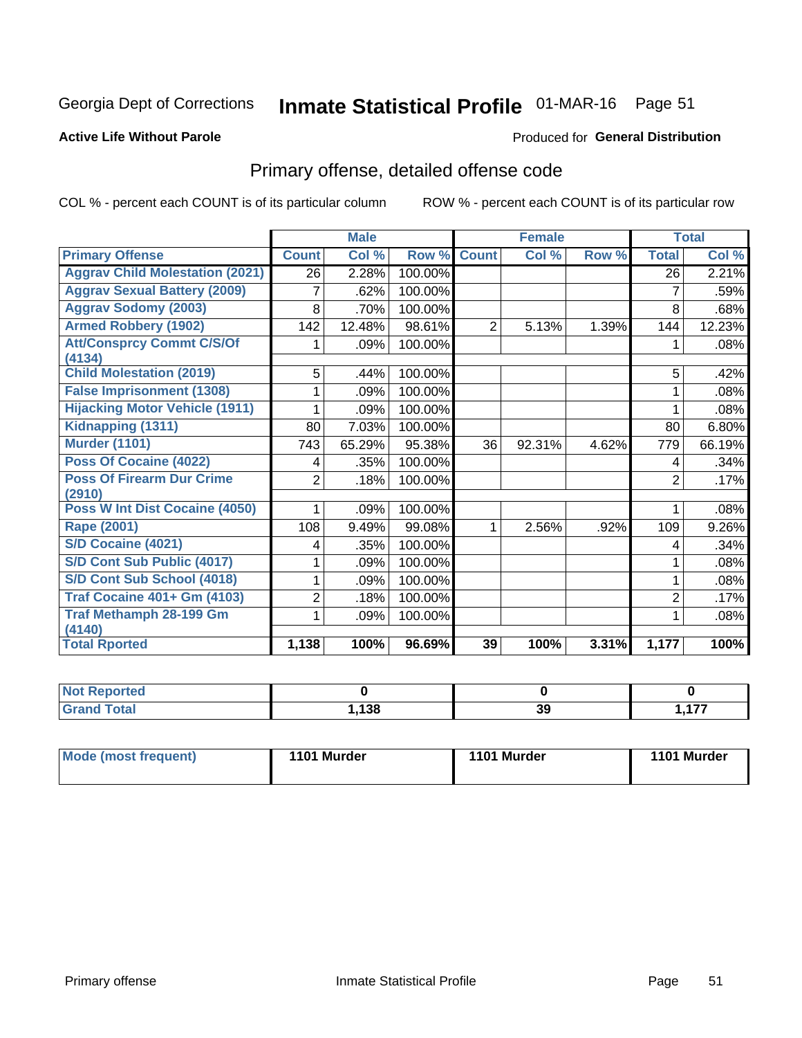Georgia Dept of Corrections **Inmate Statistical Profile** 01-MAR-16

**Active Life Without Parole**

Produced for **General Distribution**

## Primary offense, detailed offense code

COL % - percent each COUNT is of its particular column ROW % - percent each COUNT is of its particular row

| | Male | | | Female | | | Total | |
|---|---|---|---|---|---|---|---|---|
| **Primary Offense** | **Count** | **Col %** | **Row %** | **Count** | **Col %** | **Row %** | **Total** | **Col %** |
| Aggrav Child Molestation (2021) | 26 | 2.28% | 100.00% | | | | 26 | 2.21% |
| Aggrav Sexual Battery (2009) | 7 | .62% | 100.00% | | | | 7 | .59% |
| Aggrav Sodomy (2003) | 8 | .70% | 100.00% | | | | 8 | .68% |
| Armed Robbery (1902) | 142 | 12.48% | 98.61% | 2 | 5.13% | 1.39% | 144 | 12.23% |
| Att/Consprcy Commt C/S/Of (4134) | 1 | .09% | 100.00% | | | | 1 | .08% |
| Child Molestation (2019) | 5 | .44% | 100.00% | | | | 5 | .42% |
| False Imprisonment (1308) | 1 | .09% | 100.00% | | | | 1 | .08% |
| Hijacking Motor Vehicle (1911) | 1 | .09% | 100.00% | | | | 1 | .08% |
| Kidnapping (1311) | 80 | 7.03% | 100.00% | | | | 80 | 6.80% |
| Murder (1101) | 743 | 65.29% | 95.38% | 36 | 92.31% | 4.62% | 779 | 66.19% |
| Poss Of Cocaine (4022) | 4 | .35% | 100.00% | | | | 4 | .34% |
| Poss Of Firearm Dur Crime (2910) | 2 | .18% | 100.00% | | | | 2 | .17% |
| Poss W Int Dist Cocaine (4050) | 1 | .09% | 100.00% | | | | 1 | .08% |
| Rape (2001) | 108 | 9.49% | 99.08% | 1 | 2.56% | .92% | 109 | 9.26% |
| S/D Cocaine (4021) | 4 | .35% | 100.00% | | | | 4 | .34% |
| S/D Cont Sub Public (4017) | 1 | .09% | 100.00% | | | | 1 | .08% |
| S/D Cont Sub School (4018) | 1 | .09% | 100.00% | | | | 1 | .08% |
| Traf Cocaine 401+ Gm (4103) | 2 | .18% | 100.00% | | | | 2 | .17% |
| Traf Methamph 28-199 Gm (4140) | 1 | .09% | 100.00% | | | | 1 | .08% |
| **Total Rported** | **1,138** | **100%** | **96.69%** | **39** | **100%** | **3.31%** | **1,177** | **100%** |

| | Male | Female | Total |
|---|---|---|---|
| Not Reported | 0 | 0 | 0 |
| Grand Total | 1,138 | 39 | 1,177 |

| | Male | Female | Total |
|---|---|---|---|
| Mode (most frequent) | 1101 Murder | 1101 Murder | 1101 Murder |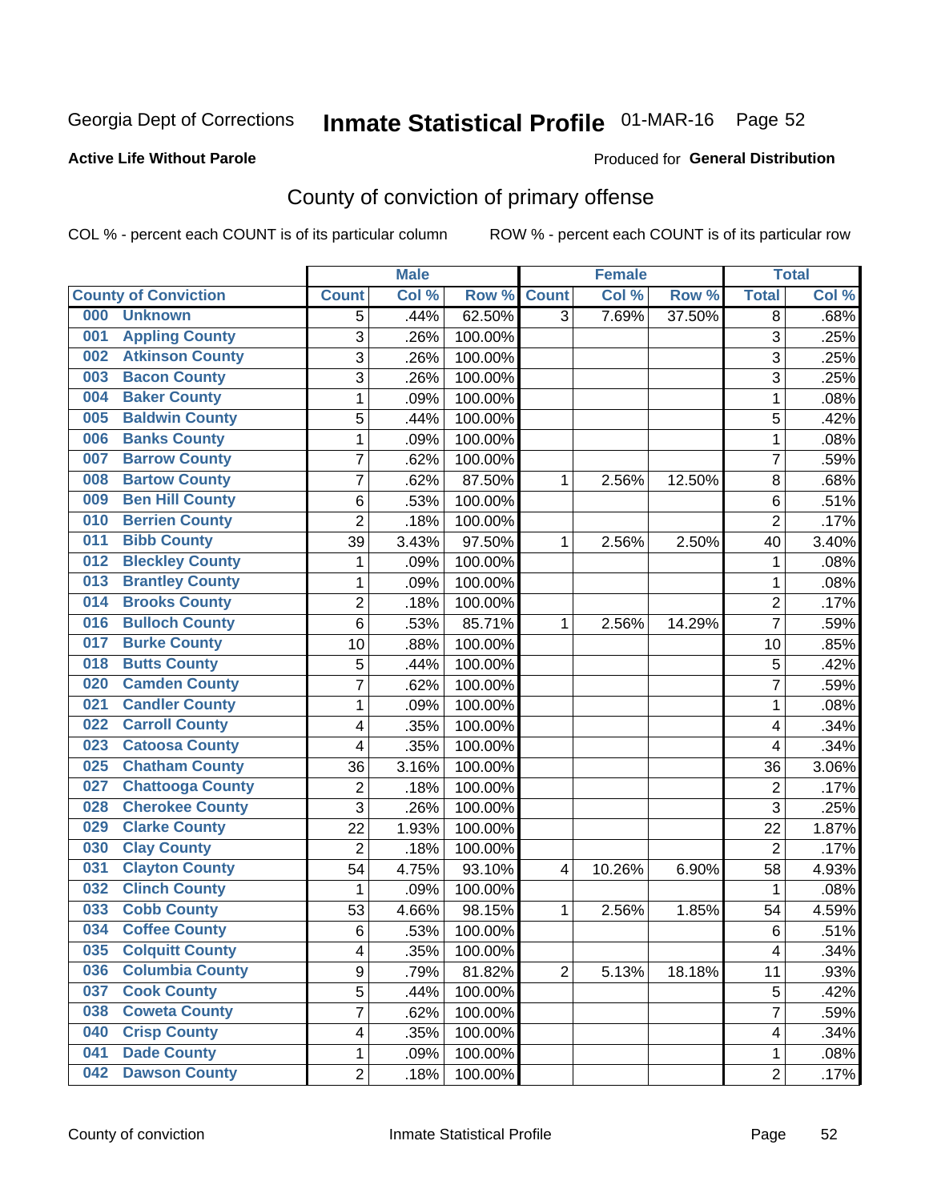Georgia Dept of Corrections **Inmate Statistical Profile** 01-MAR-16 Page 52

**Active Life Without Parole**

Produced for **General Distribution**

## County of conviction of primary offense

COL % - percent each COUNT is of its particular column ROW % - percent each COUNT is of its particular row

| County of Conviction | Male | | | Female | | | Total | |
|---|---|---|---|---|---|---|---|---|
| | Count | Col % | Row % | Count | Col % | Row % | Total | Col % |
| 000 Unknown | 5 | .44% | 62.50% | 3 | 7.69% | 37.50% | 8 | .68% |
| 001 Appling County | 3 | .26% | 100.00% | | | | 3 | .25% |
| 002 Atkinson County | 3 | .26% | 100.00% | | | | 3 | .25% |
| 003 Bacon County | 3 | .26% | 100.00% | | | | 3 | .25% |
| 004 Baker County | 1 | .09% | 100.00% | | | | 1 | .08% |
| 005 Baldwin County | 5 | .44% | 100.00% | | | | 5 | .42% |
| 006 Banks County | 1 | .09% | 100.00% | | | | 1 | .08% |
| 007 Barrow County | 7 | .62% | 100.00% | | | | 7 | .59% |
| 008 Bartow County | 7 | .62% | 87.50% | 1 | 2.56% | 12.50% | 8 | .68% |
| 009 Ben Hill County | 6 | .53% | 100.00% | | | | 6 | .51% |
| 010 Berrien County | 2 | .18% | 100.00% | | | | 2 | .17% |
| 011 Bibb County | 39 | 3.43% | 97.50% | 1 | 2.56% | 2.50% | 40 | 3.40% |
| 012 Bleckley County | 1 | .09% | 100.00% | | | | 1 | .08% |
| 013 Brantley County | 1 | .09% | 100.00% | | | | 1 | .08% |
| 014 Brooks County | 2 | .18% | 100.00% | | | | 2 | .17% |
| 016 Bulloch County | 6 | .53% | 85.71% | 1 | 2.56% | 14.29% | 7 | .59% |
| 017 Burke County | 10 | .88% | 100.00% | | | | 10 | .85% |
| 018 Butts County | 5 | .44% | 100.00% | | | | 5 | .42% |
| 020 Camden County | 7 | .62% | 100.00% | | | | 7 | .59% |
| 021 Candler County | 1 | .09% | 100.00% | | | | 1 | .08% |
| 022 Carroll County | 4 | .35% | 100.00% | | | | 4 | .34% |
| 023 Catoosa County | 4 | .35% | 100.00% | | | | 4 | .34% |
| 025 Chatham County | 36 | 3.16% | 100.00% | | | | 36 | 3.06% |
| 027 Chattooga County | 2 | .18% | 100.00% | | | | 2 | .17% |
| 028 Cherokee County | 3 | .26% | 100.00% | | | | 3 | .25% |
| 029 Clarke County | 22 | 1.93% | 100.00% | | | | 22 | 1.87% |
| 030 Clay County | 2 | .18% | 100.00% | | | | 2 | .17% |
| 031 Clayton County | 54 | 4.75% | 93.10% | 4 | 10.26% | 6.90% | 58 | 4.93% |
| 032 Clinch County | 1 | .09% | 100.00% | | | | 1 | .08% |
| 033 Cobb County | 53 | 4.66% | 98.15% | 1 | 2.56% | 1.85% | 54 | 4.59% |
| 034 Coffee County | 6 | .53% | 100.00% | | | | 6 | .51% |
| 035 Colquitt County | 4 | .35% | 100.00% | | | | 4 | .34% |
| 036 Columbia County | 9 | .79% | 81.82% | 2 | 5.13% | 18.18% | 11 | .93% |
| 037 Cook County | 5 | .44% | 100.00% | | | | 5 | .42% |
| 038 Coweta County | 7 | .62% | 100.00% | | | | 7 | .59% |
| 040 Crisp County | 4 | .35% | 100.00% | | | | 4 | .34% |
| 041 Dade County | 1 | .09% | 100.00% | | | | 1 | .08% |
| 042 Dawson County | 2 | .18% | 100.00% | | | | 2 | .17% |

County of conviction Inmate Statistical Profile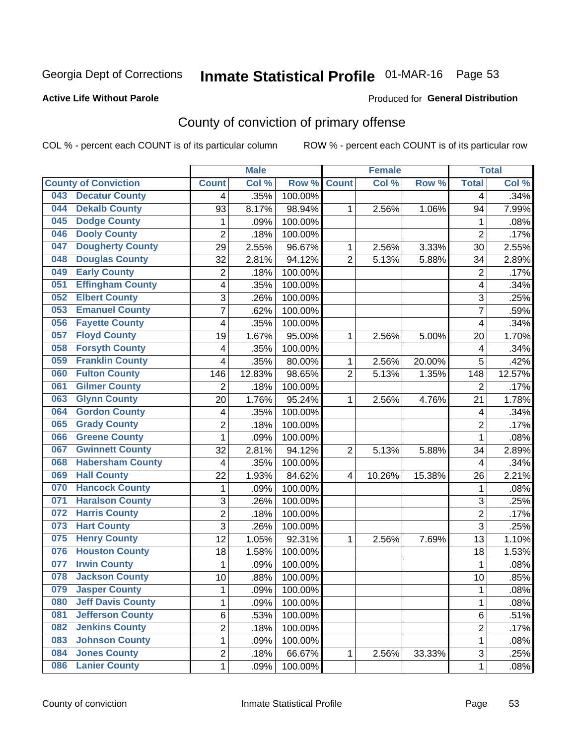Georgia Dept of Corrections

# Inmate Statistical Profile 01-MAR-16

**Active Life Without Parole**

Produced for **General Distribution**

## County of conviction of primary offense

COL % - percent each COUNT is of its particular column

ROW % - percent each COUNT is of its particular row

| County of Conviction | Male | | | Female | | | Total | |
|---|---|---|---|---|---|---|---|---|
| | Count | Col % | Row % | Count | Col % | Row % | Total | Col % |
| 043 Decatur County | 4 | .35% | 100.00% | | | | 4 | .34% |
| 044 Dekalb County | 93 | 8.17% | 98.94% | 1 | 2.56% | 1.06% | 94 | 7.99% |
| 045 Dodge County | 1 | .09% | 100.00% | | | | 1 | .08% |
| 046 Dooly County | 2 | .18% | 100.00% | | | | 2 | .17% |
| 047 Dougherty County | 29 | 2.55% | 96.67% | 1 | 2.56% | 3.33% | 30 | 2.55% |
| 048 Douglas County | 32 | 2.81% | 94.12% | 2 | 5.13% | 5.88% | 34 | 2.89% |
| 049 Early County | 2 | .18% | 100.00% | | | | 2 | .17% |
| 051 Effingham County | 4 | .35% | 100.00% | | | | 4 | .34% |
| 052 Elbert County | 3 | .26% | 100.00% | | | | 3 | .25% |
| 053 Emanuel County | 7 | .62% | 100.00% | | | | 7 | .59% |
| 056 Fayette County | 4 | .35% | 100.00% | | | | 4 | .34% |
| 057 Floyd County | 19 | 1.67% | 95.00% | 1 | 2.56% | 5.00% | 20 | 1.70% |
| 058 Forsyth County | 4 | .35% | 100.00% | | | | 4 | .34% |
| 059 Franklin County | 4 | .35% | 80.00% | 1 | 2.56% | 20.00% | 5 | .42% |
| 060 Fulton County | 146 | 12.83% | 98.65% | 2 | 5.13% | 1.35% | 148 | 12.57% |
| 061 Gilmer County | 2 | .18% | 100.00% | | | | 2 | .17% |
| 063 Glynn County | 20 | 1.76% | 95.24% | 1 | 2.56% | 4.76% | 21 | 1.78% |
| 064 Gordon County | 4 | .35% | 100.00% | | | | 4 | .34% |
| 065 Grady County | 2 | .18% | 100.00% | | | | 2 | .17% |
| 066 Greene County | 1 | .09% | 100.00% | | | | 1 | .08% |
| 067 Gwinnett County | 32 | 2.81% | 94.12% | 2 | 5.13% | 5.88% | 34 | 2.89% |
| 068 Habersham County | 4 | .35% | 100.00% | | | | 4 | .34% |
| 069 Hall County | 22 | 1.93% | 84.62% | 4 | 10.26% | 15.38% | 26 | 2.21% |
| 070 Hancock County | 1 | .09% | 100.00% | | | | 1 | .08% |
| 071 Haralson County | 3 | .26% | 100.00% | | | | 3 | .25% |
| 072 Harris County | 2 | .18% | 100.00% | | | | 2 | .17% |
| 073 Hart County | 3 | .26% | 100.00% | | | | 3 | .25% |
| 075 Henry County | 12 | 1.05% | 92.31% | 1 | 2.56% | 7.69% | 13 | 1.10% |
| 076 Houston County | 18 | 1.58% | 100.00% | | | | 18 | 1.53% |
| 077 Irwin County | 1 | .09% | 100.00% | | | | 1 | .08% |
| 078 Jackson County | 10 | .88% | 100.00% | | | | 10 | .85% |
| 079 Jasper County | 1 | .09% | 100.00% | | | | 1 | .08% |
| 080 Jeff Davis County | 1 | .09% | 100.00% | | | | 1 | .08% |
| 081 Jefferson County | 6 | .53% | 100.00% | | | | 6 | .51% |
| 082 Jenkins County | 2 | .18% | 100.00% | | | | 2 | .17% |
| 083 Johnson County | 1 | .09% | 100.00% | | | | 1 | .08% |
| 084 Jones County | 2 | .18% | 66.67% | 1 | 2.56% | 33.33% | 3 | .25% |
| 086 Lanier County | 1 | .09% | 100.00% | | | | 1 | .08% |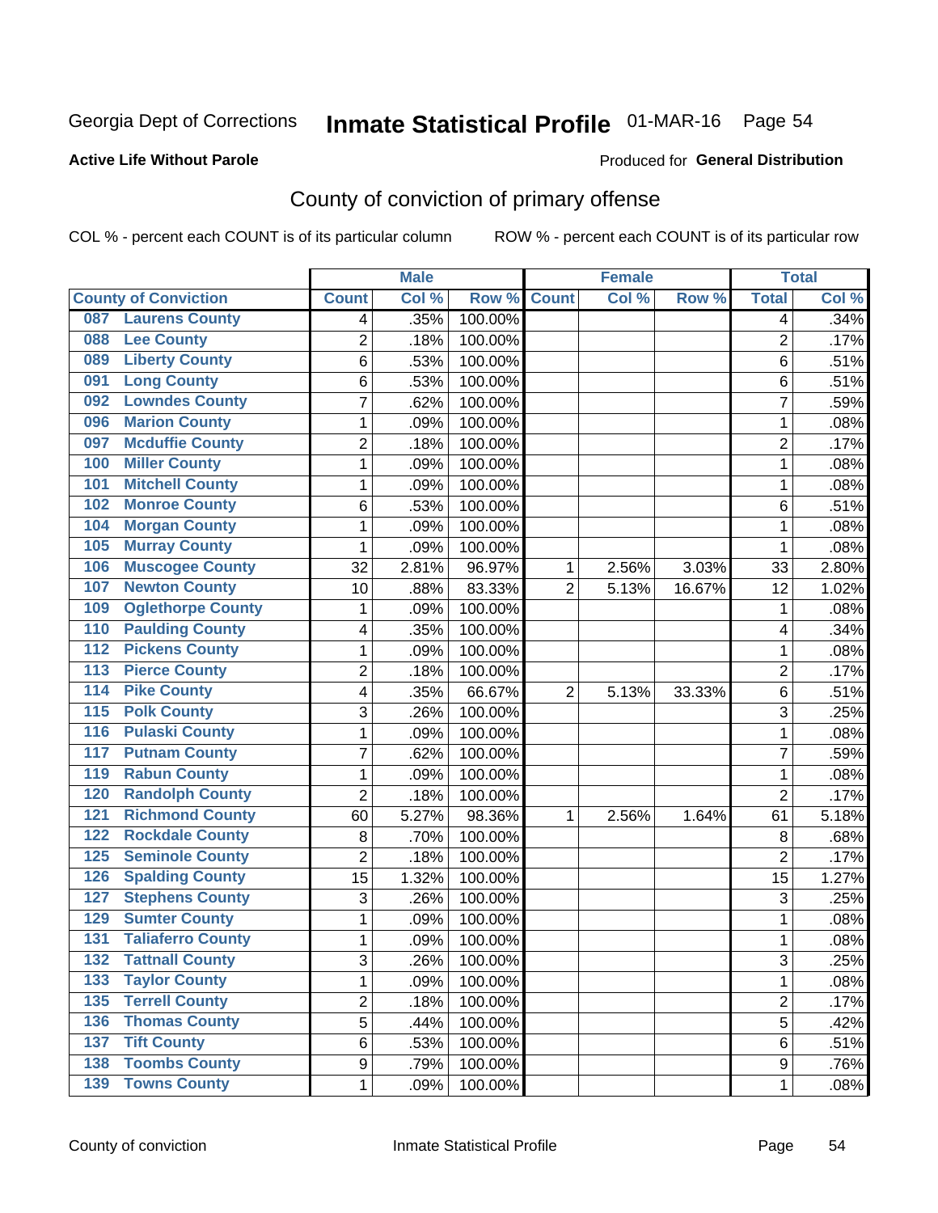Georgia Dept of Corrections **Inmate Statistical Profile** 01-MAR-16

**Active Life Without Parole**

Produced for **General Distribution**

## County of conviction of primary offense

COL % - percent each COUNT is of its particular column    ROW % - percent each COUNT is of its particular row

| | Male | | | Female | | | Total | |
|---|---|---|---|---|---|---|---|---|
| County of Conviction | Count | Col % | Row % | Count | Col % | Row % | Total | Col % |
| 087 Laurens County | 4 | .35% | 100.00% | | | | 4 | .34% |
| 088 Lee County | 2 | .18% | 100.00% | | | | 2 | .17% |
| 089 Liberty County | 6 | .53% | 100.00% | | | | 6 | .51% |
| 091 Long County | 6 | .53% | 100.00% | | | | 6 | .51% |
| 092 Lowndes County | 7 | .62% | 100.00% | | | | 7 | .59% |
| 096 Marion County | 1 | .09% | 100.00% | | | | 1 | .08% |
| 097 Mcduffie County | 2 | .18% | 100.00% | | | | 2 | .17% |
| 100 Miller County | 1 | .09% | 100.00% | | | | 1 | .08% |
| 101 Mitchell County | 1 | .09% | 100.00% | | | | 1 | .08% |
| 102 Monroe County | 6 | .53% | 100.00% | | | | 6 | .51% |
| 104 Morgan County | 1 | .09% | 100.00% | | | | 1 | .08% |
| 105 Murray County | 1 | .09% | 100.00% | | | | 1 | .08% |
| 106 Muscogee County | 32 | 2.81% | 96.97% | 1 | 2.56% | 3.03% | 33 | 2.80% |
| 107 Newton County | 10 | .88% | 83.33% | 2 | 5.13% | 16.67% | 12 | 1.02% |
| 109 Oglethorpe County | 1 | .09% | 100.00% | | | | 1 | .08% |
| 110 Paulding County | 4 | .35% | 100.00% | | | | 4 | .34% |
| 112 Pickens County | 1 | .09% | 100.00% | | | | 1 | .08% |
| 113 Pierce County | 2 | .18% | 100.00% | | | | 2 | .17% |
| 114 Pike County | 4 | .35% | 66.67% | 2 | 5.13% | 33.33% | 6 | .51% |
| 115 Polk County | 3 | .26% | 100.00% | | | | 3 | .25% |
| 116 Pulaski County | 1 | .09% | 100.00% | | | | 1 | .08% |
| 117 Putnam County | 7 | .62% | 100.00% | | | | 7 | .59% |
| 119 Rabun County | 1 | .09% | 100.00% | | | | 1 | .08% |
| 120 Randolph County | 2 | .18% | 100.00% | | | | 2 | .17% |
| 121 Richmond County | 60 | 5.27% | 98.36% | 1 | 2.56% | 1.64% | 61 | 5.18% |
| 122 Rockdale County | 8 | .70% | 100.00% | | | | 8 | .68% |
| 125 Seminole County | 2 | .18% | 100.00% | | | | 2 | .17% |
| 126 Spalding County | 15 | 1.32% | 100.00% | | | | 15 | 1.27% |
| 127 Stephens County | 3 | .26% | 100.00% | | | | 3 | .25% |
| 129 Sumter County | 1 | .09% | 100.00% | | | | 1 | .08% |
| 131 Taliaferro County | 1 | .09% | 100.00% | | | | 1 | .08% |
| 132 Tattnall County | 3 | .26% | 100.00% | | | | 3 | .25% |
| 133 Taylor County | 1 | .09% | 100.00% | | | | 1 | .08% |
| 135 Terrell County | 2 | .18% | 100.00% | | | | 2 | .17% |
| 136 Thomas County | 5 | .44% | 100.00% | | | | 5 | .42% |
| 137 Tift County | 6 | .53% | 100.00% | | | | 6 | .51% |
| 138 Toombs County | 9 | .79% | 100.00% | | | | 9 | .76% |
| 139 Towns County | 1 | .09% | 100.00% | | | | 1 | .08% |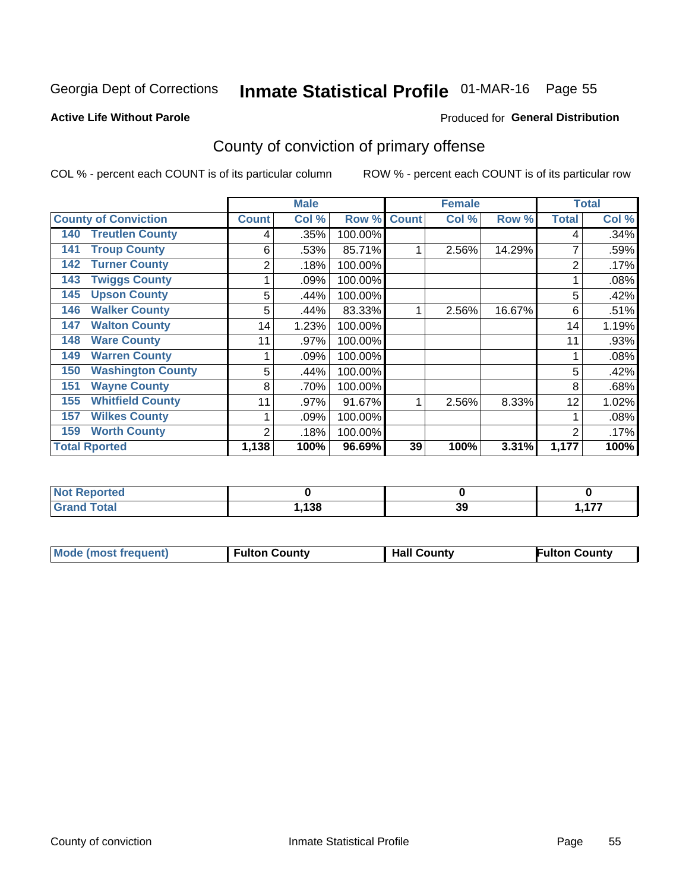Georgia Dept of Corrections **Inmate Statistical Profile** 01-MAR-16 Page 55

**Active Life Without Parole**

Produced for **General Distribution**

## County of conviction of primary offense

COL % - percent each COUNT is of its particular column ROW % - percent each COUNT is of its particular row

| County of Conviction | Male Count | Male Col % | Male Row % | Female Count | Female Col % | Female Row % | Total | Total Col % |
|---|---|---|---|---|---|---|---|---|
| 140 Treutlen County | 4 | .35% | 100.00% | | | | 4 | .34% |
| 141 Troup County | 6 | .53% | 85.71% | 1 | 2.56% | 14.29% | 7 | .59% |
| 142 Turner County | 2 | .18% | 100.00% | | | | 2 | .17% |
| 143 Twiggs County | 1 | .09% | 100.00% | | | | 1 | .08% |
| 145 Upson County | 5 | .44% | 100.00% | | | | 5 | .42% |
| 146 Walker County | 5 | .44% | 83.33% | 1 | 2.56% | 16.67% | 6 | .51% |
| 147 Walton County | 14 | 1.23% | 100.00% | | | | 14 | 1.19% |
| 148 Ware County | 11 | .97% | 100.00% | | | | 11 | .93% |
| 149 Warren County | 1 | .09% | 100.00% | | | | 1 | .08% |
| 150 Washington County | 5 | .44% | 100.00% | | | | 5 | .42% |
| 151 Wayne County | 8 | .70% | 100.00% | | | | 8 | .68% |
| 155 Whitfield County | 11 | .97% | 91.67% | 1 | 2.56% | 8.33% | 12 | 1.02% |
| 157 Wilkes County | 1 | .09% | 100.00% | | | | 1 | .08% |
| 159 Worth County | 2 | .18% | 100.00% | | | | 2 | .17% |
| **Total Rported** | **1,138** | **100%** | **96.69%** | **39** | **100%** | **3.31%** | **1,177** | **100%** |

| | Male | Female | Total |
|---|---|---|---|
| Not Reported | 0 | 0 | 0 |
| Grand Total | 1,138 | 39 | 1,177 |

| | Male | Female | Total |
|---|---|---|---|
| Mode (most frequent) | Fulton County | Hall County | Fulton County |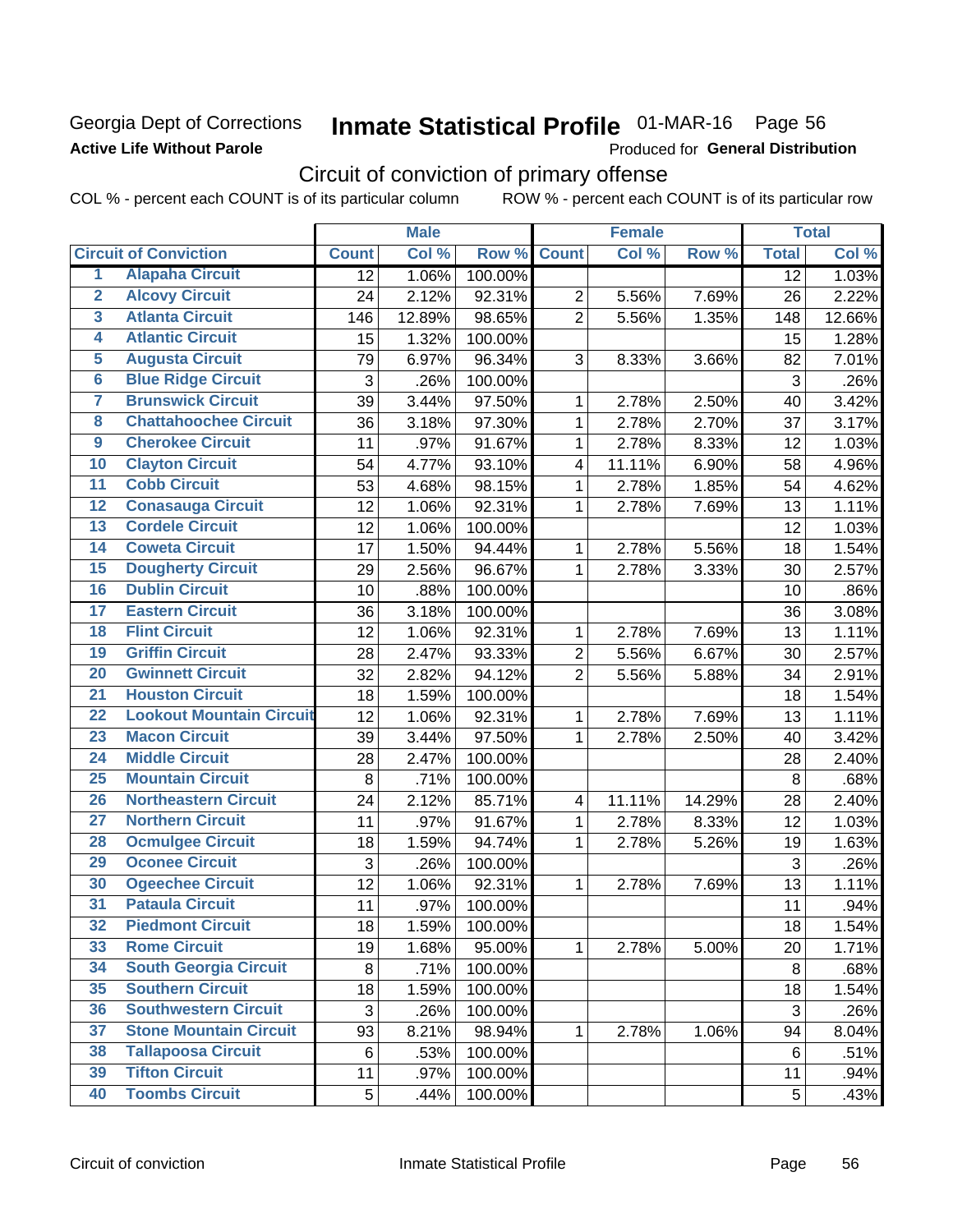Georgia Dept of Corrections
**Active Life Without Parole**

# Inmate Statistical Profile 01-MAR-16 Page 56

Produced for **General Distribution**

## Circuit of conviction of primary offense

COL % - percent each COUNT is of its particular column ROW % - percent each COUNT is of its particular row

| | | Male | | | Female | | | Total | |
|---|---|---|---|---|---|---|---|---|---|
| | **Circuit of Conviction** | **Count** | **Col %** | **Row %** | **Count** | **Col %** | **Row %** | **Total** | **Col %** |
| 1 | Alapaha Circuit | 12 | 1.06% | 100.00% | | | | 12 | 1.03% |
| 2 | Alcovy Circuit | 24 | 2.12% | 92.31% | 2 | 5.56% | 7.69% | 26 | 2.22% |
| 3 | Atlanta Circuit | 146 | 12.89% | 98.65% | 2 | 5.56% | 1.35% | 148 | 12.66% |
| 4 | Atlantic Circuit | 15 | 1.32% | 100.00% | | | | 15 | 1.28% |
| 5 | Augusta Circuit | 79 | 6.97% | 96.34% | 3 | 8.33% | 3.66% | 82 | 7.01% |
| 6 | Blue Ridge Circuit | 3 | .26% | 100.00% | | | | 3 | .26% |
| 7 | Brunswick Circuit | 39 | 3.44% | 97.50% | 1 | 2.78% | 2.50% | 40 | 3.42% |
| 8 | Chattahoochee Circuit | 36 | 3.18% | 97.30% | 1 | 2.78% | 2.70% | 37 | 3.17% |
| 9 | Cherokee Circuit | 11 | .97% | 91.67% | 1 | 2.78% | 8.33% | 12 | 1.03% |
| 10 | Clayton Circuit | 54 | 4.77% | 93.10% | 4 | 11.11% | 6.90% | 58 | 4.96% |
| 11 | Cobb Circuit | 53 | 4.68% | 98.15% | 1 | 2.78% | 1.85% | 54 | 4.62% |
| 12 | Conasauga Circuit | 12 | 1.06% | 92.31% | 1 | 2.78% | 7.69% | 13 | 1.11% |
| 13 | Cordele Circuit | 12 | 1.06% | 100.00% | | | | 12 | 1.03% |
| 14 | Coweta Circuit | 17 | 1.50% | 94.44% | 1 | 2.78% | 5.56% | 18 | 1.54% |
| 15 | Dougherty Circuit | 29 | 2.56% | 96.67% | 1 | 2.78% | 3.33% | 30 | 2.57% |
| 16 | Dublin Circuit | 10 | .88% | 100.00% | | | | 10 | .86% |
| 17 | Eastern Circuit | 36 | 3.18% | 100.00% | | | | 36 | 3.08% |
| 18 | Flint Circuit | 12 | 1.06% | 92.31% | 1 | 2.78% | 7.69% | 13 | 1.11% |
| 19 | Griffin Circuit | 28 | 2.47% | 93.33% | 2 | 5.56% | 6.67% | 30 | 2.57% |
| 20 | Gwinnett Circuit | 32 | 2.82% | 94.12% | 2 | 5.56% | 5.88% | 34 | 2.91% |
| 21 | Houston Circuit | 18 | 1.59% | 100.00% | | | | 18 | 1.54% |
| 22 | Lookout Mountain Circuit | 12 | 1.06% | 92.31% | 1 | 2.78% | 7.69% | 13 | 1.11% |
| 23 | Macon Circuit | 39 | 3.44% | 97.50% | 1 | 2.78% | 2.50% | 40 | 3.42% |
| 24 | Middle Circuit | 28 | 2.47% | 100.00% | | | | 28 | 2.40% |
| 25 | Mountain Circuit | 8 | .71% | 100.00% | | | | 8 | .68% |
| 26 | Northeastern Circuit | 24 | 2.12% | 85.71% | 4 | 11.11% | 14.29% | 28 | 2.40% |
| 27 | Northern Circuit | 11 | .97% | 91.67% | 1 | 2.78% | 8.33% | 12 | 1.03% |
| 28 | Ocmulgee Circuit | 18 | 1.59% | 94.74% | 1 | 2.78% | 5.26% | 19 | 1.63% |
| 29 | Oconee Circuit | 3 | .26% | 100.00% | | | | 3 | .26% |
| 30 | Ogeechee Circuit | 12 | 1.06% | 92.31% | 1 | 2.78% | 7.69% | 13 | 1.11% |
| 31 | Pataula Circuit | 11 | .97% | 100.00% | | | | 11 | .94% |
| 32 | Piedmont Circuit | 18 | 1.59% | 100.00% | | | | 18 | 1.54% |
| 33 | Rome Circuit | 19 | 1.68% | 95.00% | 1 | 2.78% | 5.00% | 20 | 1.71% |
| 34 | South Georgia Circuit | 8 | .71% | 100.00% | | | | 8 | .68% |
| 35 | Southern Circuit | 18 | 1.59% | 100.00% | | | | 18 | 1.54% |
| 36 | Southwestern Circuit | 3 | .26% | 100.00% | | | | 3 | .26% |
| 37 | Stone Mountain Circuit | 93 | 8.21% | 98.94% | 1 | 2.78% | 1.06% | 94 | 8.04% |
| 38 | Tallapoosa Circuit | 6 | .53% | 100.00% | | | | 6 | .51% |
| 39 | Tifton Circuit | 11 | .97% | 100.00% | | | | 11 | .94% |
| 40 | Toombs Circuit | 5 | .44% | 100.00% | | | | 5 | .43% |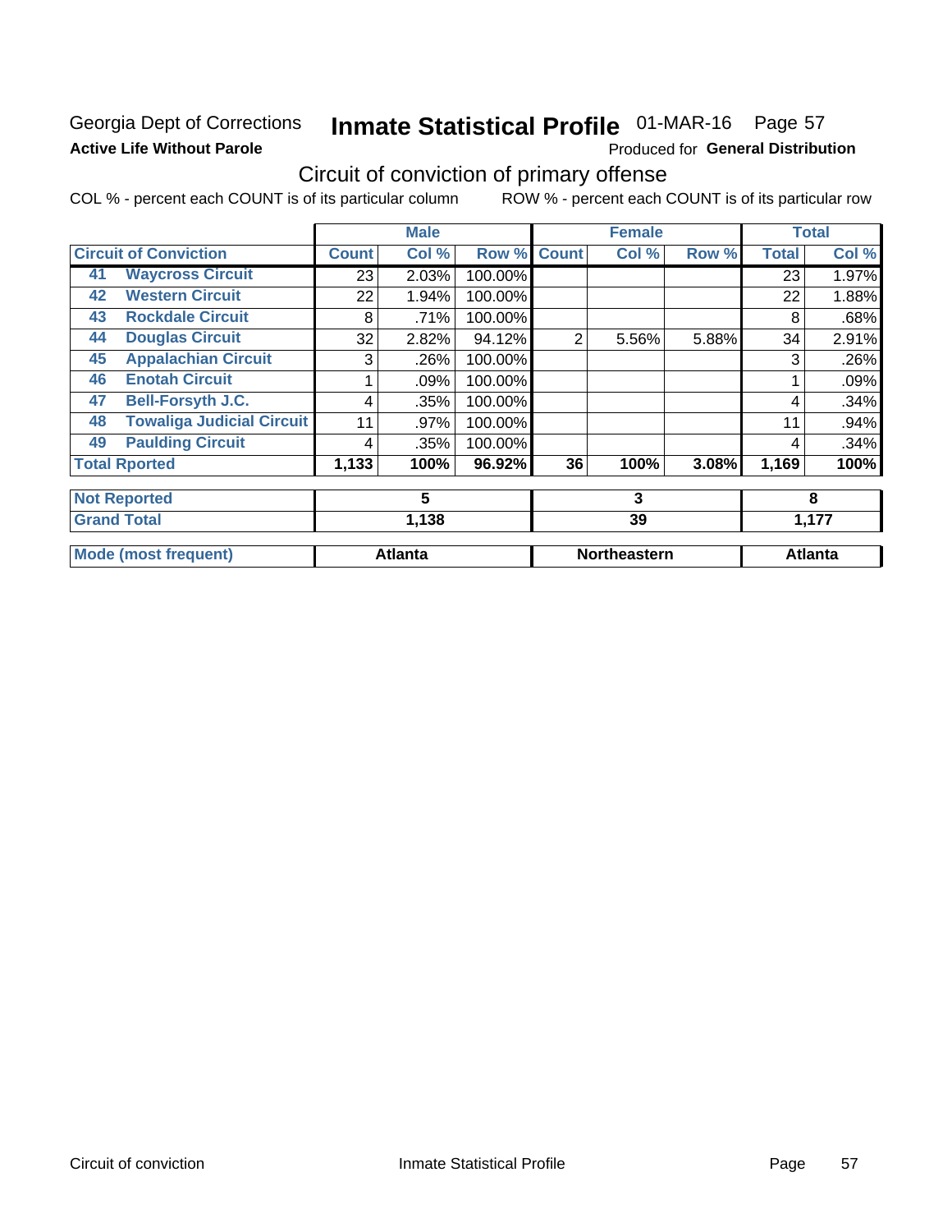Georgia Dept of Corrections
**Active Life Without Parole**

# Inmate Statistical Profile 01-MAR-16 Page 57

Produced for **General Distribution**

## Circuit of conviction of primary offense

COL % - percent each COUNT is of its particular column ROW % - percent each COUNT is of its particular row

| | | Male | | | Female | | | Total | |
|---|---|---|---|---|---|---|---|---|---|
| Circuit of Conviction | | Count | Col % | Row % | Count | Col % | Row % | Total | Col % |
| 41 | Waycross Circuit | 23 | 2.03% | 100.00% | | | | 23 | 1.97% |
| 42 | Western Circuit | 22 | 1.94% | 100.00% | | | | 22 | 1.88% |
| 43 | Rockdale Circuit | 8 | .71% | 100.00% | | | | 8 | .68% |
| 44 | Douglas Circuit | 32 | 2.82% | 94.12% | 2 | 5.56% | 5.88% | 34 | 2.91% |
| 45 | Appalachian Circuit | 3 | .26% | 100.00% | | | | 3 | .26% |
| 46 | Enotah Circuit | 1 | .09% | 100.00% | | | | 1 | .09% |
| 47 | Bell-Forsyth J.C. | 4 | .35% | 100.00% | | | | 4 | .34% |
| 48 | Towaliga Judicial Circuit | 11 | .97% | 100.00% | | | | 11 | .94% |
| 49 | Paulding Circuit | 4 | .35% | 100.00% | | | | 4 | .34% |
| **Total Rported** | | **1,133** | **100%** | **96.92%** | **36** | **100%** | **3.08%** | **1,169** | **100%** |
| **Not Reported** | | **5** | | | **3** | | | **8** | |
| **Grand Total** | | **1,138** | | | **39** | | | **1,177** | |
| **Mode (most frequent)** | | **Atlanta** | | | **Northeastern** | | | **Atlanta** | |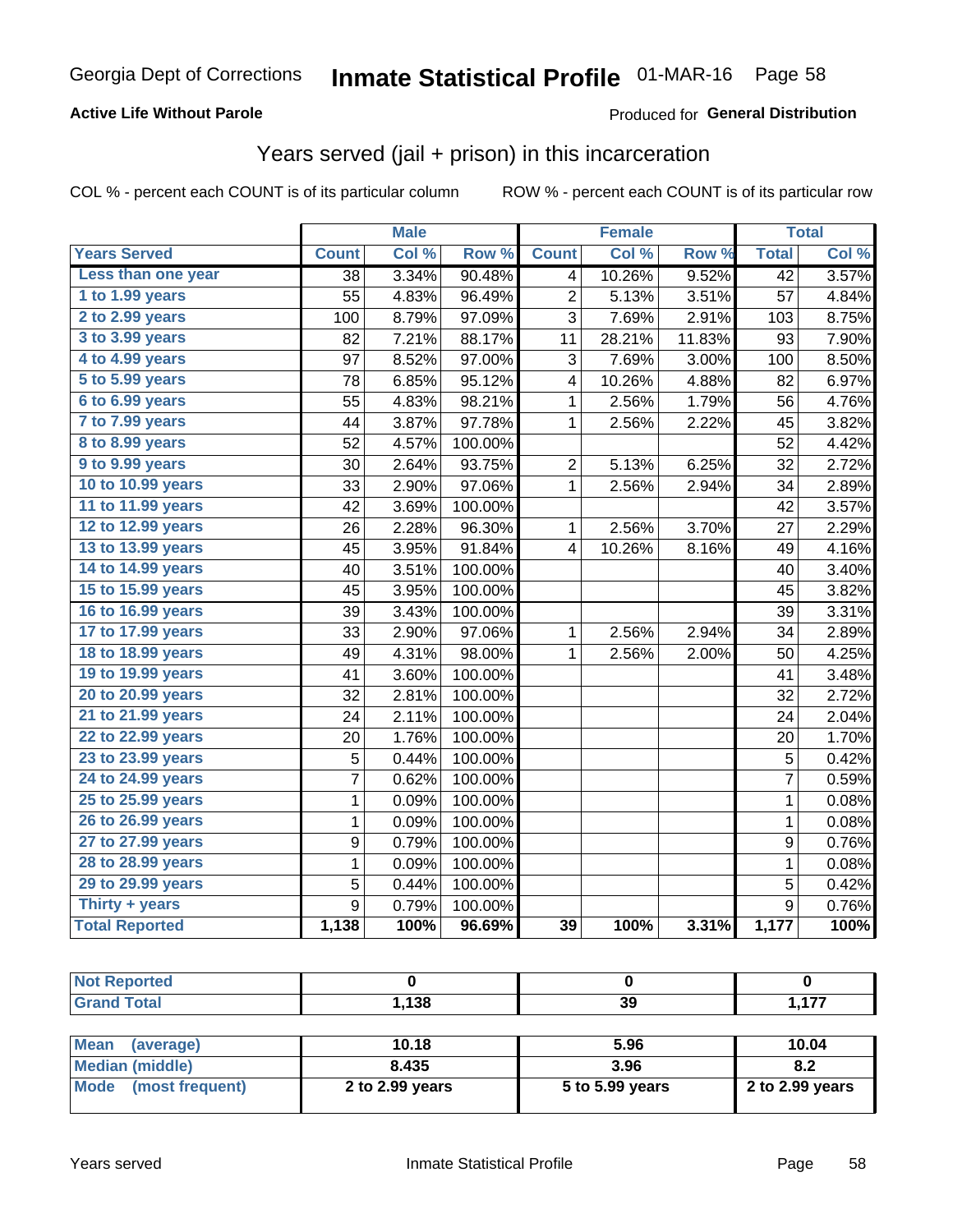Georgia Dept of Corrections **Inmate Statistical Profile** 01-MAR-16 Page 58

**Active Life Without Parole**

Produced for **General Distribution**

## Years served (jail + prison) in this incarceration

COL % - percent each COUNT is of its particular column ROW % - percent each COUNT is of its particular row

| | Male | | | Female | | | Total | |
|---|---|---|---|---|---|---|---|---|
| Years Served | Count | Col % | Row % | Count | Col % | Row % | Total | Col % |
| Less than one year | 38 | 3.34% | 90.48% | 4 | 10.26% | 9.52% | 42 | 3.57% |
| 1 to 1.99 years | 55 | 4.83% | 96.49% | 2 | 5.13% | 3.51% | 57 | 4.84% |
| 2 to 2.99 years | 100 | 8.79% | 97.09% | 3 | 7.69% | 2.91% | 103 | 8.75% |
| 3 to 3.99 years | 82 | 7.21% | 88.17% | 11 | 28.21% | 11.83% | 93 | 7.90% |
| 4 to 4.99 years | 97 | 8.52% | 97.00% | 3 | 7.69% | 3.00% | 100 | 8.50% |
| 5 to 5.99 years | 78 | 6.85% | 95.12% | 4 | 10.26% | 4.88% | 82 | 6.97% |
| 6 to 6.99 years | 55 | 4.83% | 98.21% | 1 | 2.56% | 1.79% | 56 | 4.76% |
| 7 to 7.99 years | 44 | 3.87% | 97.78% | 1 | 2.56% | 2.22% | 45 | 3.82% |
| 8 to 8.99 years | 52 | 4.57% | 100.00% | | | | 52 | 4.42% |
| 9 to 9.99 years | 30 | 2.64% | 93.75% | 2 | 5.13% | 6.25% | 32 | 2.72% |
| 10 to 10.99 years | 33 | 2.90% | 97.06% | 1 | 2.56% | 2.94% | 34 | 2.89% |
| 11 to 11.99 years | 42 | 3.69% | 100.00% | | | | 42 | 3.57% |
| 12 to 12.99 years | 26 | 2.28% | 96.30% | 1 | 2.56% | 3.70% | 27 | 2.29% |
| 13 to 13.99 years | 45 | 3.95% | 91.84% | 4 | 10.26% | 8.16% | 49 | 4.16% |
| 14 to 14.99 years | 40 | 3.51% | 100.00% | | | | 40 | 3.40% |
| 15 to 15.99 years | 45 | 3.95% | 100.00% | | | | 45 | 3.82% |
| 16 to 16.99 years | 39 | 3.43% | 100.00% | | | | 39 | 3.31% |
| 17 to 17.99 years | 33 | 2.90% | 97.06% | 1 | 2.56% | 2.94% | 34 | 2.89% |
| 18 to 18.99 years | 49 | 4.31% | 98.00% | 1 | 2.56% | 2.00% | 50 | 4.25% |
| 19 to 19.99 years | 41 | 3.60% | 100.00% | | | | 41 | 3.48% |
| 20 to 20.99 years | 32 | 2.81% | 100.00% | | | | 32 | 2.72% |
| 21 to 21.99 years | 24 | 2.11% | 100.00% | | | | 24 | 2.04% |
| 22 to 22.99 years | 20 | 1.76% | 100.00% | | | | 20 | 1.70% |
| 23 to 23.99 years | 5 | 0.44% | 100.00% | | | | 5 | 0.42% |
| 24 to 24.99 years | 7 | 0.62% | 100.00% | | | | 7 | 0.59% |
| 25 to 25.99 years | 1 | 0.09% | 100.00% | | | | 1 | 0.08% |
| 26 to 26.99 years | 1 | 0.09% | 100.00% | | | | 1 | 0.08% |
| 27 to 27.99 years | 9 | 0.79% | 100.00% | | | | 9 | 0.76% |
| 28 to 28.99 years | 1 | 0.09% | 100.00% | | | | 1 | 0.08% |
| 29 to 29.99 years | 5 | 0.44% | 100.00% | | | | 5 | 0.42% |
| Thirty + years | 9 | 0.79% | 100.00% | | | | 9 | 0.76% |
| **Total Reported** | **1,138** | **100%** | **96.69%** | **39** | **100%** | **3.31%** | **1,177** | **100%** |

| | Male | Female | Total |
|---|---|---|---|
| Not Reported | 0 | 0 | 0 |
| Grand Total | 1,138 | 39 | 1,177 |

| | Male | Female | Total |
|---|---|---|---|
| Mean (average) | 10.18 | 5.96 | 10.04 |
| Median (middle) | 8.435 | 3.96 | 8.2 |
| Mode (most frequent) | 2 to 2.99 years | 5 to 5.99 years | 2 to 2.99 years |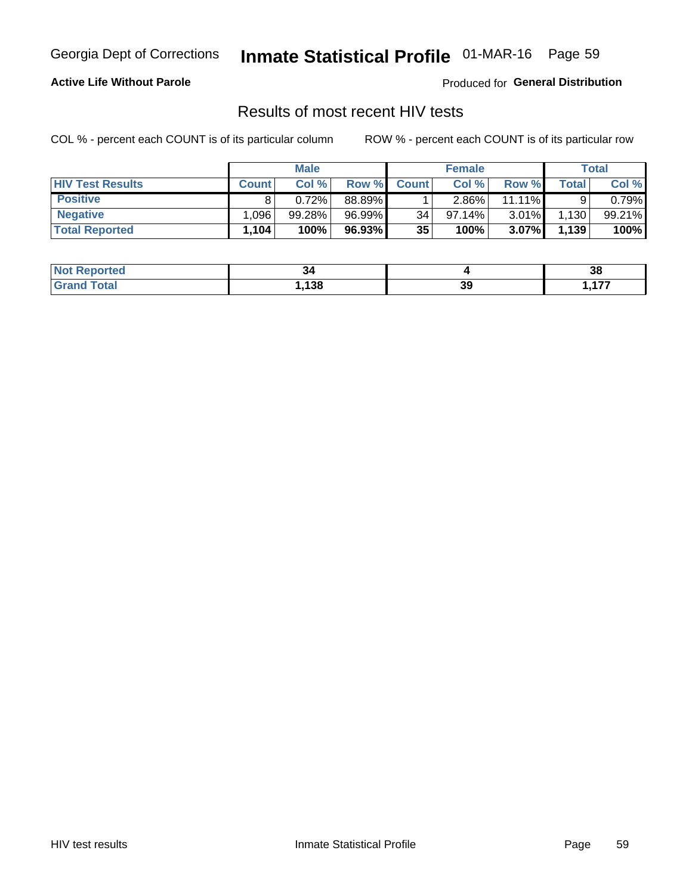Georgia Dept of Corrections **Inmate Statistical Profile** 01-MAR-16 Page 59

**Active Life Without Parole**

Produced for **General Distribution**

## Results of most recent HIV tests

COL % - percent each COUNT is of its particular column ROW % - percent each COUNT is of its particular row

| | Male | | | Female | | | Total | |
|---|---|---|---|---|---|---|---|---|
| **HIV Test Results** | **Count** | **Col %** | **Row %** | **Count** | **Col %** | **Row %** | **Total** | **Col %** |
| **Positive** | 8 | 0.72% | 88.89% | 1 | 2.86% | 11.11% | 9 | 0.79% |
| **Negative** | 1,096 | 99.28% | 96.99% | 34 | 97.14% | 3.01% | 1,130 | 99.21% |
| **Total Reported** | **1,104** | **100%** | **96.93%** | **35** | **100%** | **3.07%** | **1,139** | **100%** |

| | Male | Female | Total |
|---|---|---|---|
| **Not Reported** | **34** | **4** | **38** |
| **Grand Total** | **1,138** | **39** | **1,177** |

HIV test results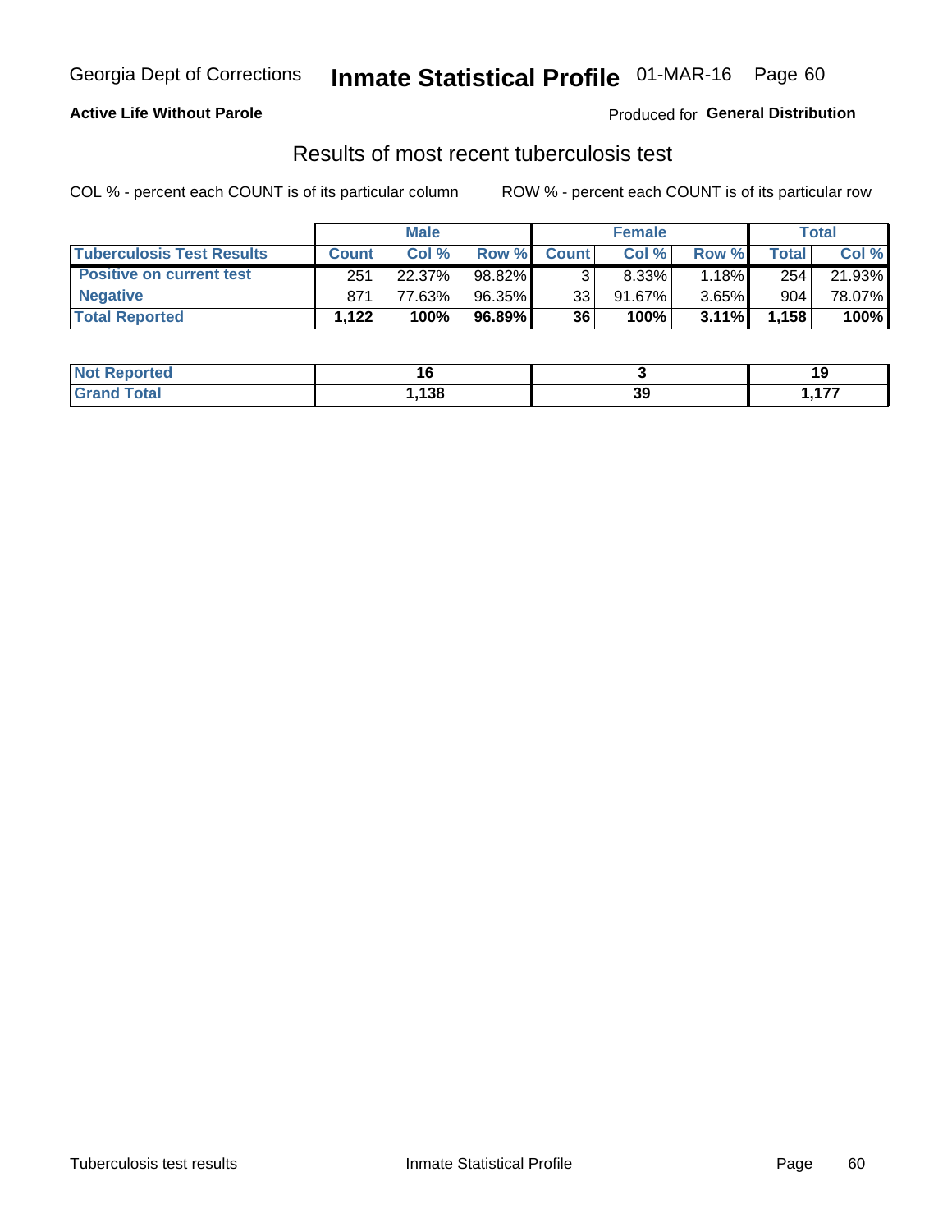Georgia Dept of Corrections **Inmate Statistical Profile** 01-MAR-16 Page 60

**Active Life Without Parole**

Produced for **General Distribution**

## Results of most recent tuberculosis test

COL % - percent each COUNT is of its particular column ROW % - percent each COUNT is of its particular row

| | Male | | | Female | | | Total | |
|---|---|---|---|---|---|---|---|---|
| **Tuberculosis Test Results** | **Count** | **Col %** | **Row %** | **Count** | **Col %** | **Row %** | **Total** | **Col %** |
| **Positive on current test** | 251 | 22.37% | 98.82% | 3 | 8.33% | 1.18% | 254 | 21.93% |
| **Negative** | 871 | 77.63% | 96.35% | 33 | 91.67% | 3.65% | 904 | 78.07% |
| **Total Reported** | **1,122** | **100%** | **96.89%** | **36** | **100%** | **3.11%** | **1,158** | **100%** |

| | Male | Female | Total |
|---|---|---|---|
| **Not Reported** | **16** | **3** | **19** |
| **Grand Total** | **1,138** | **39** | **1,177** |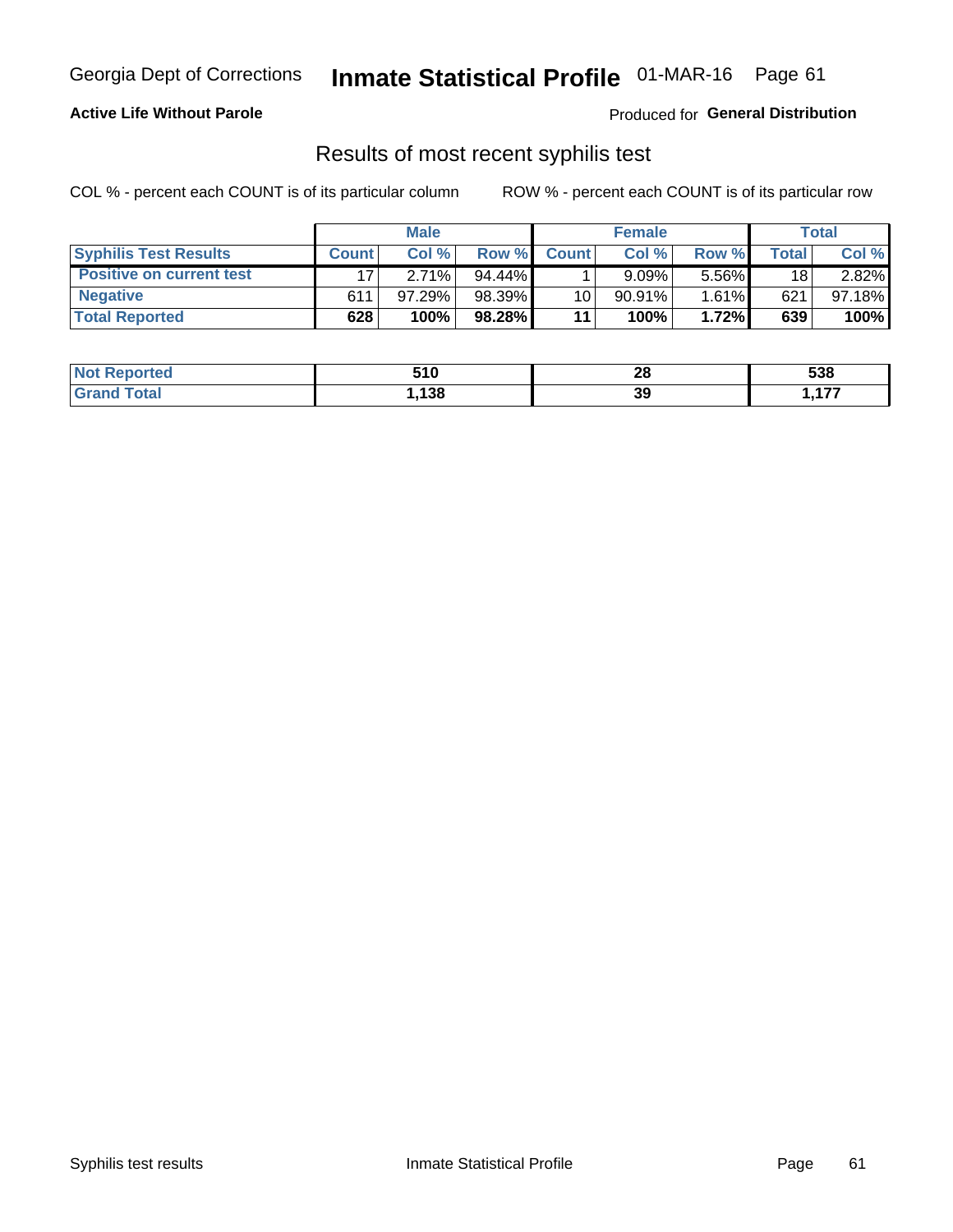Georgia Dept of Corrections **Inmate Statistical Profile** 01-MAR-16

**Active Life Without Parole**

Produced for **General Distribution**

## Results of most recent syphilis test

COL % - percent each COUNT is of its particular column

ROW % - percent each COUNT is of its particular row

| | Male | | | Female | | | Total | |
|---|---|---|---|---|---|---|---|---|
| **Syphilis Test Results** | **Count** | **Col %** | **Row %** | **Count** | **Col %** | **Row %** | **Total** | **Col %** |
| **Positive on current test** | 17 | 2.71% | 94.44% | 1 | 9.09% | 5.56% | 18 | 2.82% |
| **Negative** | 611 | 97.29% | 98.39% | 10 | 90.91% | 1.61% | 621 | 97.18% |
| **Total Reported** | **628** | **100%** | **98.28%** | **11** | **100%** | **1.72%** | **639** | **100%** |

| | Male | Female | Total |
|---|---|---|---|
| **Not Reported** | **510** | **28** | **538** |
| **Grand Total** | **1,138** | **39** | **1,177** |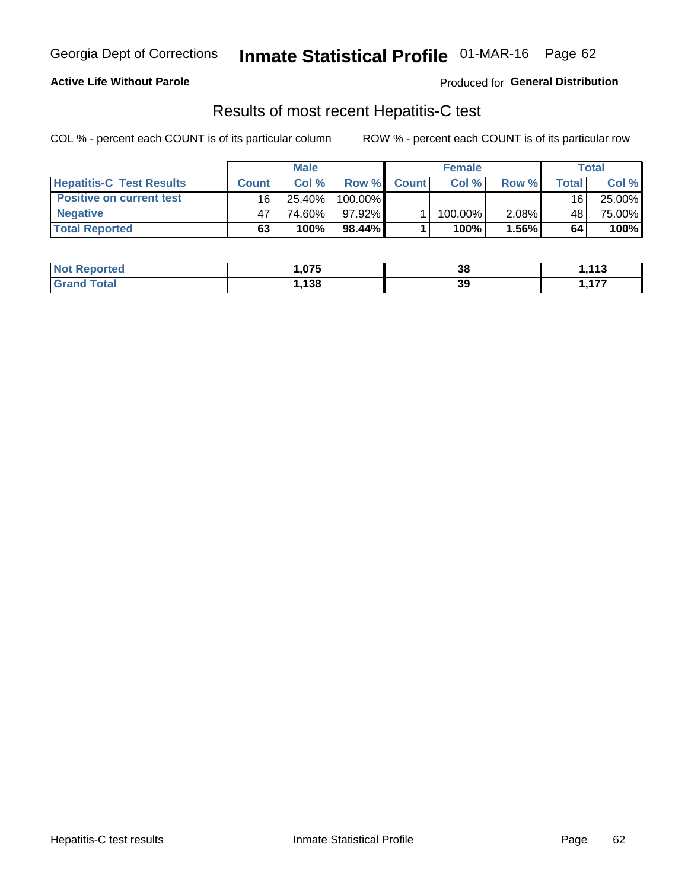Georgia Dept of Corrections **Inmate Statistical Profile** 01-MAR-16

**Active Life Without Parole**

Produced for **General Distribution**

## Results of most recent Hepatitis-C test

COL % - percent each COUNT is of its particular column

ROW % - percent each COUNT is of its particular row

| | Male | | | Female | | | Total | |
|---|---|---|---|---|---|---|---|---|
| **Hepatitis-C Test Results** | **Count** | **Col %** | **Row %** | **Count** | **Col %** | **Row %** | **Total** | **Col %** |
| **Positive on current test** | 16 | 25.40% | 100.00% | | | | 16 | 25.00% |
| **Negative** | 47 | 74.60% | 97.92% | 1 | 100.00% | 2.08% | 48 | 75.00% |
| **Total Reported** | **63** | **100%** | **98.44%** | **1** | **100%** | **1.56%** | **64** | **100%** |

| | Male | Female | Total |
|---|---|---|---|
| **Not Reported** | **1,075** | **38** | **1,113** |
| **Grand Total** | **1,138** | **39** | **1,177** |

Hepatitis-C test results

Inmate Statistical Profile